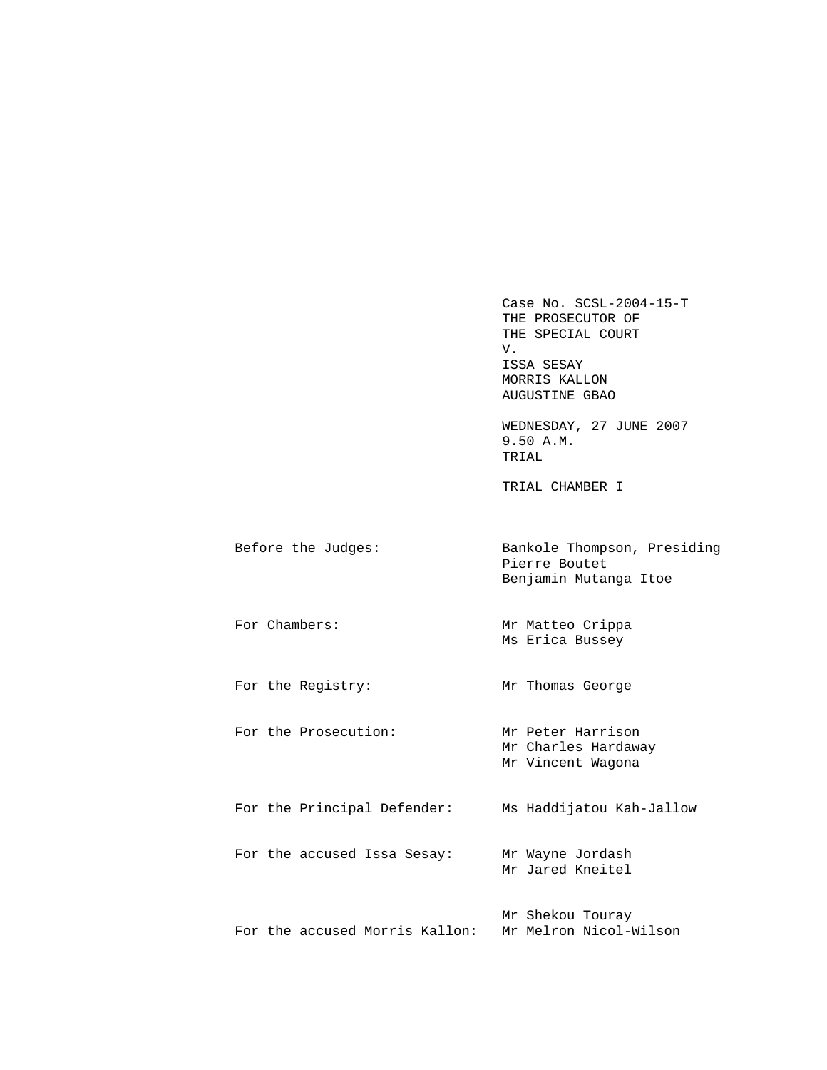Case No. SCSL-2004-15-T
THE PROSECUTOR OF
THE SPECIAL COURT
V.
ISSA SESAY
MORRIS KALLON
AUGUSTINE GBAO

WEDNESDAY, 27 JUNE 2007
9.50 A.M.
TRIAL

TRIAL CHAMBER I

| | |
|---|---|
| Before the Judges: | Bankole Thompson, Presiding<br>Pierre Boutet<br>Benjamin Mutanga Itoe |
| For Chambers: | Mr Matteo Crippa<br>Ms Erica Bussey |
| For the Registry: | Mr Thomas George |
| For the Prosecution: | Mr Peter Harrison<br>Mr Charles Hardaway<br>Mr Vincent Wagona |
| For the Principal Defender: | Ms Haddijatou Kah-Jallow |
| For the accused Issa Sesay: | Mr Wayne Jordash<br>Mr Jared Kneitel |
| For the accused Morris Kallon: | Mr Shekou Touray<br>Mr Melron Nicol-Wilson |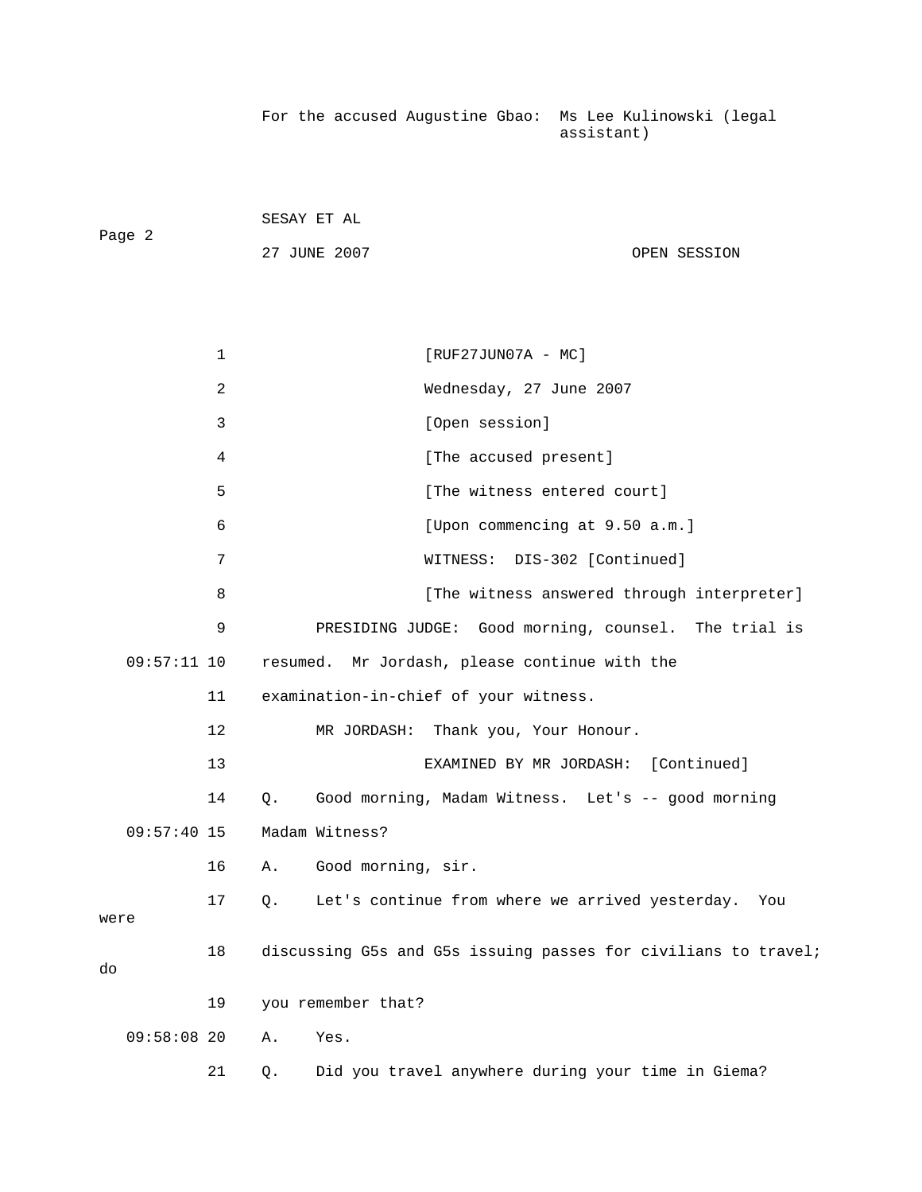For the accused Augustine Gbao: Ms Lee Kulinowski (legal assistant)

SESAY ET AL

27 JUNE 2007 OPEN SESSION

1 [RUF27JUN07A - MC]

2 Wednesday, 27 June 2007

3 [Open session]

4 [The accused present]

5 [The witness entered court]

6 [Upon commencing at 9.50 a.m.]

7 WITNESS: DIS-302 [Continued]

8 [The witness answered through interpreter]

9 PRESIDING JUDGE: Good morning, counsel. The trial is

09:57:11 10 resumed. Mr Jordash, please continue with the

11 examination-in-chief of your witness.

12 MR JORDASH: Thank you, Your Honour.

13 EXAMINED BY MR JORDASH: [Continued]

14 Q. Good morning, Madam Witness. Let's -- good morning

09:57:40 15 Madam Witness?

16 A. Good morning, sir.

17 Q. Let's continue from where we arrived yesterday. You were

18 discussing G5s and G5s issuing passes for civilians to travel; do

19 you remember that?

09:58:08 20 A. Yes.

21 Q. Did you travel anywhere during your time in Giema?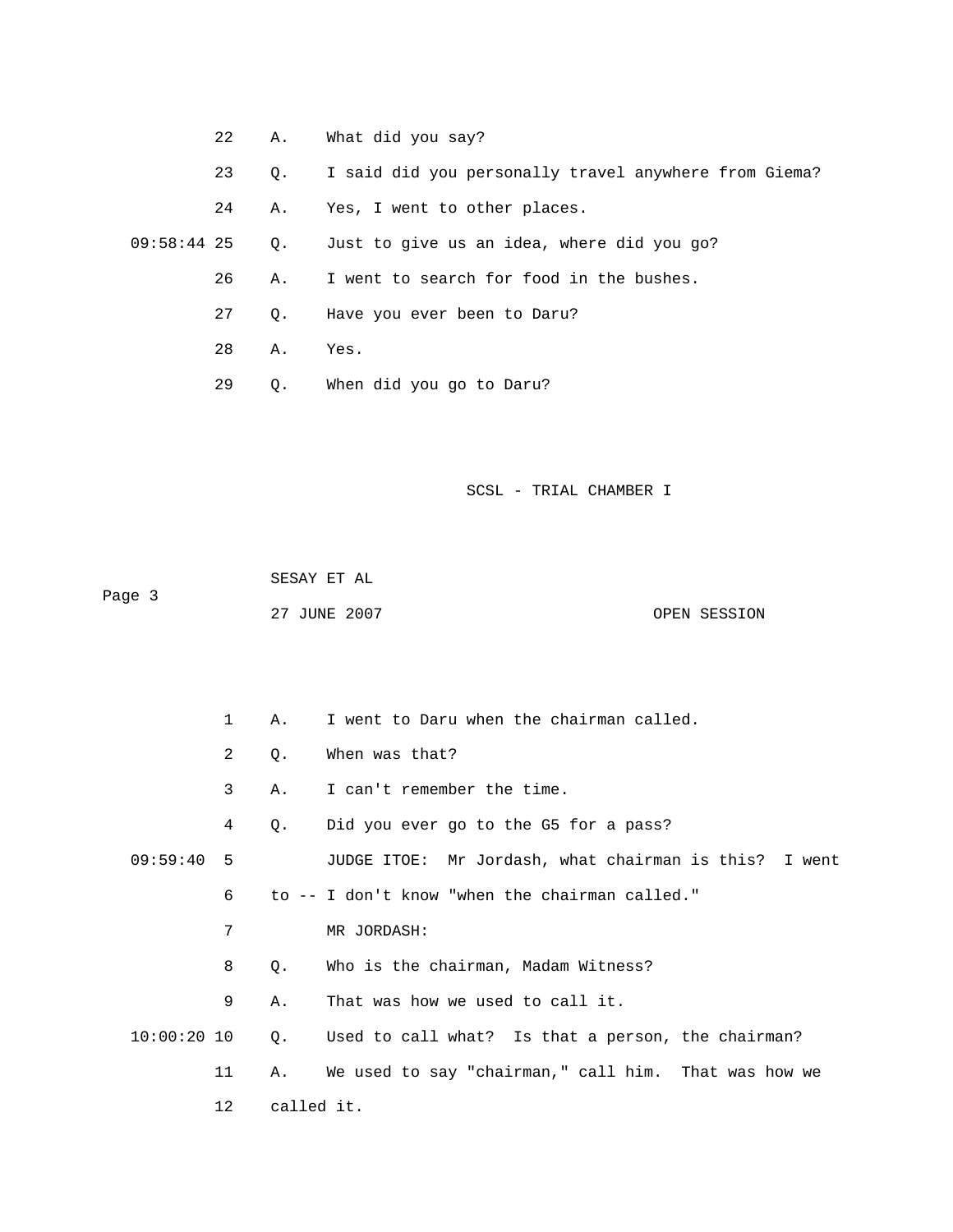22 A. What did you say?

23 Q. I said did you personally travel anywhere from Giema?

24 A. Yes, I went to other places.

09:58:44 25 Q. Just to give us an idea, where did you go?

26 A. I went to search for food in the bushes.

27 Q. Have you ever been to Daru?

28 A. Yes.

29 Q. When did you go to Daru?

1 A. I went to Daru when the chairman called.

2 Q. When was that?

3 A. I can't remember the time.

4 Q. Did you ever go to the G5 for a pass?

09:59:40 5 JUDGE ITOE: Mr Jordash, what chairman is this? I went

6 to -- I don't know "when the chairman called."

7 MR JORDASH:

8 Q. Who is the chairman, Madam Witness?

9 A. That was how we used to call it.

10:00:20 10 Q. Used to call what? Is that a person, the chairman?

11 A. We used to say "chairman," call him. That was how we

12 called it.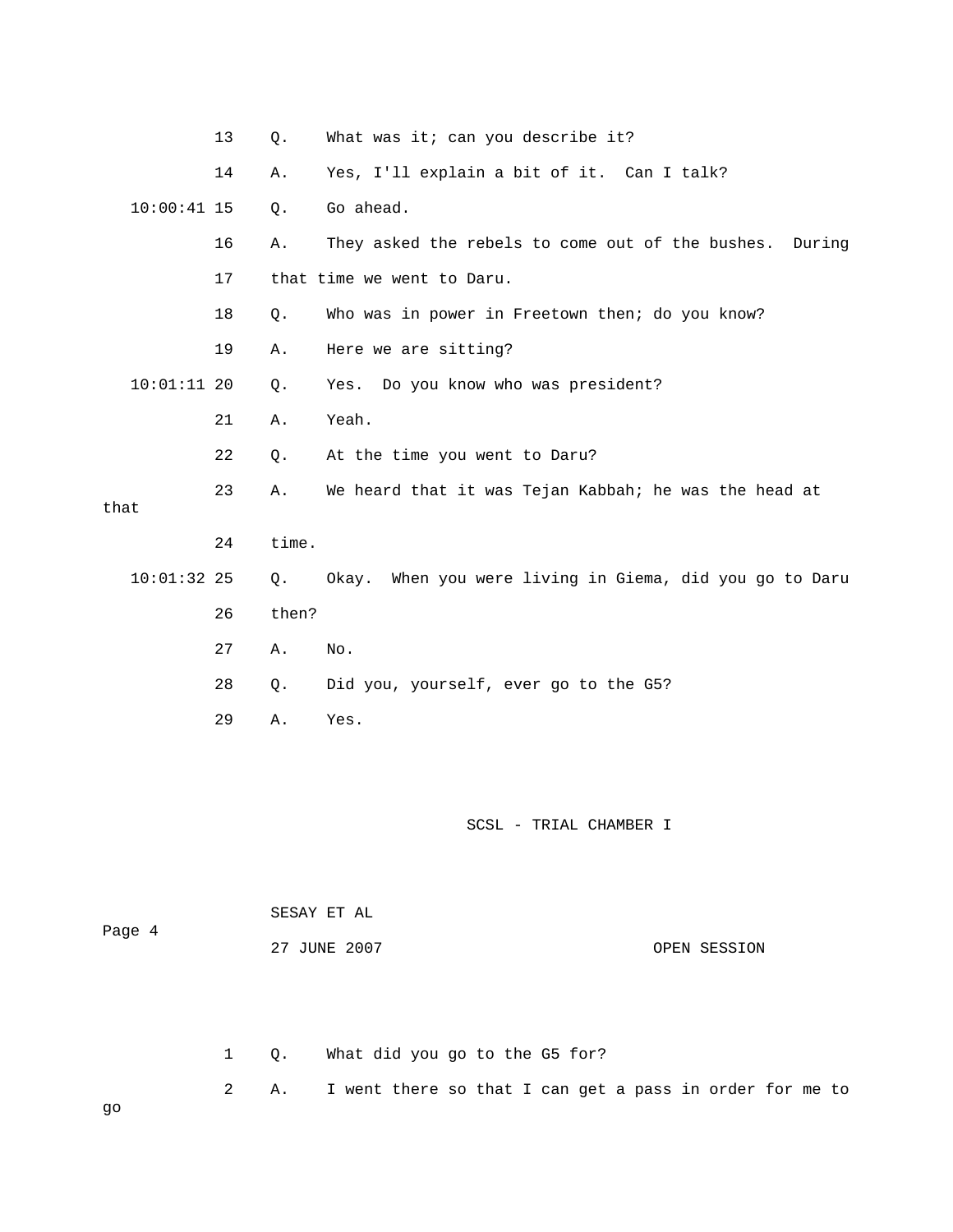13 Q. What was it; can you describe it?

14 A. Yes, I'll explain a bit of it. Can I talk?

10:00:41 15 Q. Go ahead.

16 A. They asked the rebels to come out of the bushes. During

17 that time we went to Daru.

18 Q. Who was in power in Freetown then; do you know?

19 A. Here we are sitting?

10:01:11 20 Q. Yes. Do you know who was president?

21 A. Yeah.

22 Q. At the time you went to Daru?

23 A. We heard that it was Tejan Kabbah; he was the head at that

24 time.

10:01:32 25 Q. Okay. When you were living in Giema, did you go to Daru

26 then?

27 A. No.

28 Q. Did you, yourself, ever go to the G5?

29 A. Yes.

1 Q. What did you go to the G5 for?

2 A. I went there so that I can get a pass in order for me to go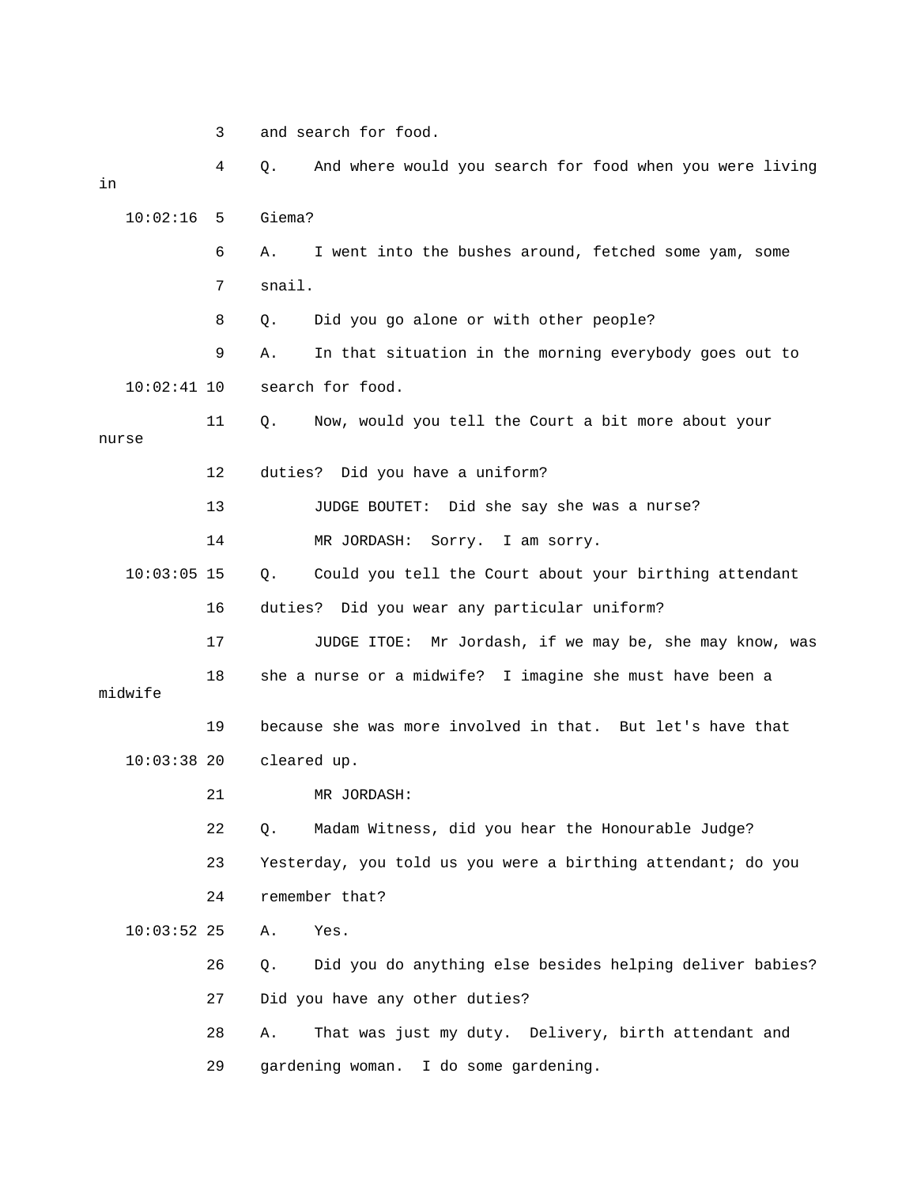3 and search for food.

4 Q. And where would you search for food when you were living in

10:02:16 5 Giema?

6 A. I went into the bushes around, fetched some yam, some

7 snail.

8 Q. Did you go alone or with other people?

9 A. In that situation in the morning everybody goes out to

10:02:41 10 search for food.

11 Q. Now, would you tell the Court a bit more about your nurse

12 duties? Did you have a uniform?

13 JUDGE BOUTET: Did she say she was a nurse?

14 MR JORDASH: Sorry. I am sorry.

10:03:05 15 Q. Could you tell the Court about your birthing attendant

16 duties? Did you wear any particular uniform?

17 JUDGE ITOE: Mr Jordash, if we may be, she may know, was

18 she a nurse or a midwife? I imagine she must have been a midwife

19 because she was more involved in that. But let's have that

10:03:38 20 cleared up.

21 MR JORDASH:

22 Q. Madam Witness, did you hear the Honourable Judge?

23 Yesterday, you told us you were a birthing attendant; do you

24 remember that?

10:03:52 25 A. Yes.

26 Q. Did you do anything else besides helping deliver babies?

27 Did you have any other duties?

28 A. That was just my duty. Delivery, birth attendant and

29 gardening woman. I do some gardening.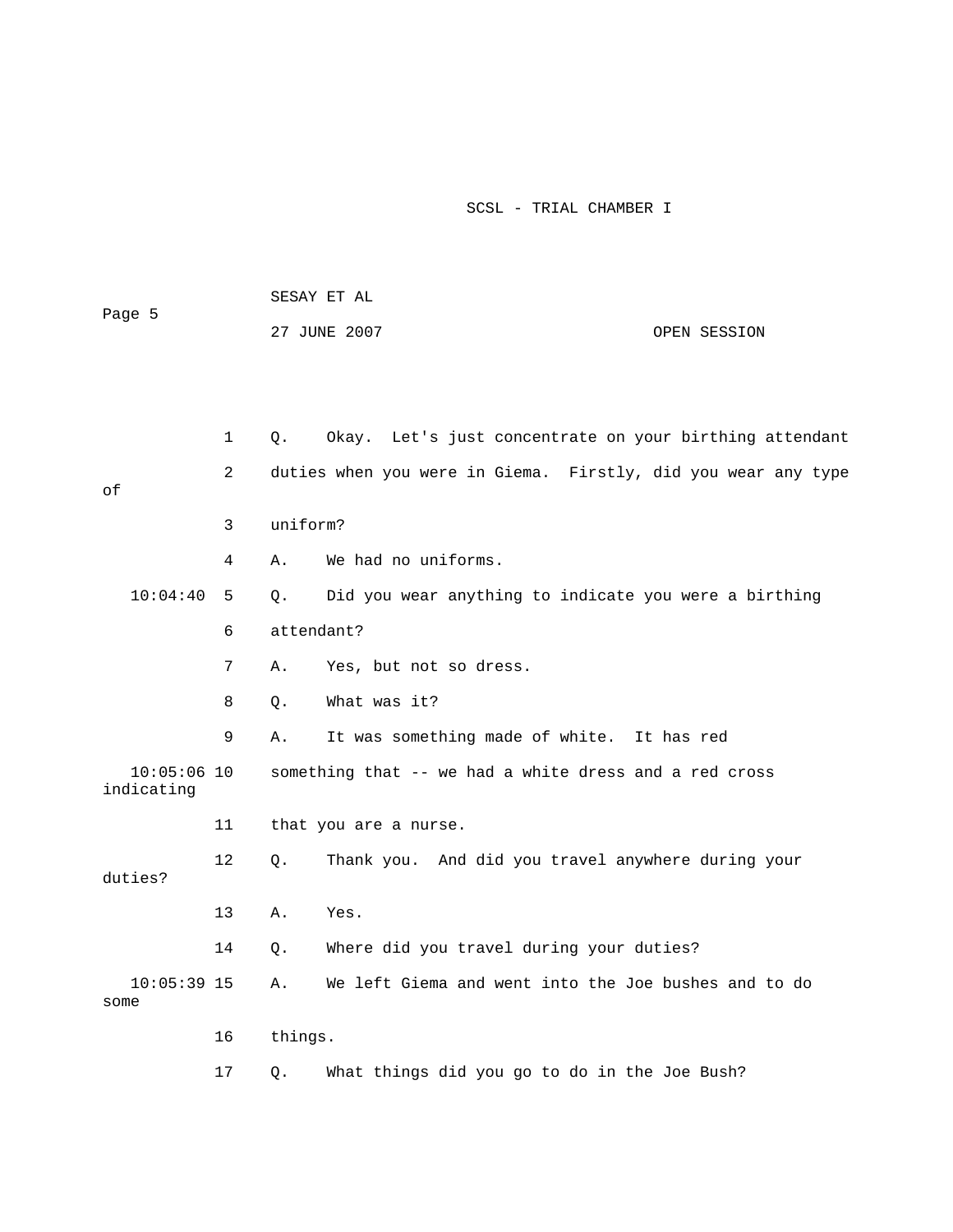1 Q. Okay. Let's just concentrate on your birthing attendant

2 duties when you were in Giema. Firstly, did you wear any type of

3 uniform?

4 A. We had no uniforms.

10:04:40 5 Q. Did you wear anything to indicate you were a birthing

6 attendant?

7 A. Yes, but not so dress.

8 Q. What was it?

9 A. It was something made of white. It has red

10:05:06 10 something that -- we had a white dress and a red cross indicating

11 that you are a nurse.

12 Q. Thank you. And did you travel anywhere during your duties?

13 A. Yes.

14 Q. Where did you travel during your duties?

10:05:39 15 A. We left Giema and went into the Joe bushes and to do some

16 things.

17 Q. What things did you go to do in the Joe Bush?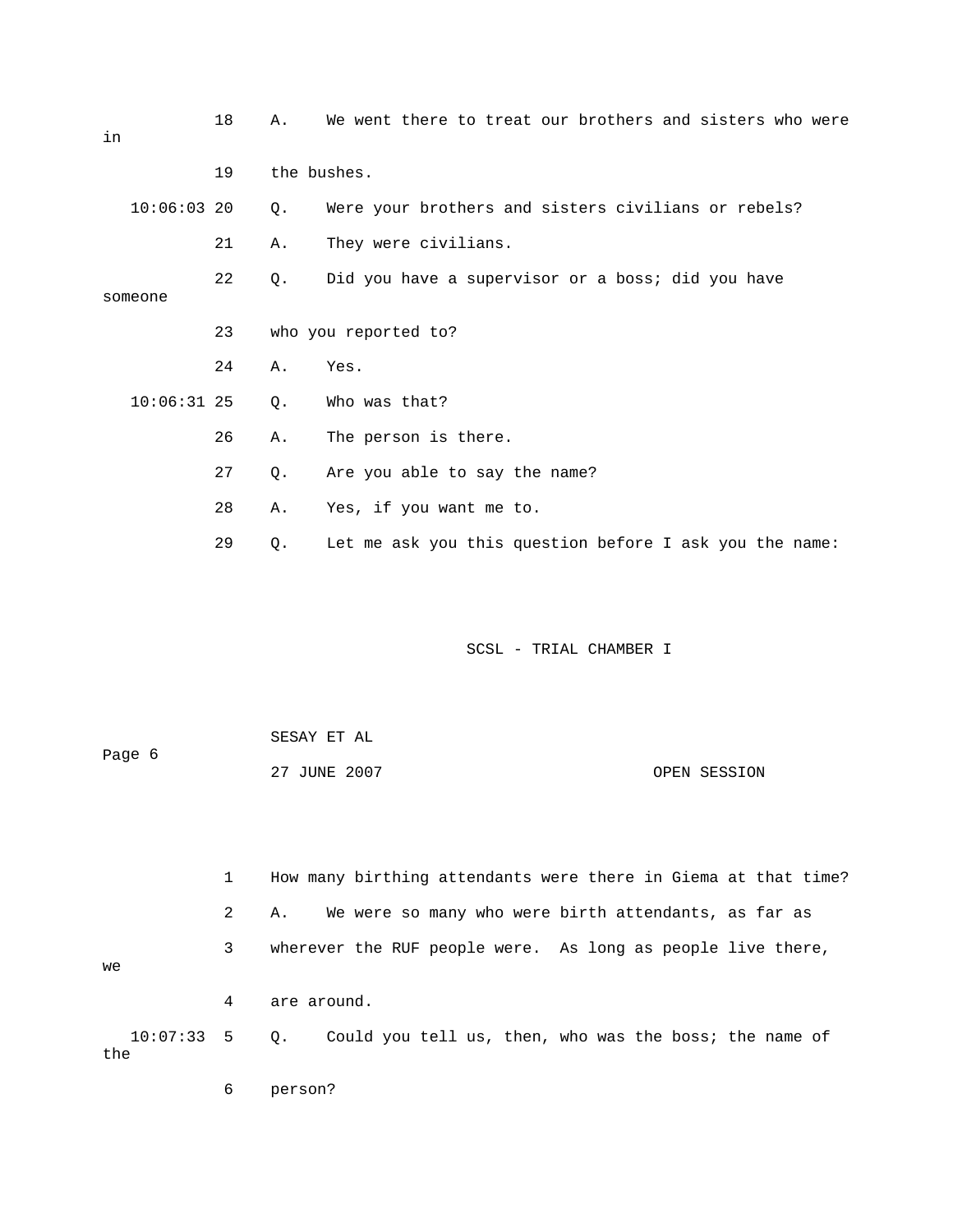18 A. We went there to treat our brothers and sisters who were in

19 the bushes.

10:06:03 20 Q. Were your brothers and sisters civilians or rebels?

21 A. They were civilians.

22 Q. Did you have a supervisor or a boss; did you have someone

23 who you reported to?

24 A. Yes.

10:06:31 25 Q. Who was that?

26 A. The person is there.

27 Q. Are you able to say the name?

28 A. Yes, if you want me to.

29 Q. Let me ask you this question before I ask you the name:

1 How many birthing attendants were there in Giema at that time?

2 A. We were so many who were birth attendants, as far as

3 wherever the RUF people were. As long as people live there, we

4 are around.

10:07:33 5 Q. Could you tell us, then, who was the boss; the name of the

6 person?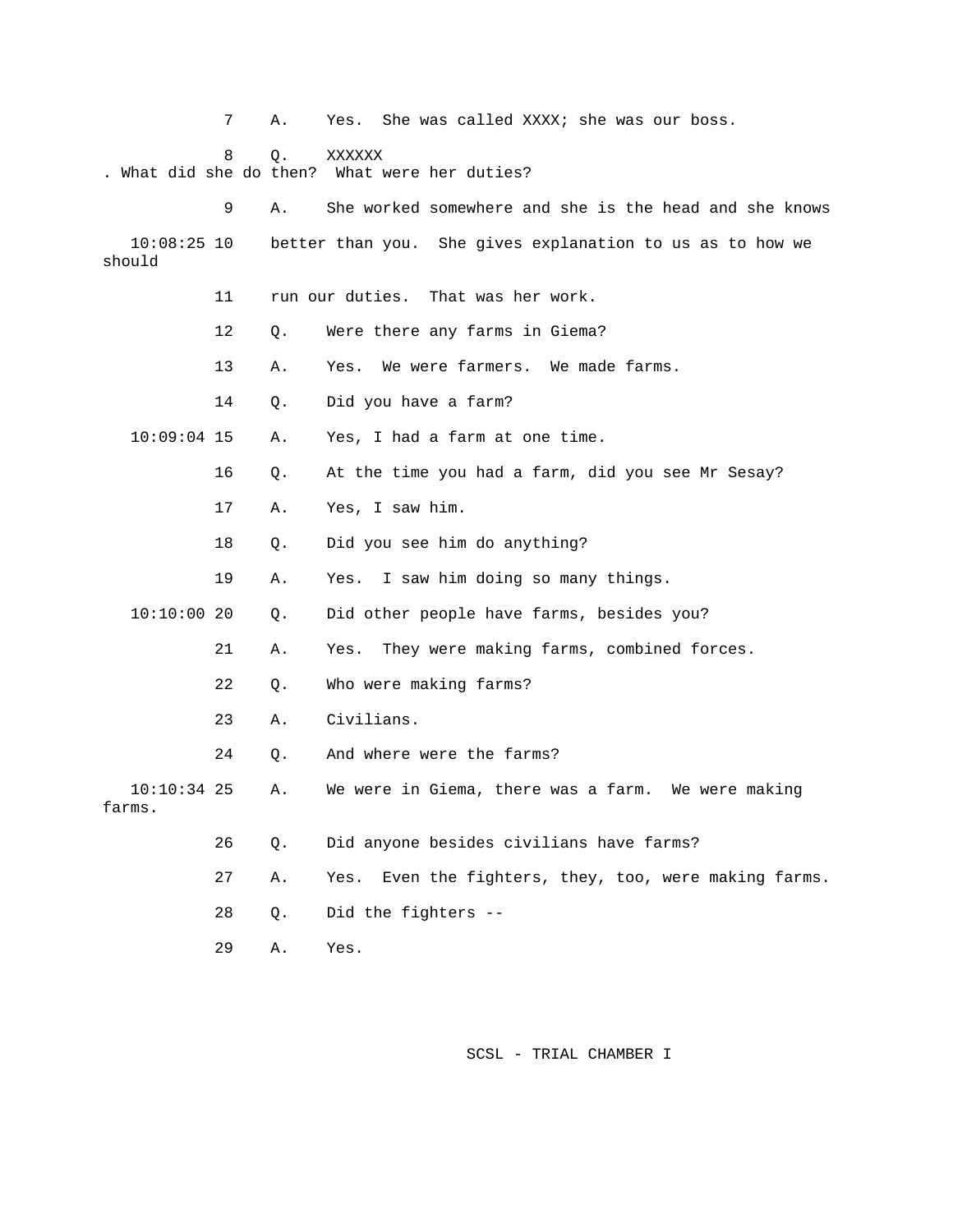7 A. Yes. She was called XXXX; she was our boss.

8 Q. XXXXXX
. What did she do then? What were her duties?

9 A. She worked somewhere and she is the head and she knows

10:08:25 10 better than you. She gives explanation to us as to how we should

11 run our duties. That was her work.

12 Q. Were there any farms in Giema?

13 A. Yes. We were farmers. We made farms.

14 Q. Did you have a farm?

10:09:04 15 A. Yes, I had a farm at one time.

16 Q. At the time you had a farm, did you see Mr Sesay?

17 A. Yes, I saw him.

18 Q. Did you see him do anything?

19 A. Yes. I saw him doing so many things.

10:10:00 20 Q. Did other people have farms, besides you?

21 A. Yes. They were making farms, combined forces.

22 Q. Who were making farms?

23 A. Civilians.

24 Q. And where were the farms?

10:10:34 25 A. We were in Giema, there was a farm. We were making farms.

26 Q. Did anyone besides civilians have farms?

27 A. Yes. Even the fighters, they, too, were making farms.

28 Q. Did the fighters --

29 A. Yes.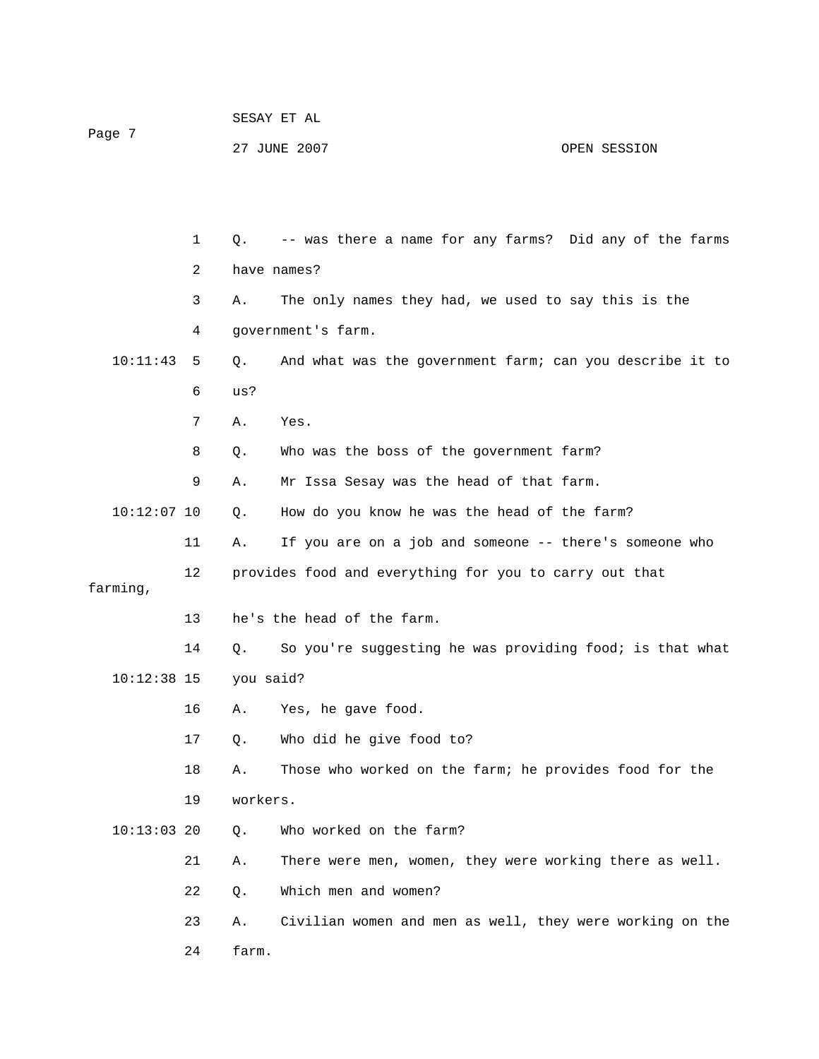1 Q. -- was there a name for any farms? Did any of the farms

2 have names?

3 A. The only names they had, we used to say this is the

4 government's farm.

10:11:43 5 Q. And what was the government farm; can you describe it to

6 us?

7 A. Yes.

8 Q. Who was the boss of the government farm?

9 A. Mr Issa Sesay was the head of that farm.

10:12:07 10 Q. How do you know he was the head of the farm?

11 A. If you are on a job and someone -- there's someone who

12 provides food and everything for you to carry out that farming,

13 he's the head of the farm.

14 Q. So you're suggesting he was providing food; is that what

10:12:38 15 you said?

16 A. Yes, he gave food.

17 Q. Who did he give food to?

18 A. Those who worked on the farm; he provides food for the

19 workers.

10:13:03 20 Q. Who worked on the farm?

21 A. There were men, women, they were working there as well.

22 Q. Which men and women?

23 A. Civilian women and men as well, they were working on the

24 farm.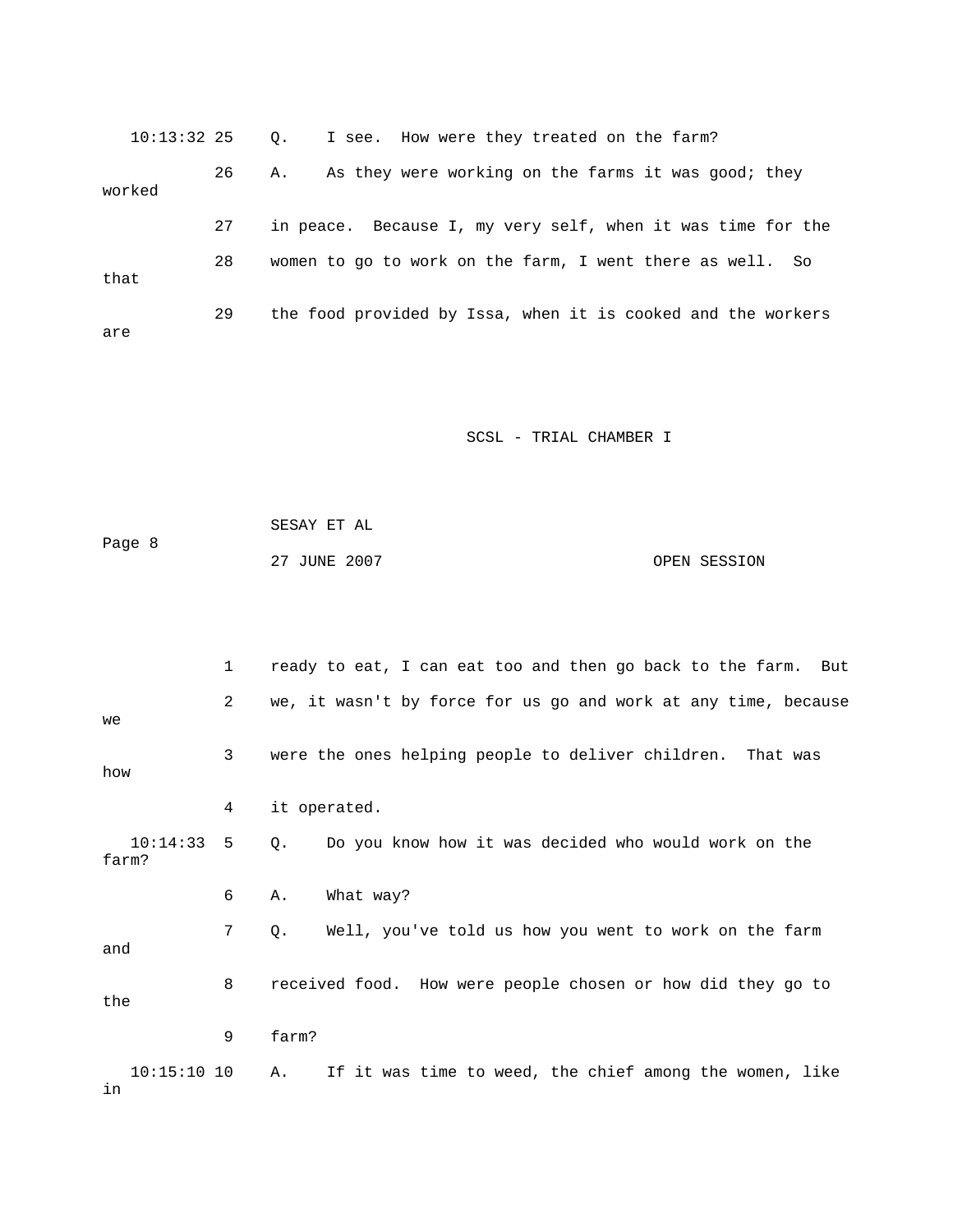10:13:32 25 Q. I see. How were they treated on the farm?

26 A. As they were working on the farms it was good; they worked

27 in peace. Because I, my very self, when it was time for the

28 women to go to work on the farm, I went there as well. So that

29 the food provided by Issa, when it is cooked and the workers are

1 ready to eat, I can eat too and then go back to the farm. But

2 we, it wasn't by force for us go and work at any time, because we

3 were the ones helping people to deliver children. That was how

4 it operated.

10:14:33 5 Q. Do you know how it was decided who would work on the farm?

6 A. What way?

7 Q. Well, you've told us how you went to work on the farm and

8 received food. How were people chosen or how did they go to the

9 farm?

10:15:10 10 A. If it was time to weed, the chief among the women, like in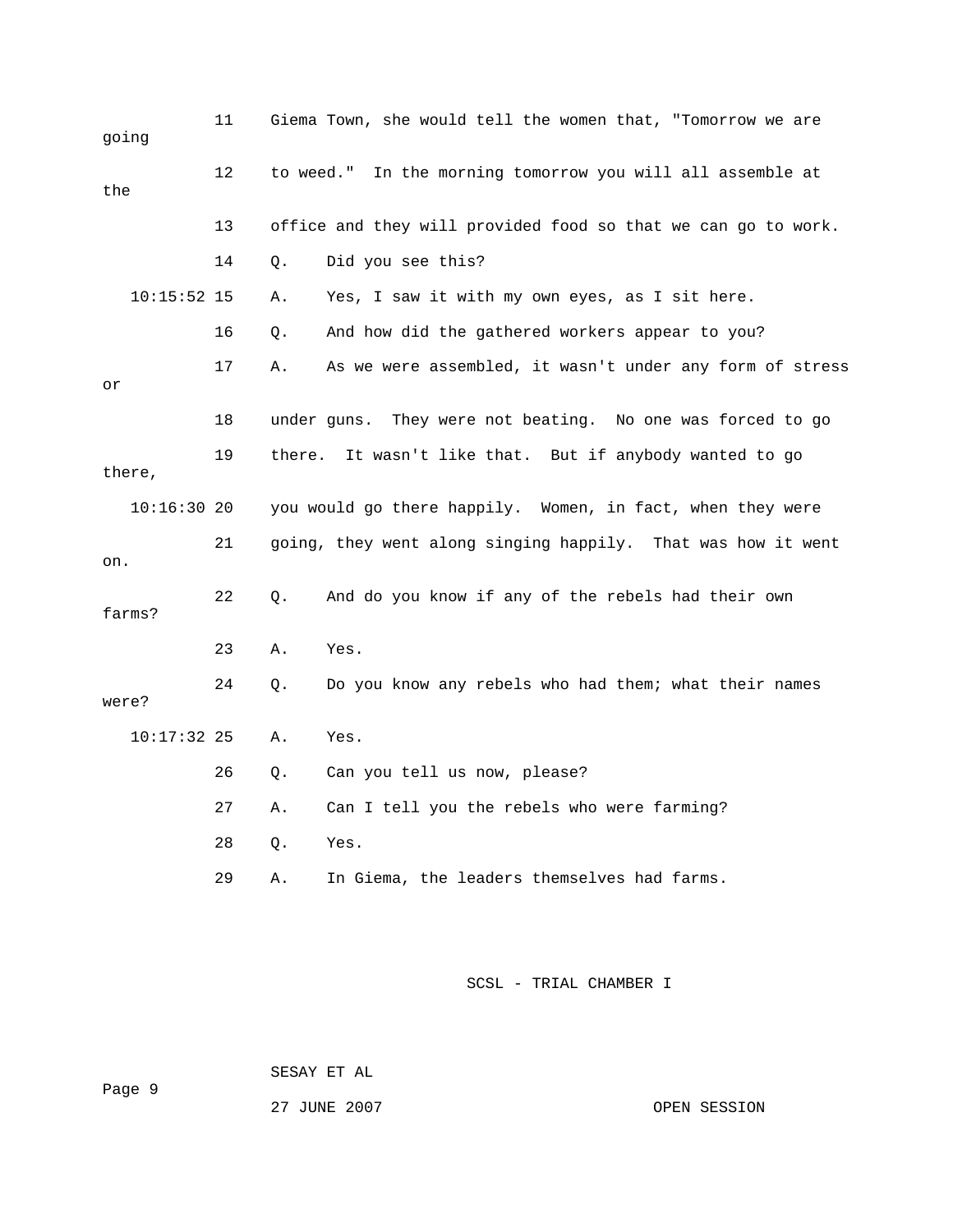11 Giema Town, she would tell the women that, "Tomorrow we are going

12 to weed." In the morning tomorrow you will all assemble at the

13 office and they will provided food so that we can go to work.

14 Q. Did you see this?

10:15:52 15 A. Yes, I saw it with my own eyes, as I sit here.

16 Q. And how did the gathered workers appear to you?

17 A. As we were assembled, it wasn't under any form of stress or

18 under guns. They were not beating. No one was forced to go

19 there. It wasn't like that. But if anybody wanted to go there,

10:16:30 20 you would go there happily. Women, in fact, when they were

21 going, they went along singing happily. That was how it went on.

22 Q. And do you know if any of the rebels had their own farms?

23 A. Yes.

24 Q. Do you know any rebels who had them; what their names were?

10:17:32 25 A. Yes.

26 Q. Can you tell us now, please?

27 A. Can I tell you the rebels who were farming?

28 Q. Yes.

29 A. In Giema, the leaders themselves had farms.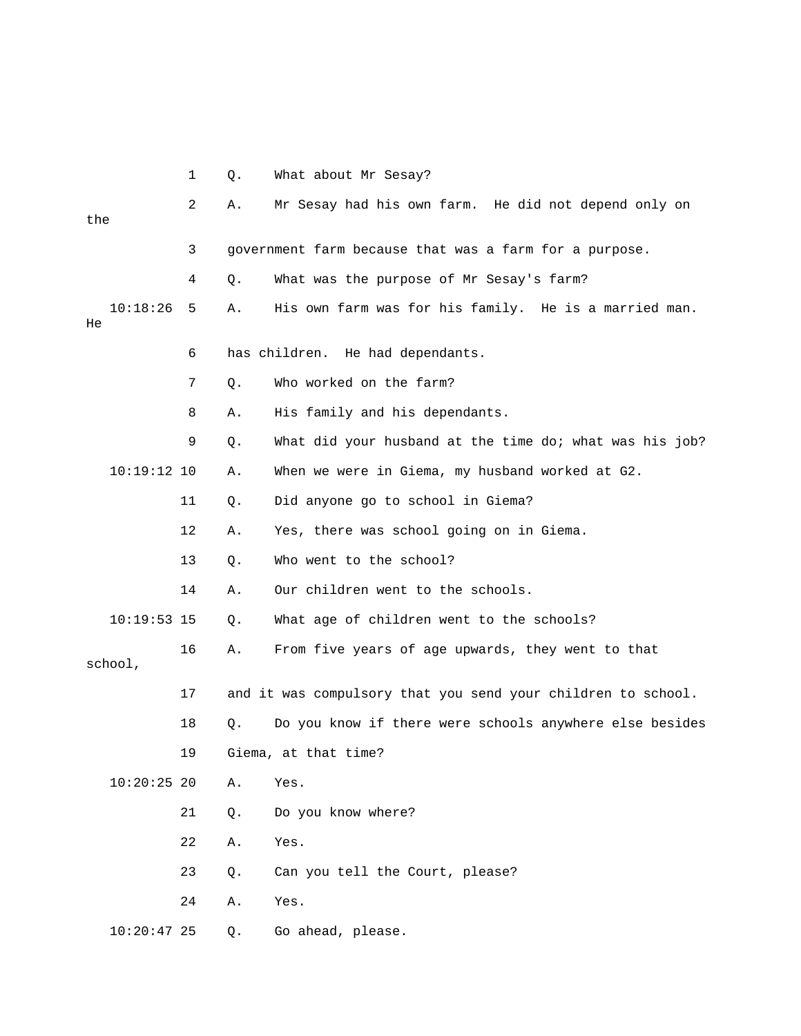1 Q. What about Mr Sesay?

2 A. Mr Sesay had his own farm. He did not depend only on the

3 government farm because that was a farm for a purpose.

4 Q. What was the purpose of Mr Sesay's farm?

10:18:26 5 A. His own farm was for his family. He is a married man. He

6 has children. He had dependants.

7 Q. Who worked on the farm?

8 A. His family and his dependants.

9 Q. What did your husband at the time do; what was his job?

10:19:12 10 A. When we were in Giema, my husband worked at G2.

11 Q. Did anyone go to school in Giema?

12 A. Yes, there was school going on in Giema.

13 Q. Who went to the school?

14 A. Our children went to the schools.

10:19:53 15 Q. What age of children went to the schools?

16 A. From five years of age upwards, they went to that school,

17 and it was compulsory that you send your children to school.

18 Q. Do you know if there were schools anywhere else besides

19 Giema, at that time?

10:20:25 20 A. Yes.

21 Q. Do you know where?

22 A. Yes.

23 Q. Can you tell the Court, please?

24 A. Yes.

10:20:47 25 Q. Go ahead, please.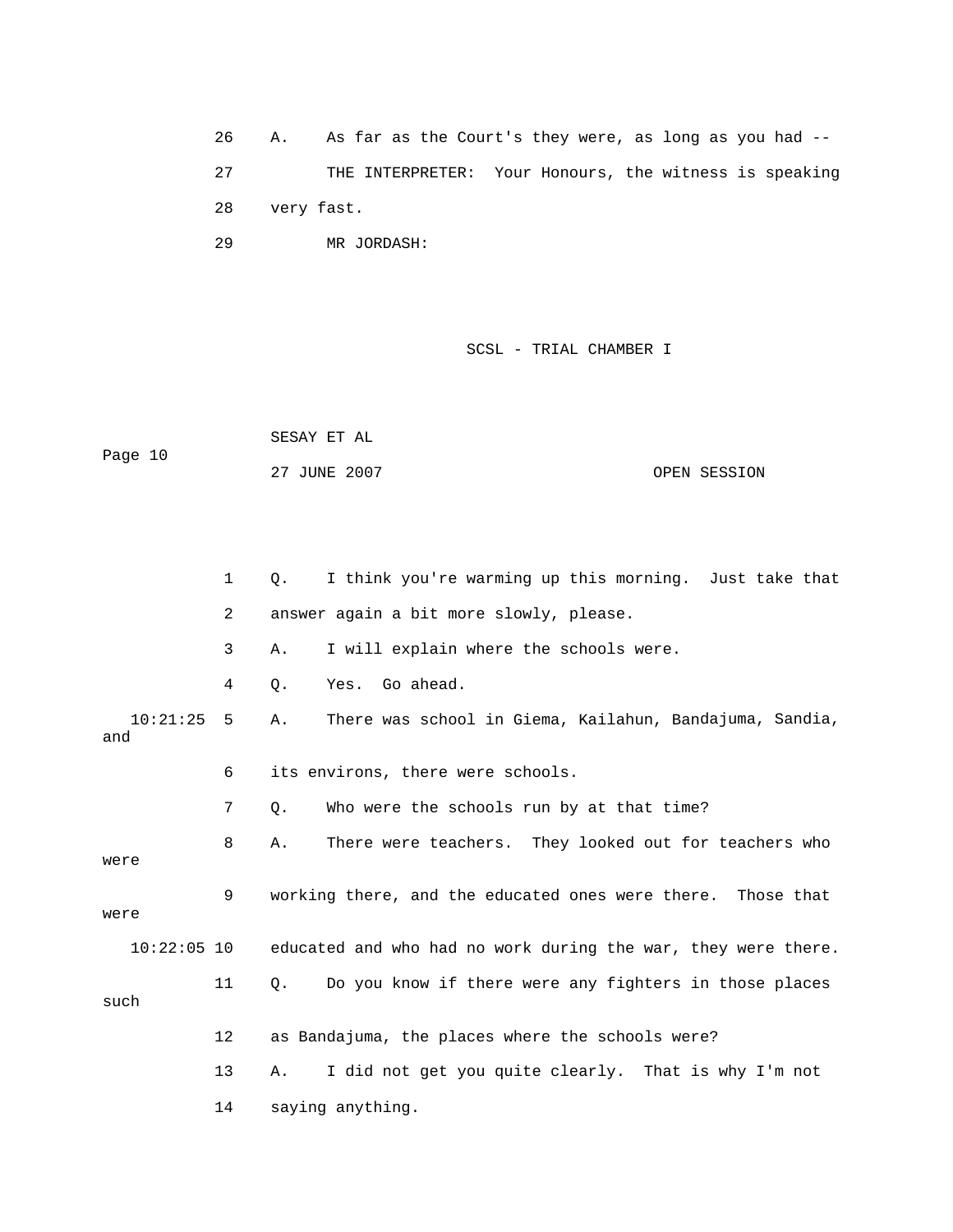26 A. As far as the Court's they were, as long as you had --

27 THE INTERPRETER: Your Honours, the witness is speaking

28 very fast.

29 MR JORDASH:

1 Q. I think you're warming up this morning. Just take that

2 answer again a bit more slowly, please.

3 A. I will explain where the schools were.

4 Q. Yes. Go ahead.

10:21:25 5 A. There was school in Giema, Kailahun, Bandajuma, Sandia, and

6 its environs, there were schools.

7 Q. Who were the schools run by at that time?

8 A. There were teachers. They looked out for teachers who were

9 working there, and the educated ones were there. Those that were

10:22:05 10 educated and who had no work during the war, they were there.

11 Q. Do you know if there were any fighters in those places such

12 as Bandajuma, the places where the schools were?

13 A. I did not get you quite clearly. That is why I'm not

14 saying anything.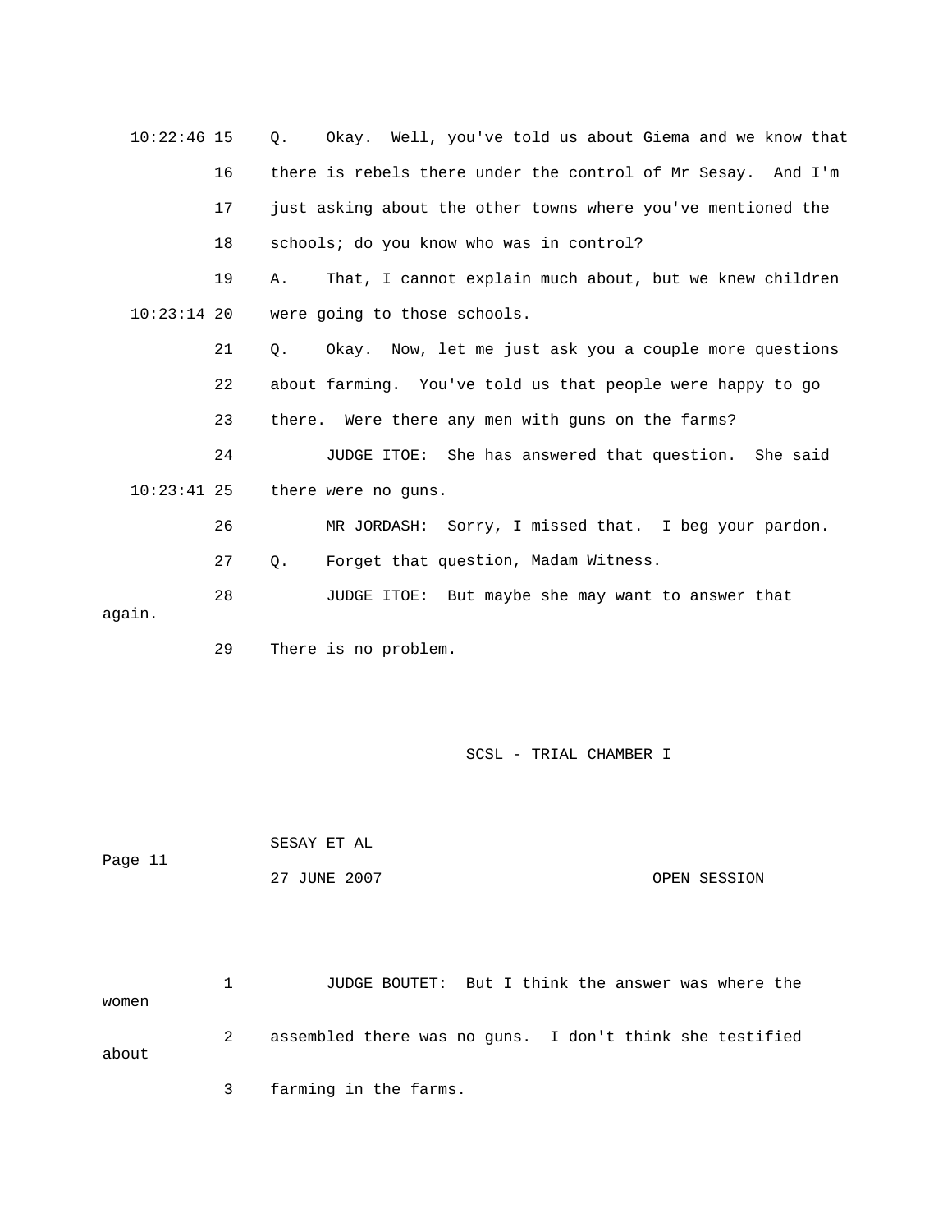10:22:46 15 Q. Okay. Well, you've told us about Giema and we know that

16 there is rebels there under the control of Mr Sesay. And I'm

17 just asking about the other towns where you've mentioned the

18 schools; do you know who was in control?

19 A. That, I cannot explain much about, but we knew children

10:23:14 20 were going to those schools.

21 Q. Okay. Now, let me just ask you a couple more questions

22 about farming. You've told us that people were happy to go

23 there. Were there any men with guns on the farms?

24 JUDGE ITOE: She has answered that question. She said

10:23:41 25 there were no guns.

26 MR JORDASH: Sorry, I missed that. I beg your pardon.

27 Q. Forget that question, Madam Witness.

28 JUDGE ITOE: But maybe she may want to answer that again.

29 There is no problem.

SCSL - TRIAL CHAMBER I

SESAY ET AL

Page 11

27 JUNE 2007 OPEN SESSION

1 JUDGE BOUTET: But I think the answer was where the women

2 assembled there was no guns. I don't think she testified about

3 farming in the farms.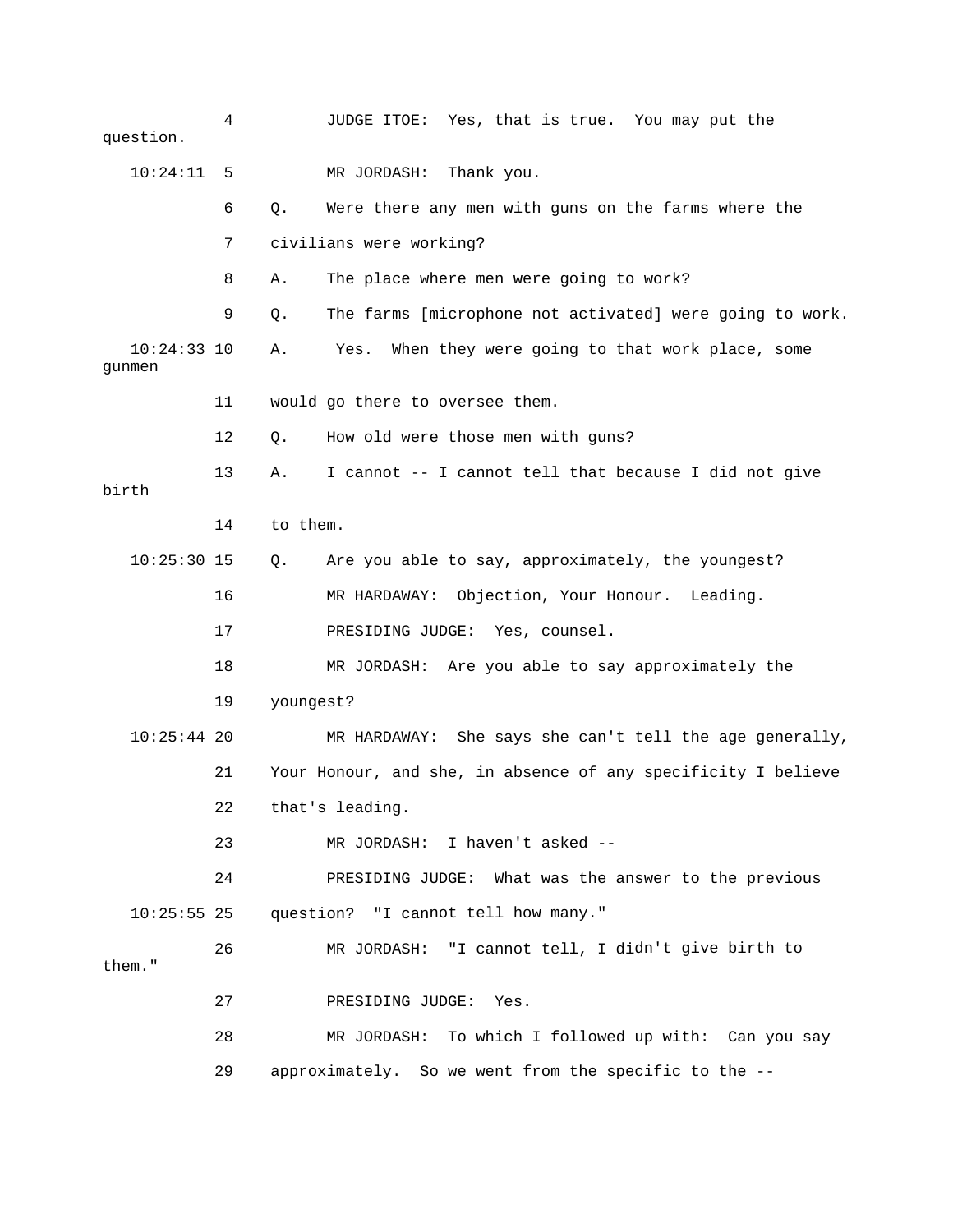4 JUDGE ITOE: Yes, that is true. You may put the question.

10:24:11 5 MR JORDASH: Thank you.

6 Q. Were there any men with guns on the farms where the

7 civilians were working?

8 A. The place where men were going to work?

9 Q. The farms [microphone not activated] were going to work.

10:24:33 10 A. Yes. When they were going to that work place, some gunmen

11 would go there to oversee them.

12 Q. How old were those men with guns?

13 A. I cannot -- I cannot tell that because I did not give birth

14 to them.

10:25:30 15 Q. Are you able to say, approximately, the youngest?

16 MR HARDAWAY: Objection, Your Honour. Leading.

17 PRESIDING JUDGE: Yes, counsel.

18 MR JORDASH: Are you able to say approximately the

19 youngest?

10:25:44 20 MR HARDAWAY: She says she can't tell the age generally,

21 Your Honour, and she, in absence of any specificity I believe

22 that's leading.

23 MR JORDASH: I haven't asked --

24 PRESIDING JUDGE: What was the answer to the previous

10:25:55 25 question? "I cannot tell how many."

26 MR JORDASH: "I cannot tell, I didn't give birth to them."

27 PRESIDING JUDGE: Yes.

28 MR JORDASH: To which I followed up with: Can you say

29 approximately. So we went from the specific to the --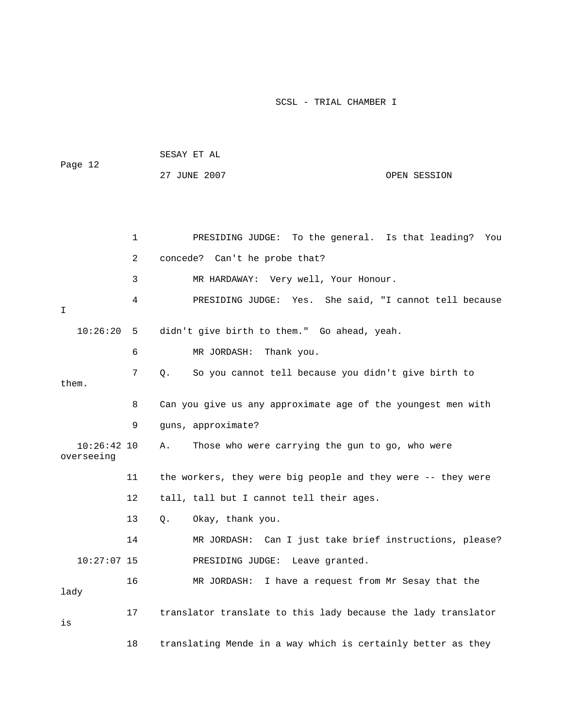PRESIDING JUDGE: To the general. Is that leading? You concede? Can't he probe that?

MR HARDAWAY: Very well, Your Honour.

PRESIDING JUDGE: Yes. She said, "I cannot tell because I didn't give birth to them." Go ahead, yeah.

MR JORDASH: Thank you.

Q. So you cannot tell because you didn't give birth to them. Can you give us any approximate age of the youngest men with guns, approximate?

A. Those who were carrying the gun to go, who were overseeing the workers, they were big people and they were -- they were tall, tall but I cannot tell their ages.

Q. Okay, thank you.

MR JORDASH: Can I just take brief instructions, please?

PRESIDING JUDGE: Leave granted.

MR JORDASH: I have a request from Mr Sesay that the lady translator translate to this lady because the lady translator is translating Mende in a way which is certainly better as they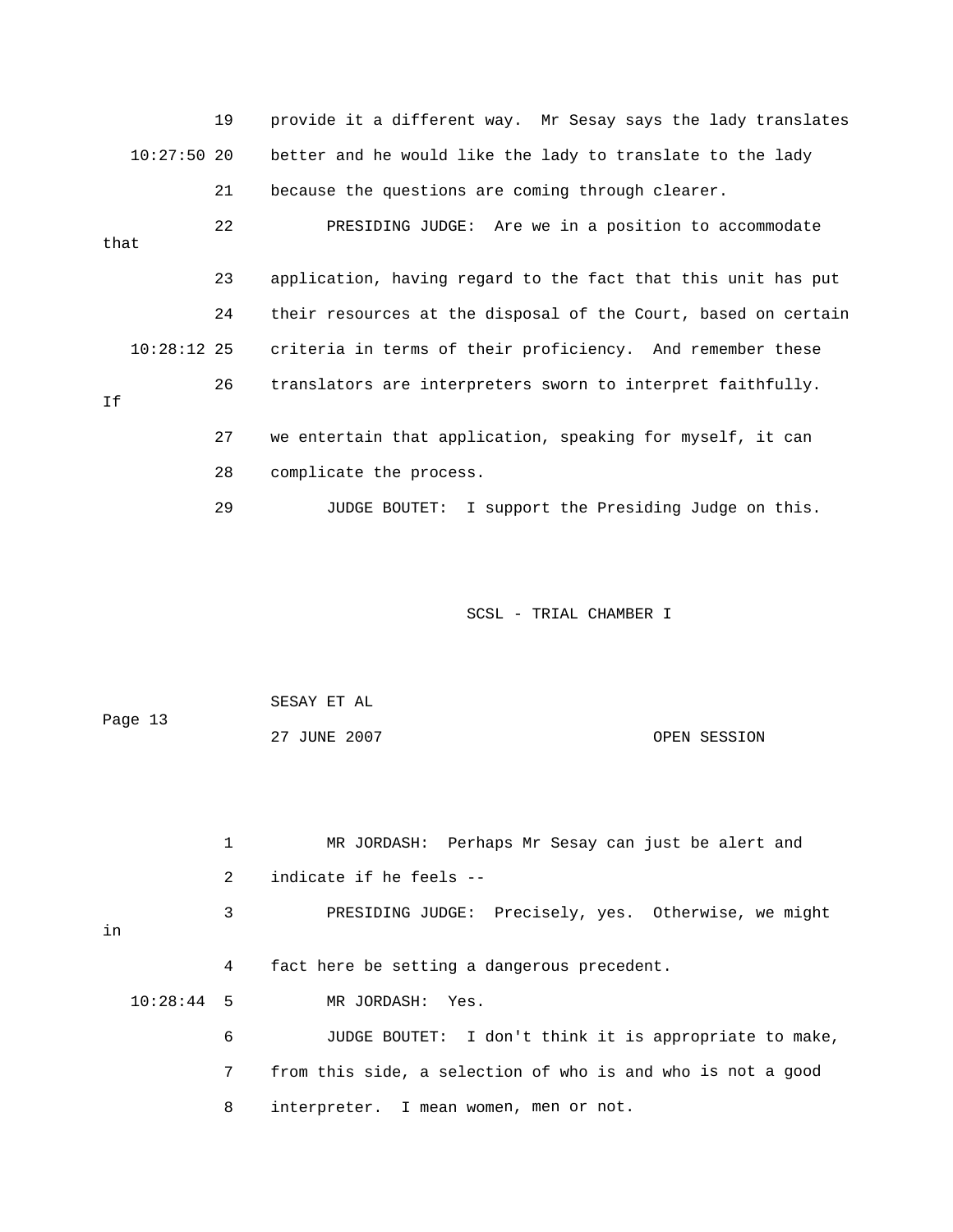provide it a different way. Mr Sesay says the lady translates better and he would like the lady to translate to the lady because the questions are coming through clearer.

PRESIDING JUDGE: Are we in a position to accommodate that application, having regard to the fact that this unit has put their resources at the disposal of the Court, based on certain criteria in terms of their proficiency. And remember these translators are interpreters sworn to interpret faithfully. If we entertain that application, speaking for myself, it can complicate the process.

JUDGE BOUTET: I support the Presiding Judge on this.

MR JORDASH: Perhaps Mr Sesay can just be alert and indicate if he feels --

PRESIDING JUDGE: Precisely, yes. Otherwise, we might in fact here be setting a dangerous precedent.

MR JORDASH: Yes.

JUDGE BOUTET: I don't think it is appropriate to make, from this side, a selection of who is and who is not a good interpreter. I mean women, men or not.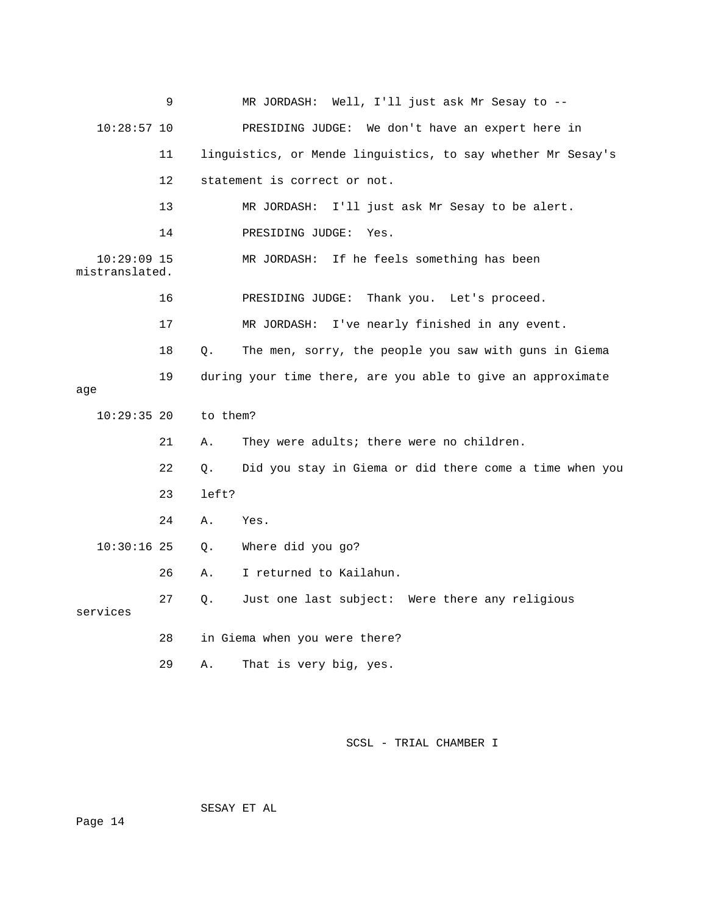9 MR JORDASH: Well, I'll just ask Mr Sesay to --

10:28:57 10 PRESIDING JUDGE: We don't have an expert here in

11 linguistics, or Mende linguistics, to say whether Mr Sesay's

12 statement is correct or not.

13 MR JORDASH: I'll just ask Mr Sesay to be alert.

14 PRESIDING JUDGE: Yes.

10:29:09 15 MR JORDASH: If he feels something has been mistranslated.

16 PRESIDING JUDGE: Thank you. Let's proceed.

17 MR JORDASH: I've nearly finished in any event.

18 Q. The men, sorry, the people you saw with guns in Giema

19 during your time there, are you able to give an approximate age

10:29:35 20 to them?

21 A. They were adults; there were no children.

22 Q. Did you stay in Giema or did there come a time when you

23 left?

24 A. Yes.

10:30:16 25 Q. Where did you go?

26 A. I returned to Kailahun.

27 Q. Just one last subject: Were there any religious services

28 in Giema when you were there?

29 A. That is very big, yes.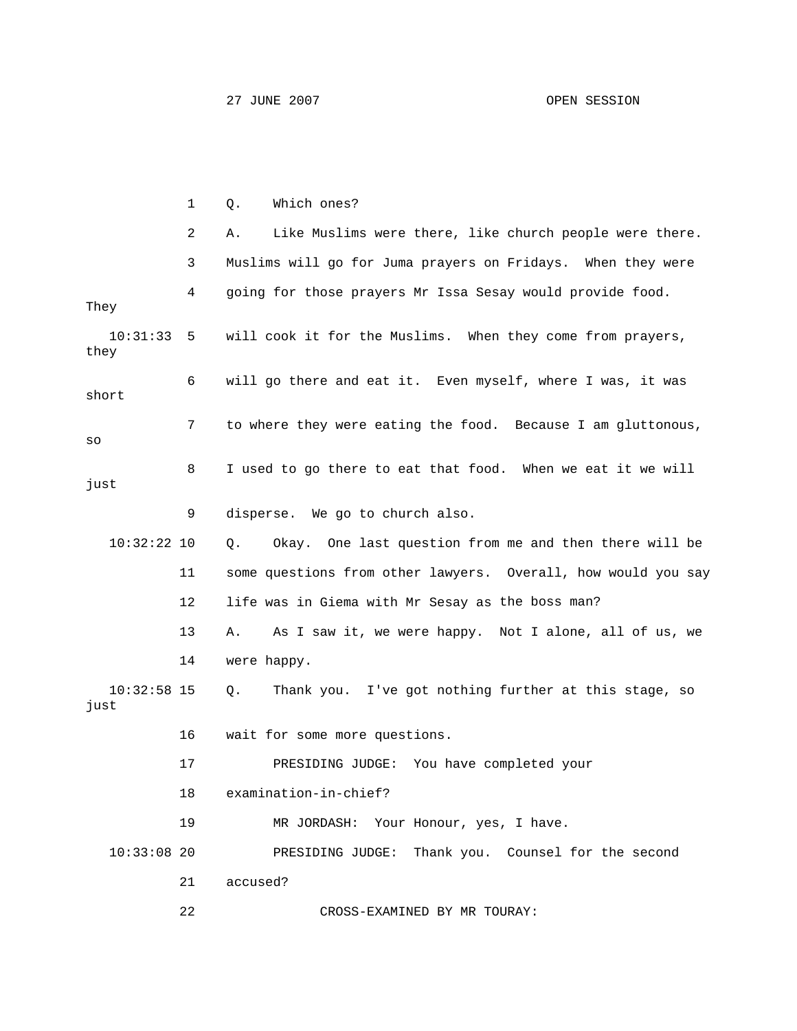Q. Which ones?

A. Like Muslims were there, like church people were there. Muslims will go for Juma prayers on Fridays. When they were going for those prayers Mr Issa Sesay would provide food. They will cook it for the Muslims. When they come from prayers, they will go there and eat it. Even myself, where I was, it was short to where they were eating the food. Because I am gluttonous, so I used to go there to eat that food. When we eat it we will just disperse. We go to church also.

Q. Okay. One last question from me and then there will be some questions from other lawyers. Overall, how would you say life was in Giema with Mr Sesay as the boss man?

A. As I saw it, we were happy. Not I alone, all of us, we were happy.

Q. Thank you. I've got nothing further at this stage, so just wait for some more questions.

PRESIDING JUDGE: You have completed your examination-in-chief?

MR JORDASH: Your Honour, yes, I have.

PRESIDING JUDGE: Thank you. Counsel for the second accused?

CROSS-EXAMINED BY MR TOURAY: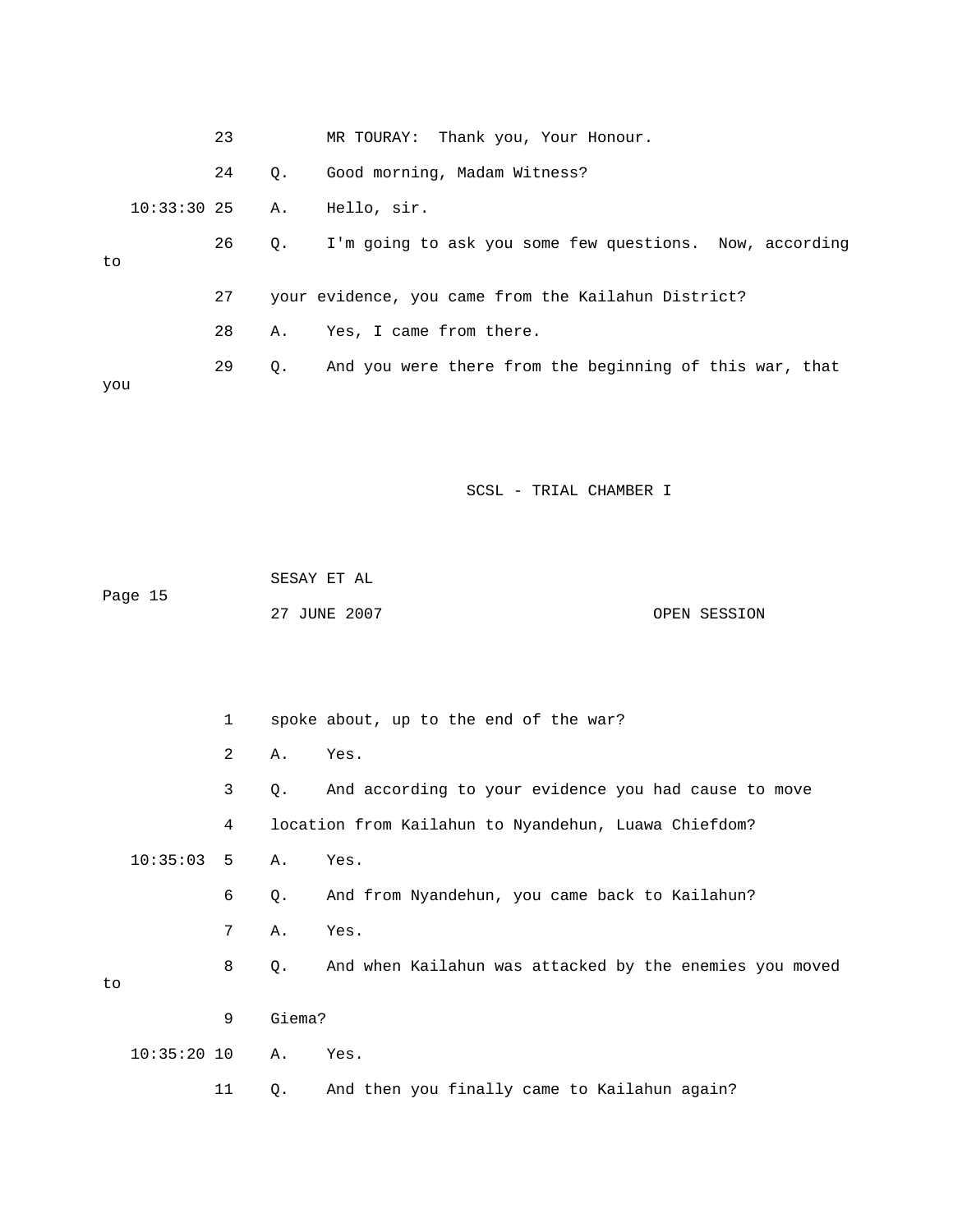23 MR TOURAY: Thank you, Your Honour.

24 Q. Good morning, Madam Witness?

10:33:30 25 A. Hello, sir.

26 Q. I'm going to ask you some few questions. Now, according to

27 your evidence, you came from the Kailahun District?

28 A. Yes, I came from there.

29 Q. And you were there from the beginning of this war, that you

1 spoke about, up to the end of the war?

2 A. Yes.

3 Q. And according to your evidence you had cause to move

4 location from Kailahun to Nyandehun, Luawa Chiefdom?

10:35:03 5 A. Yes.

6 Q. And from Nyandehun, you came back to Kailahun?

7 A. Yes.

8 Q. And when Kailahun was attacked by the enemies you moved to

9 Giema?

10:35:20 10 A. Yes.

11 Q. And then you finally came to Kailahun again?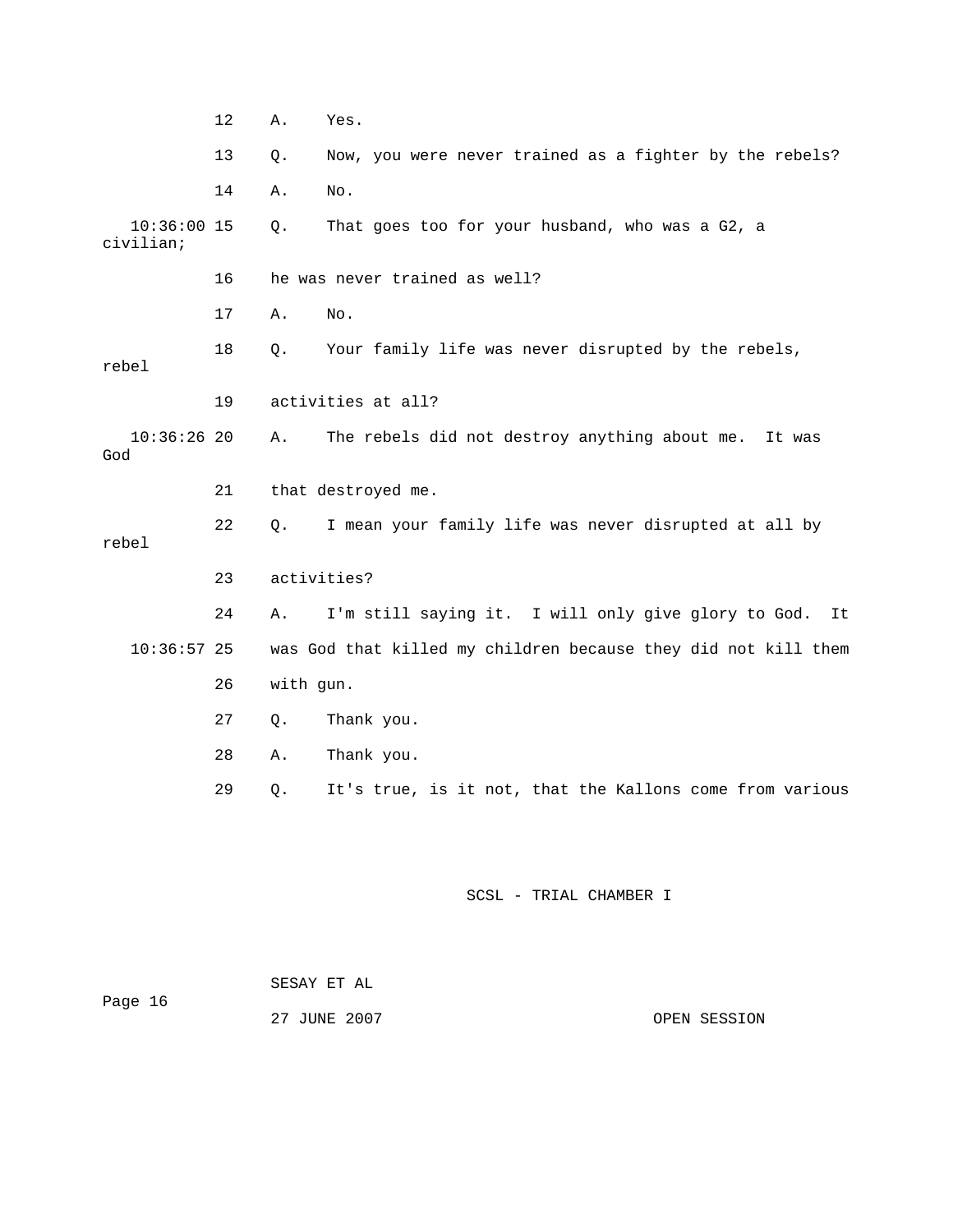12 A. Yes.

13 Q. Now, you were never trained as a fighter by the rebels?

14 A. No.

10:36:00 15 Q. That goes too for your husband, who was a G2, a civilian;

16 he was never trained as well?

17 A. No.

18 Q. Your family life was never disrupted by the rebels, rebel

19 activities at all?

10:36:26 20 A. The rebels did not destroy anything about me. It was God

21 that destroyed me.

22 Q. I mean your family life was never disrupted at all by rebel

23 activities?

24 A. I'm still saying it. I will only give glory to God. It

10:36:57 25 was God that killed my children because they did not kill them

26 with gun.

27 Q. Thank you.

28 A. Thank you.

29 Q. It's true, is it not, that the Kallons come from various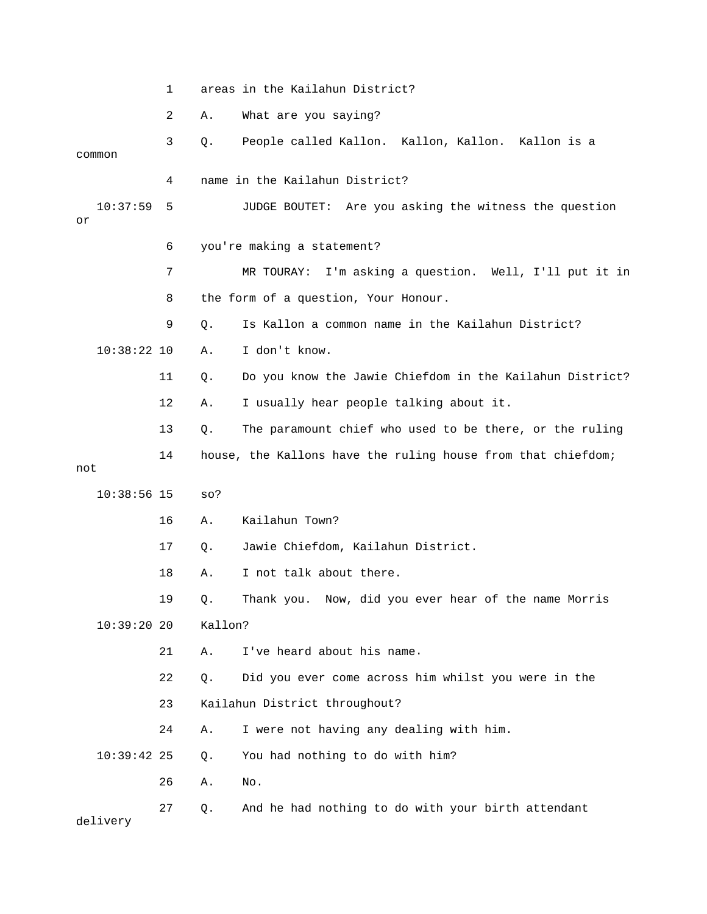1 areas in the Kailahun District?

2 A. What are you saying?

3 Q. People called Kallon. Kallon, Kallon. Kallon is a common

4 name in the Kailahun District?

10:37:59 5 JUDGE BOUTET: Are you asking the witness the question or

6 you're making a statement?

7 MR TOURAY: I'm asking a question. Well, I'll put it in

8 the form of a question, Your Honour.

9 Q. Is Kallon a common name in the Kailahun District?

10:38:22 10 A. I don't know.

11 Q. Do you know the Jawie Chiefdom in the Kailahun District?

12 A. I usually hear people talking about it.

13 Q. The paramount chief who used to be there, or the ruling

14 house, the Kallons have the ruling house from that chiefdom; not

10:38:56 15 so?

16 A. Kailahun Town?

17 Q. Jawie Chiefdom, Kailahun District.

18 A. I not talk about there.

19 Q. Thank you. Now, did you ever hear of the name Morris

10:39:20 20 Kallon?

21 A. I've heard about his name.

22 Q. Did you ever come across him whilst you were in the

23 Kailahun District throughout?

24 A. I were not having any dealing with him.

10:39:42 25 Q. You had nothing to do with him?

26 A. No.

27 Q. And he had nothing to do with your birth attendant delivery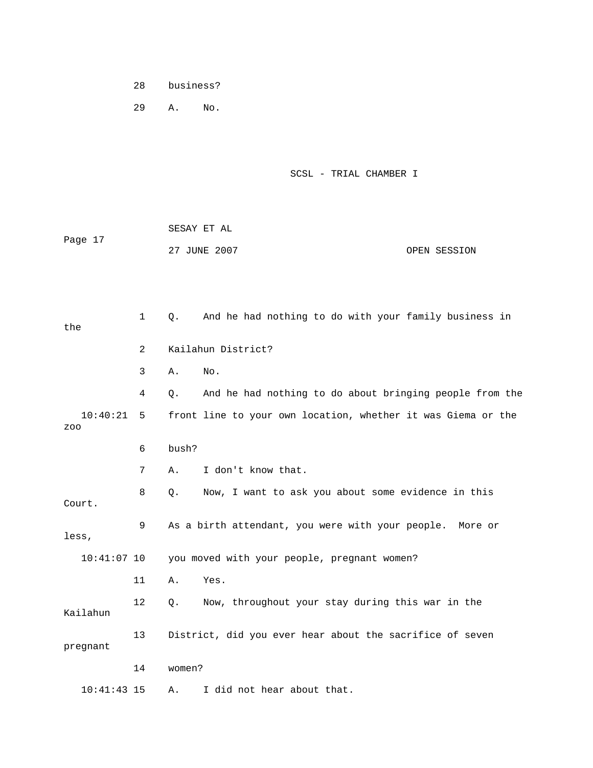28 business?

29 A. No.

1 Q. And he had nothing to do with your family business in the

2 Kailahun District?

3 A. No.

4 Q. And he had nothing to do about bringing people from the

10:40:21 5 front line to your own location, whether it was Giema or the zoo

6 bush?

7 A. I don't know that.

8 Q. Now, I want to ask you about some evidence in this Court.

9 As a birth attendant, you were with your people. More or less,

10:41:07 10 you moved with your people, pregnant women?

11 A. Yes.

12 Q. Now, throughout your stay during this war in the Kailahun

13 District, did you ever hear about the sacrifice of seven pregnant

14 women?

10:41:43 15 A. I did not hear about that.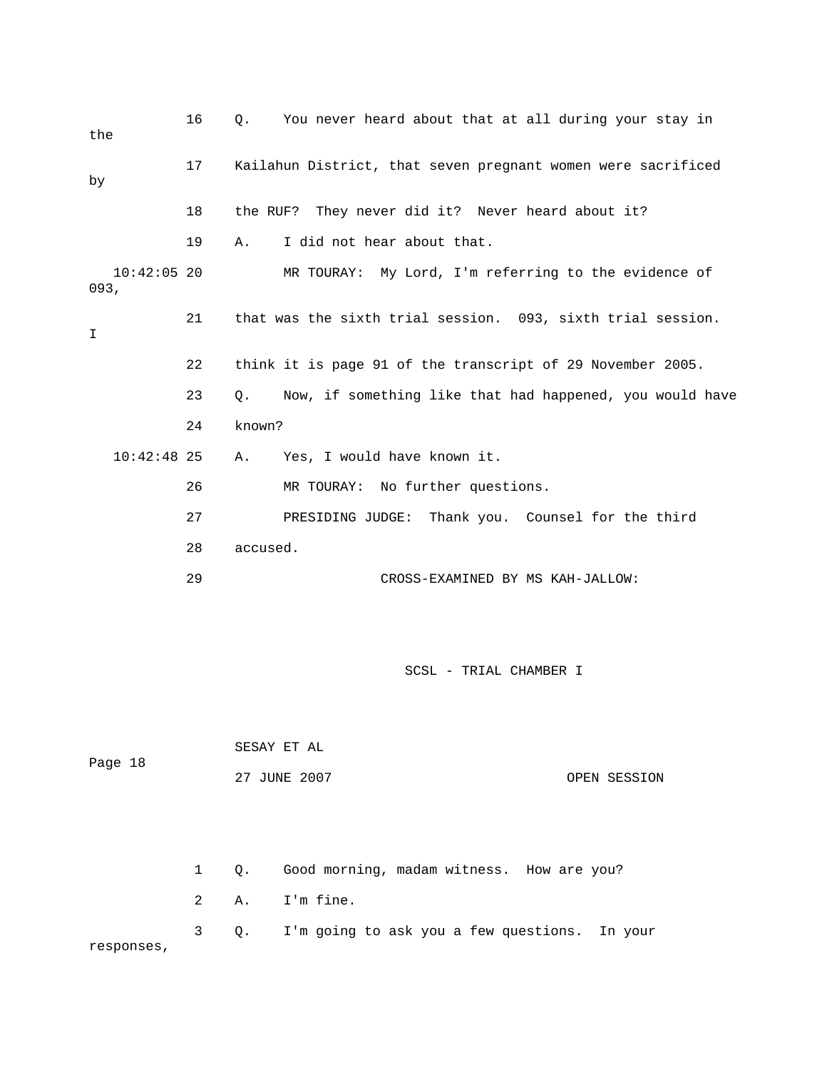16 Q. You never heard about that at all during your stay in the

17 Kailahun District, that seven pregnant women were sacrificed by

18 the RUF? They never did it? Never heard about it?

19 A. I did not hear about that.

10:42:05 20 MR TOURAY: My Lord, I'm referring to the evidence of 093,

21 that was the sixth trial session. 093, sixth trial session. I

22 think it is page 91 of the transcript of 29 November 2005.

23 Q. Now, if something like that had happened, you would have

24 known?

10:42:48 25 A. Yes, I would have known it.

26 MR TOURAY: No further questions.

27 PRESIDING JUDGE: Thank you. Counsel for the third

28 accused.

29 CROSS-EXAMINED BY MS KAH-JALLOW:

1 Q. Good morning, madam witness. How are you?

2 A. I'm fine.

3 Q. I'm going to ask you a few questions. In your responses,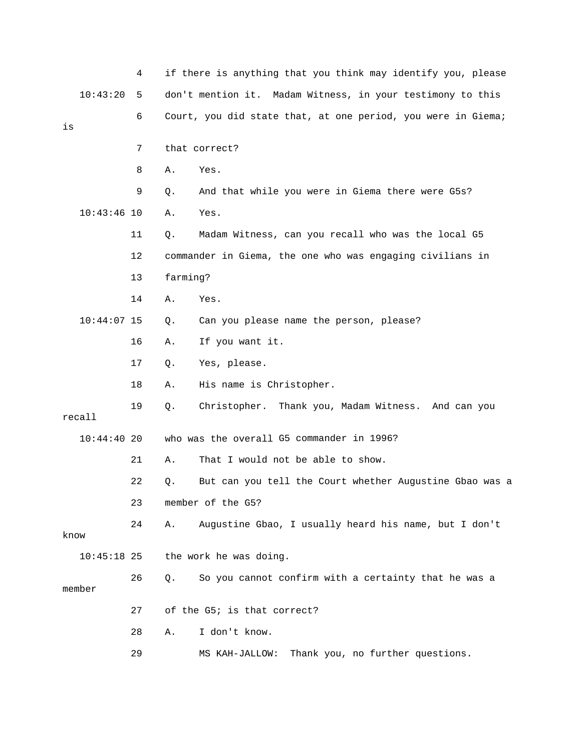4 if there is anything that you think may identify you, please

10:43:20 5 don't mention it. Madam Witness, in your testimony to this

6 Court, you did state that, at one period, you were in Giema; is

7 that correct?

8 A. Yes.

9 Q. And that while you were in Giema there were G5s?

10:43:46 10 A. Yes.

11 Q. Madam Witness, can you recall who was the local G5

12 commander in Giema, the one who was engaging civilians in

13 farming?

14 A. Yes.

10:44:07 15 Q. Can you please name the person, please?

16 A. If you want it.

17 Q. Yes, please.

18 A. His name is Christopher.

19 Q. Christopher. Thank you, Madam Witness. And can you recall

10:44:40 20 who was the overall G5 commander in 1996?

21 A. That I would not be able to show.

22 Q. But can you tell the Court whether Augustine Gbao was a

23 member of the G5?

24 A. Augustine Gbao, I usually heard his name, but I don't know

10:45:18 25 the work he was doing.

26 Q. So you cannot confirm with a certainty that he was a member

27 of the G5; is that correct?

28 A. I don't know.

29 MS KAH-JALLOW: Thank you, no further questions.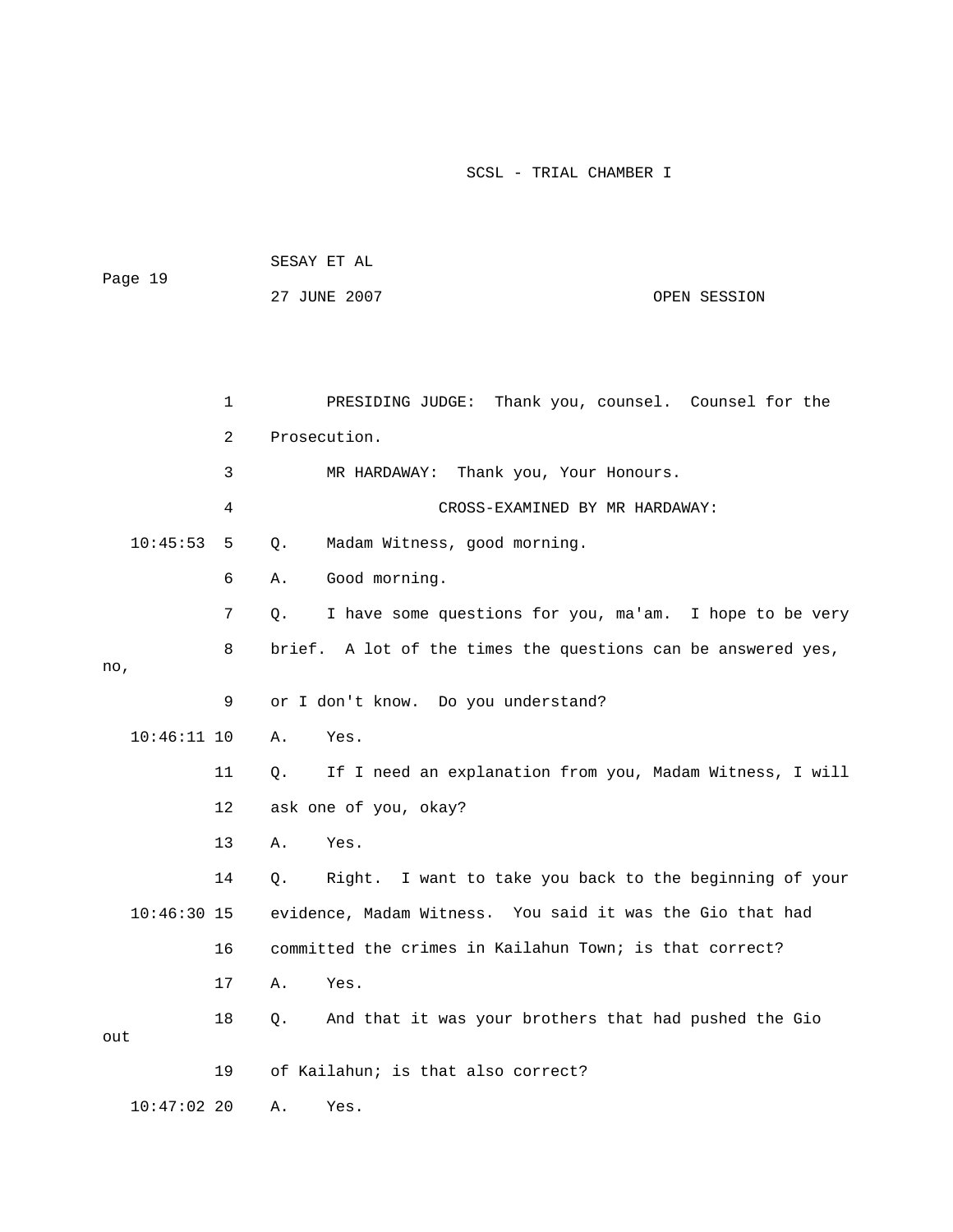PRESIDING JUDGE: Thank you, counsel. Counsel for the Prosecution.

MR HARDAWAY: Thank you, Your Honours.

CROSS-EXAMINED BY MR HARDAWAY:

Q. Madam Witness, good morning.

A. Good morning.

Q. I have some questions for you, ma'am. I hope to be very brief. A lot of the times the questions can be answered yes, no, or I don't know. Do you understand?

A. Yes.

Q. If I need an explanation from you, Madam Witness, I will ask one of you, okay?

A. Yes.

Q. Right. I want to take you back to the beginning of your evidence, Madam Witness. You said it was the Gio that had committed the crimes in Kailahun Town; is that correct?

A. Yes.

Q. And that it was your brothers that had pushed the Gio out of Kailahun; is that also correct?

A. Yes.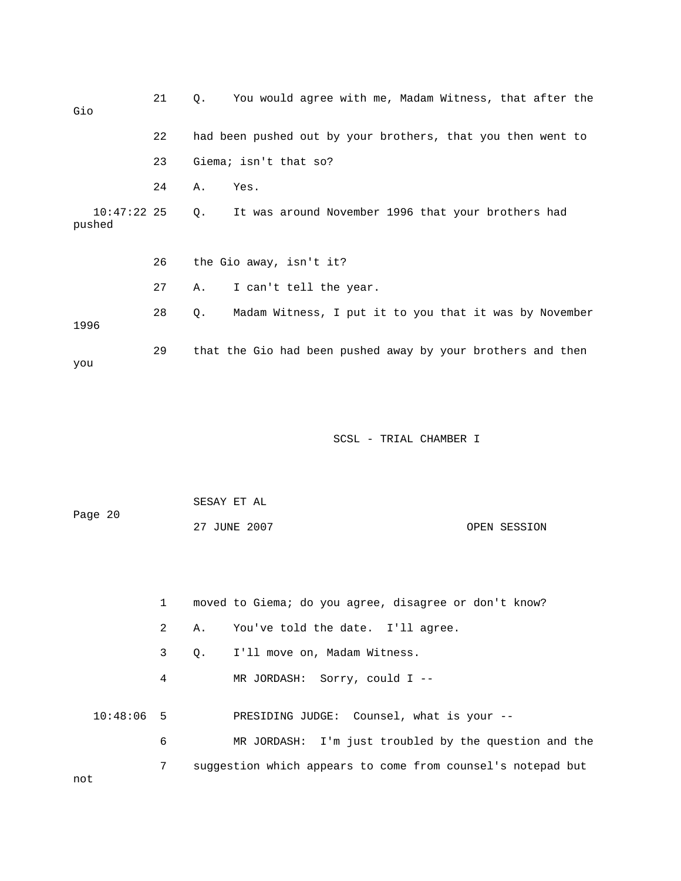21 Q. You would agree with me, Madam Witness, that after the Gio

22 had been pushed out by your brothers, that you then went to

23 Giema; isn't that so?

24 A. Yes.

10:47:22 25 Q. It was around November 1996 that your brothers had pushed

26 the Gio away, isn't it?

27 A. I can't tell the year.

28 Q. Madam Witness, I put it to you that it was by November 1996

29 that the Gio had been pushed away by your brothers and then you

1 moved to Giema; do you agree, disagree or don't know?

2 A. You've told the date. I'll agree.

3 Q. I'll move on, Madam Witness.

4 MR JORDASH: Sorry, could I --

10:48:06 5 PRESIDING JUDGE: Counsel, what is your --

6 MR JORDASH: I'm just troubled by the question and the

7 suggestion which appears to come from counsel's notepad but not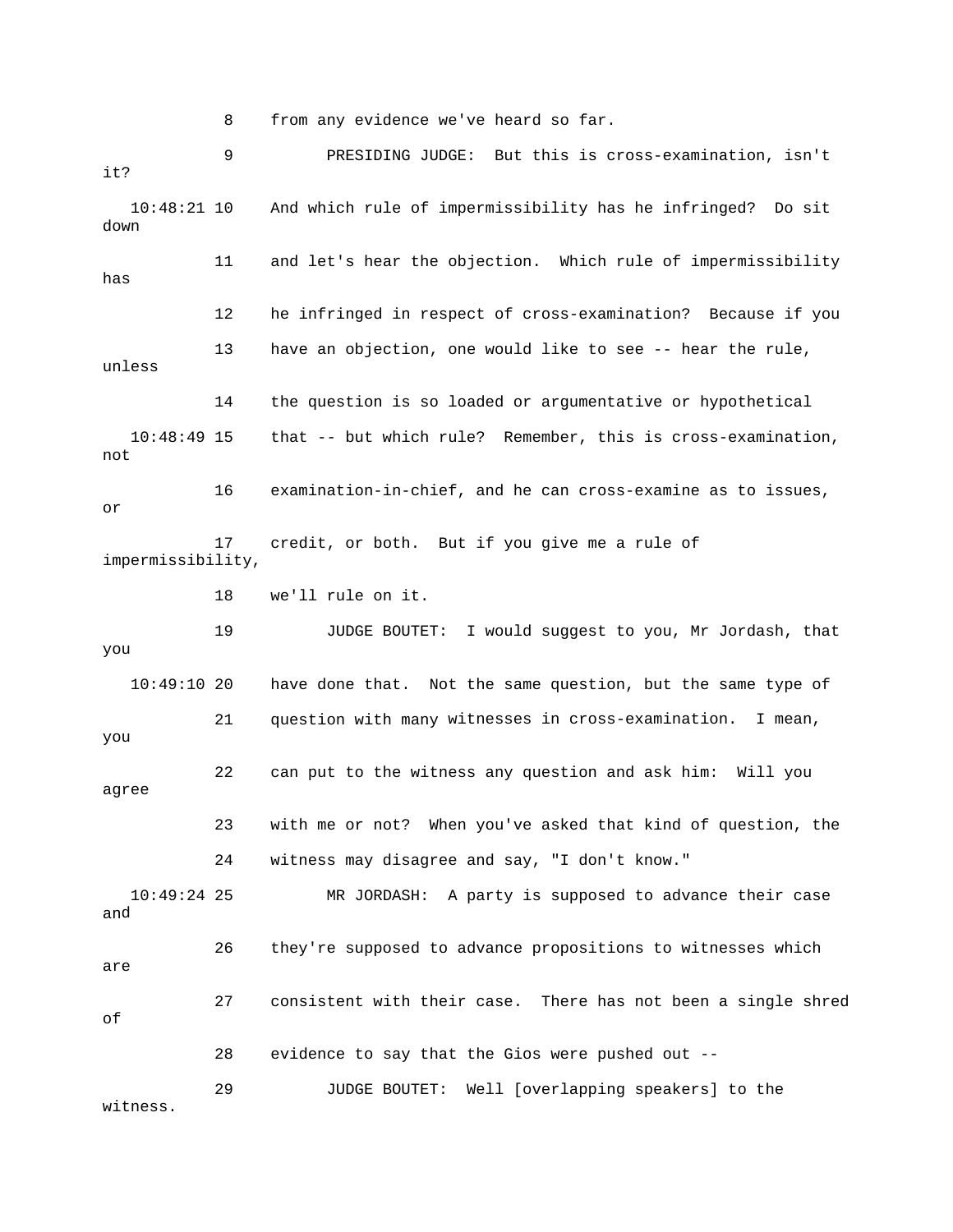8 from any evidence we've heard so far.

9 PRESIDING JUDGE: But this is cross-examination, isn't it?

10:48:21 10 And which rule of impermissibility has he infringed? Do sit down

11 and let's hear the objection. Which rule of impermissibility has

12 he infringed in respect of cross-examination? Because if you

13 have an objection, one would like to see -- hear the rule, unless

14 the question is so loaded or argumentative or hypothetical

10:48:49 15 that -- but which rule? Remember, this is cross-examination, not

16 examination-in-chief, and he can cross-examine as to issues, or

17 credit, or both. But if you give me a rule of impermissibility,

18 we'll rule on it.

19 JUDGE BOUTET: I would suggest to you, Mr Jordash, that you

10:49:10 20 have done that. Not the same question, but the same type of

21 question with many witnesses in cross-examination. I mean, you

22 can put to the witness any question and ask him: Will you agree

23 with me or not? When you've asked that kind of question, the

24 witness may disagree and say, "I don't know."

10:49:24 25 MR JORDASH: A party is supposed to advance their case and

26 they're supposed to advance propositions to witnesses which are

27 consistent with their case. There has not been a single shred of

28 evidence to say that the Gios were pushed out --

29 JUDGE BOUTET: Well [overlapping speakers] to the witness.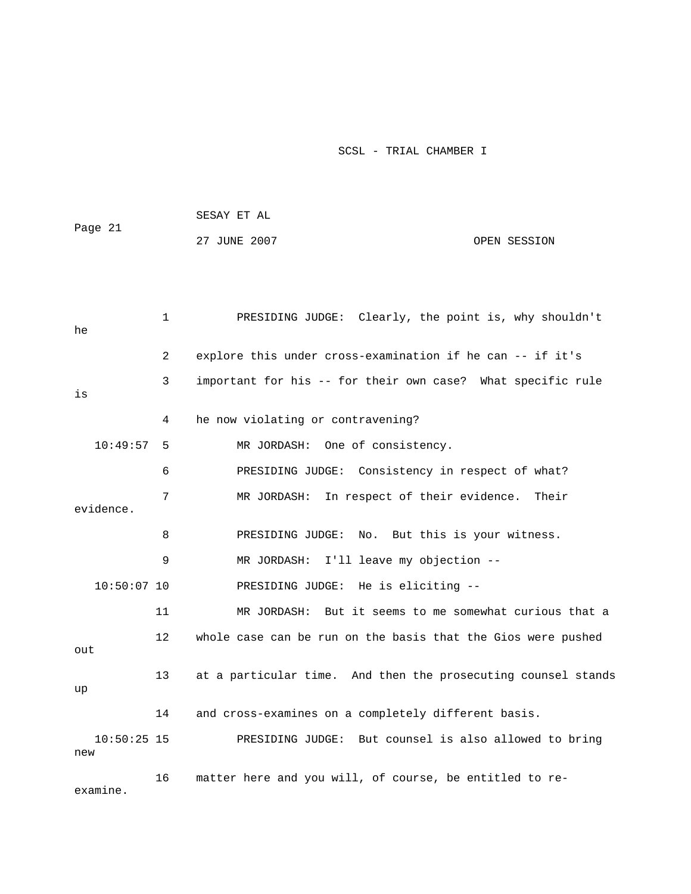PRESIDING JUDGE: Clearly, the point is, why shouldn't he explore this under cross-examination if he can -- if it's important for his -- for their own case? What specific rule is he now violating or contravening?

MR JORDASH: One of consistency.

PRESIDING JUDGE: Consistency in respect of what?

MR JORDASH: In respect of their evidence. Their evidence.

PRESIDING JUDGE: No. But this is your witness.

MR JORDASH: I'll leave my objection --

PRESIDING JUDGE: He is eliciting --

MR JORDASH: But it seems to me somewhat curious that a whole case can be run on the basis that the Gios were pushed out at a particular time. And then the prosecuting counsel stands up and cross-examines on a completely different basis.

PRESIDING JUDGE: But counsel is also allowed to bring new matter here and you will, of course, be entitled to re-examine.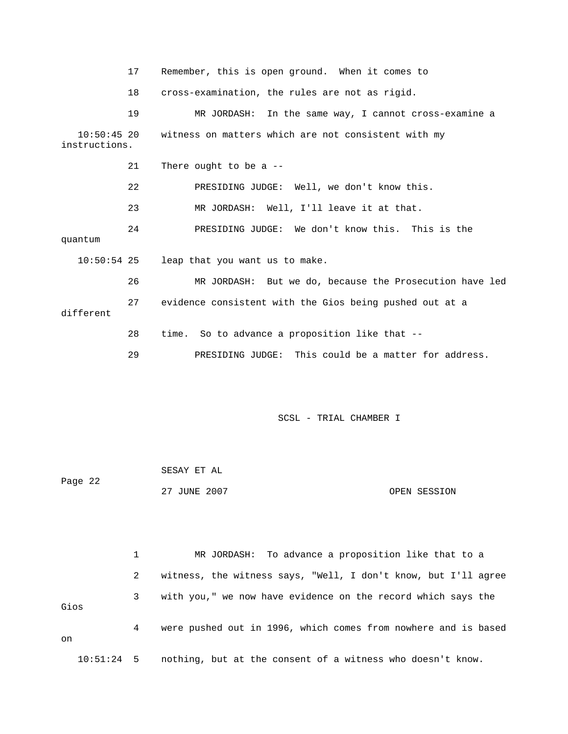17 Remember, this is open ground. When it comes to

18 cross-examination, the rules are not as rigid.

19 MR JORDASH: In the same way, I cannot cross-examine a

10:50:45 20 witness on matters which are not consistent with my instructions.

21 There ought to be a --

22 PRESIDING JUDGE: Well, we don't know this.

23 MR JORDASH: Well, I'll leave it at that.

24 PRESIDING JUDGE: We don't know this. This is the quantum

10:50:54 25 leap that you want us to make.

26 MR JORDASH: But we do, because the Prosecution have led

27 evidence consistent with the Gios being pushed out at a different

28 time. So to advance a proposition like that --

29 PRESIDING JUDGE: This could be a matter for address.

1 MR JORDASH: To advance a proposition like that to a

2 witness, the witness says, "Well, I don't know, but I'll agree

3 with you," we now have evidence on the record which says the Gios

4 were pushed out in 1996, which comes from nowhere and is based on

10:51:24 5 nothing, but at the consent of a witness who doesn't know.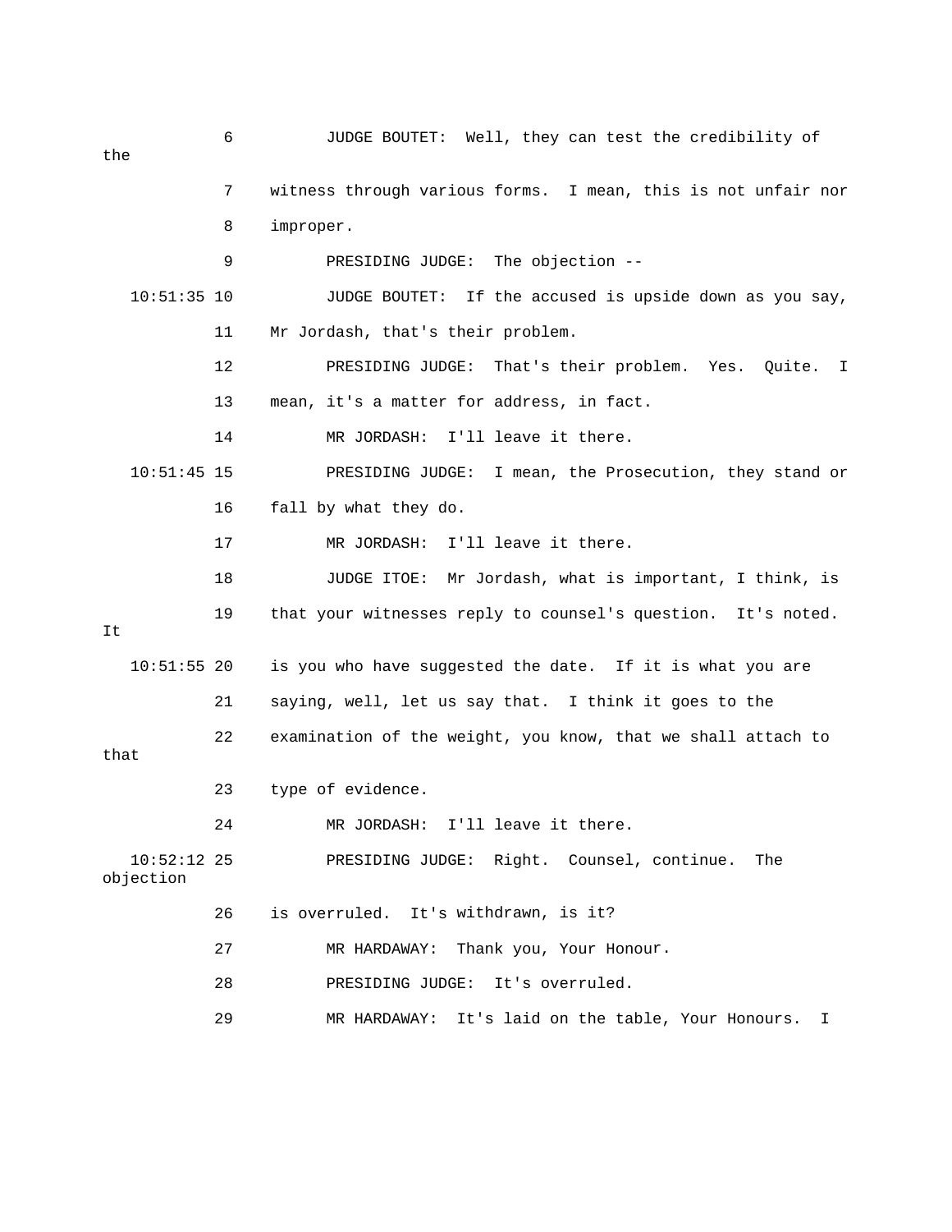6 JUDGE BOUTET: Well, they can test the credibility of the

7 witness through various forms. I mean, this is not unfair nor

8 improper.

9 PRESIDING JUDGE: The objection --

10:51:35 10 JUDGE BOUTET: If the accused is upside down as you say,

11 Mr Jordash, that's their problem.

12 PRESIDING JUDGE: That's their problem. Yes. Quite. I

13 mean, it's a matter for address, in fact.

14 MR JORDASH: I'll leave it there.

10:51:45 15 PRESIDING JUDGE: I mean, the Prosecution, they stand or

16 fall by what they do.

17 MR JORDASH: I'll leave it there.

18 JUDGE ITOE: Mr Jordash, what is important, I think, is

19 that your witnesses reply to counsel's question. It's noted. It

10:51:55 20 is you who have suggested the date. If it is what you are

21 saying, well, let us say that. I think it goes to the

22 examination of the weight, you know, that we shall attach to that

23 type of evidence.

24 MR JORDASH: I'll leave it there.

10:52:12 25 PRESIDING JUDGE: Right. Counsel, continue. The objection

26 is overruled. It's withdrawn, is it?

27 MR HARDAWAY: Thank you, Your Honour.

28 PRESIDING JUDGE: It's overruled.

29 MR HARDAWAY: It's laid on the table, Your Honours. I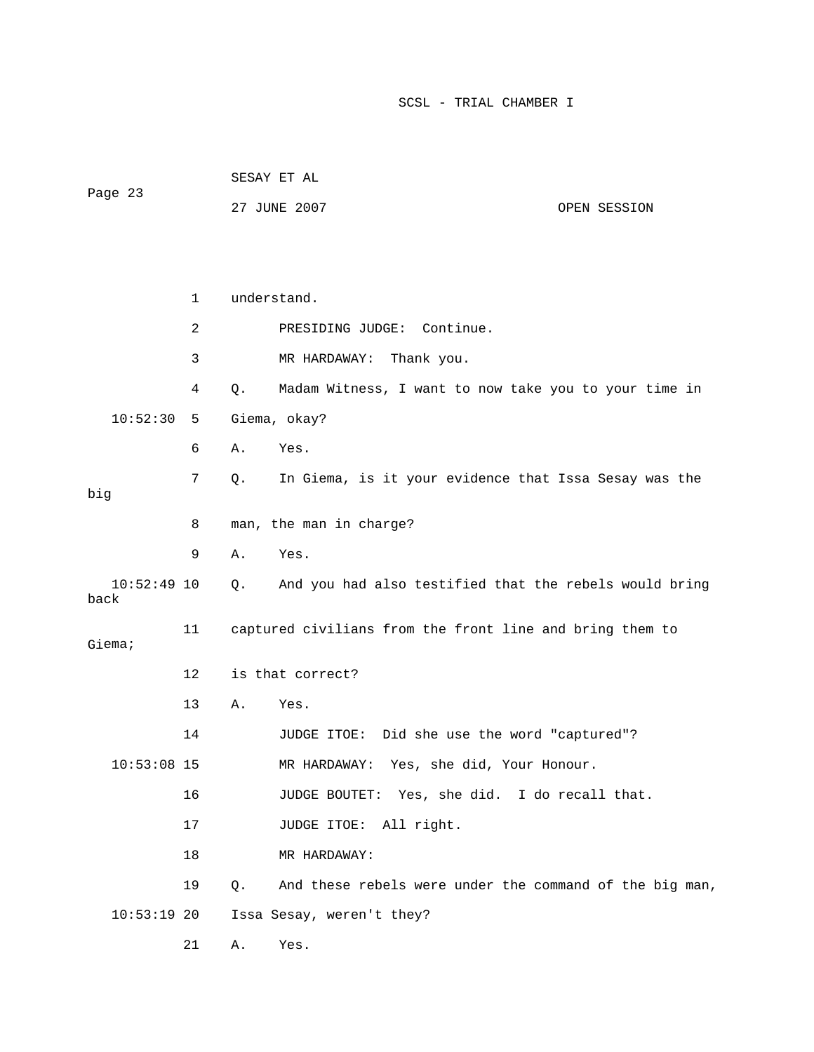1 understand.

2 PRESIDING JUDGE: Continue.

3 MR HARDAWAY: Thank you.

4 Q. Madam Witness, I want to now take you to your time in

10:52:30 5 Giema, okay?

6 A. Yes.

7 Q. In Giema, is it your evidence that Issa Sesay was the big

8 man, the man in charge?

9 A. Yes.

10:52:49 10 Q. And you had also testified that the rebels would bring back

11 captured civilians from the front line and bring them to Giema;

12 is that correct?

13 A. Yes.

14 JUDGE ITOE: Did she use the word "captured"?

10:53:08 15 MR HARDAWAY: Yes, she did, Your Honour.

16 JUDGE BOUTET: Yes, she did. I do recall that.

17 JUDGE ITOE: All right.

18 MR HARDAWAY:

19 Q. And these rebels were under the command of the big man,

10:53:19 20 Issa Sesay, weren't they?

21 A. Yes.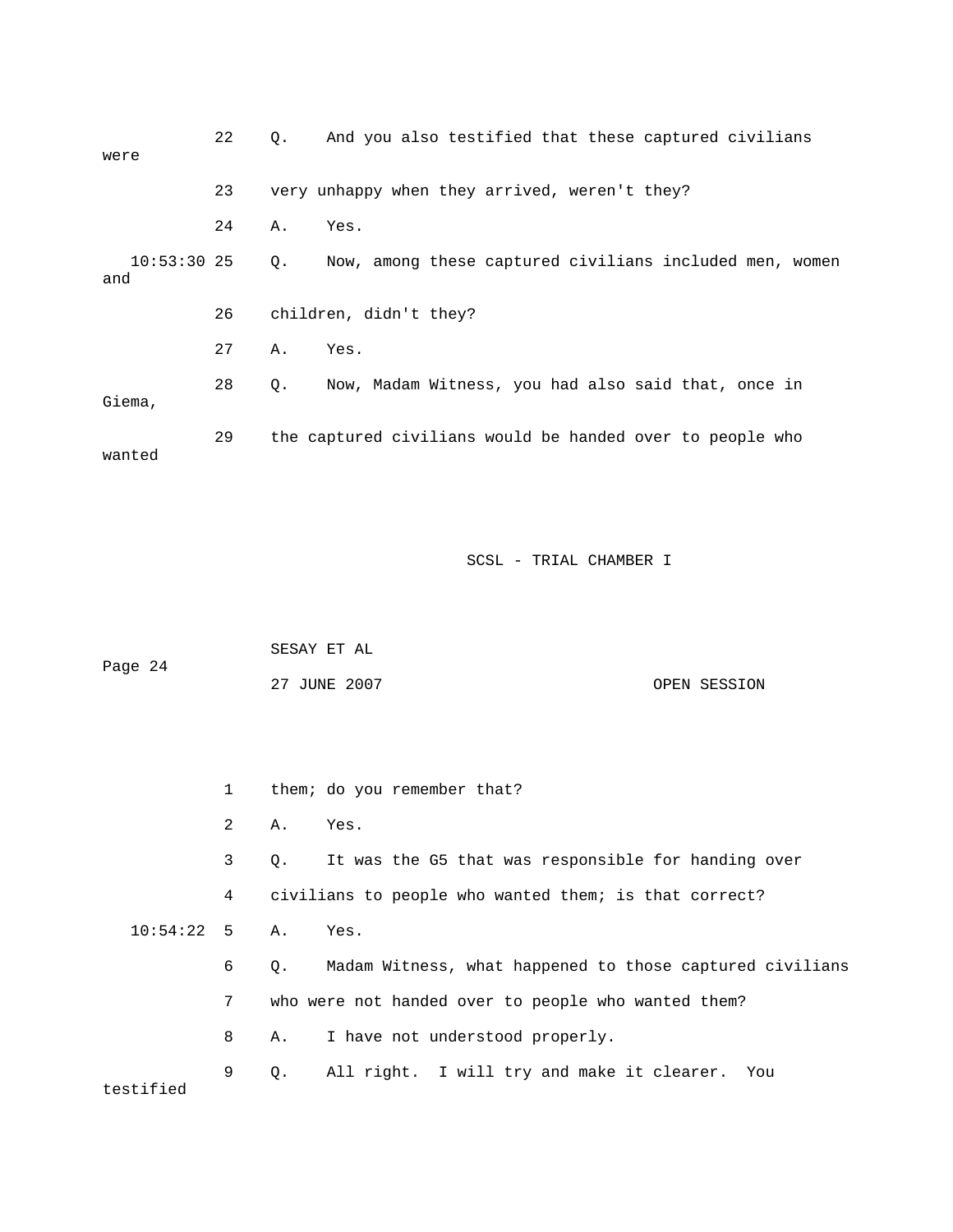22 Q. And you also testified that these captured civilians were

23 very unhappy when they arrived, weren't they?

24 A. Yes.

10:53:30 25 Q. Now, among these captured civilians included men, women and

26 children, didn't they?

27 A. Yes.

28 Q. Now, Madam Witness, you had also said that, once in Giema,

29 the captured civilians would be handed over to people who wanted

1 them; do you remember that?

2 A. Yes.

3 Q. It was the G5 that was responsible for handing over

4 civilians to people who wanted them; is that correct?

10:54:22 5 A. Yes.

6 Q. Madam Witness, what happened to those captured civilians

7 who were not handed over to people who wanted them?

8 A. I have not understood properly.

9 Q. All right. I will try and make it clearer. You testified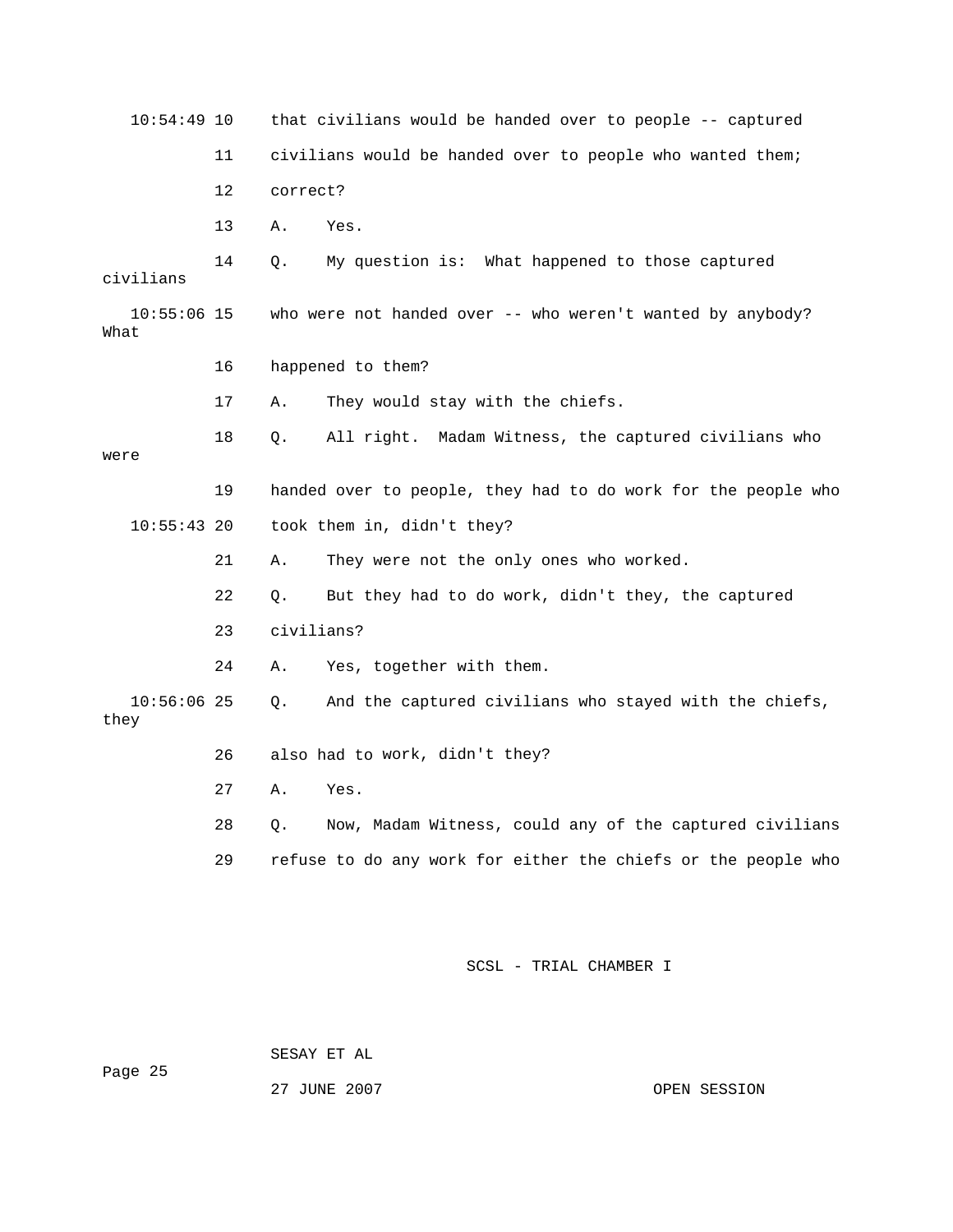10:54:49 10 that civilians would be handed over to people -- captured

11 civilians would be handed over to people who wanted them;

12 correct?

13 A. Yes.

14 Q. My question is: What happened to those captured civilians

10:55:06 15 who were not handed over -- who weren't wanted by anybody? What

16 happened to them?

17 A. They would stay with the chiefs.

18 Q. All right. Madam Witness, the captured civilians who were

19 handed over to people, they had to do work for the people who

10:55:43 20 took them in, didn't they?

21 A. They were not the only ones who worked.

22 Q. But they had to do work, didn't they, the captured

23 civilians?

24 A. Yes, together with them.

10:56:06 25 Q. And the captured civilians who stayed with the chiefs, they

26 also had to work, didn't they?

27 A. Yes.

28 Q. Now, Madam Witness, could any of the captured civilians

29 refuse to do any work for either the chiefs or the people who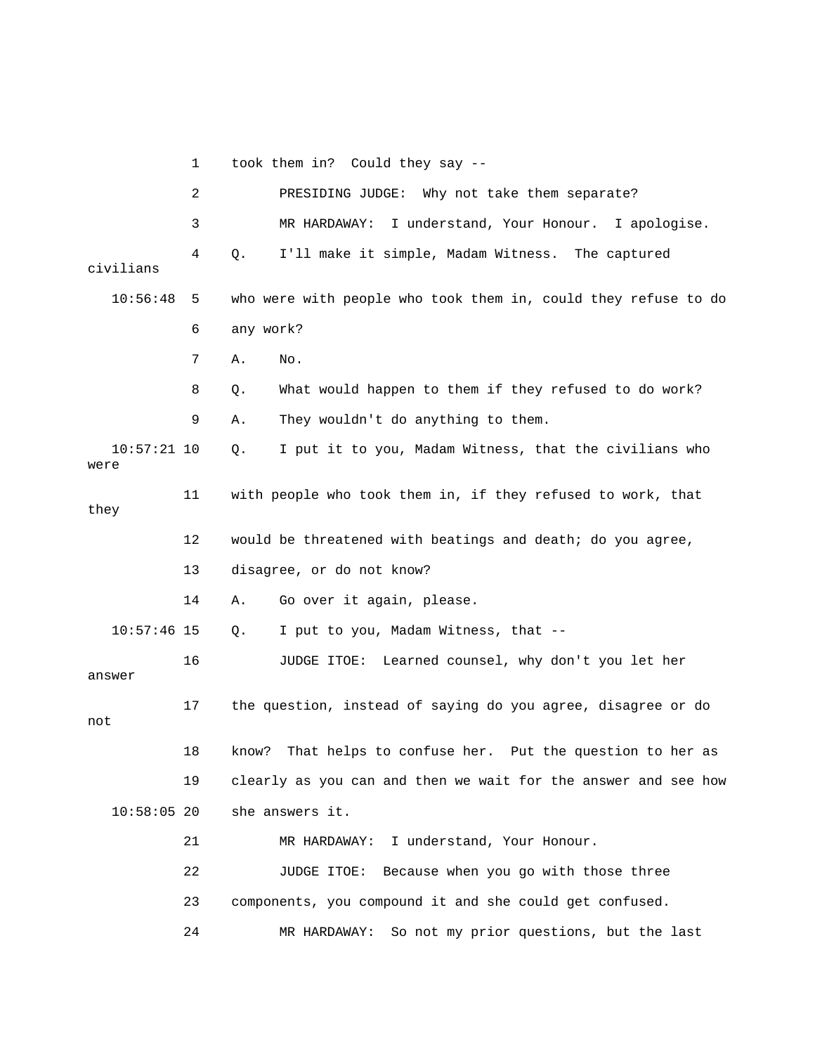1 took them in? Could they say --

2 PRESIDING JUDGE: Why not take them separate?

3 MR HARDAWAY: I understand, Your Honour. I apologise.

4 Q. I'll make it simple, Madam Witness. The captured civilians

10:56:48 5 who were with people who took them in, could they refuse to do

6 any work?

7 A. No.

8 Q. What would happen to them if they refused to do work?

9 A. They wouldn't do anything to them.

10:57:21 10 Q. I put it to you, Madam Witness, that the civilians who were

11 with people who took them in, if they refused to work, that they

12 would be threatened with beatings and death; do you agree,

13 disagree, or do not know?

14 A. Go over it again, please.

10:57:46 15 Q. I put to you, Madam Witness, that --

16 JUDGE ITOE: Learned counsel, why don't you let her answer

17 the question, instead of saying do you agree, disagree or do not

18 know? That helps to confuse her. Put the question to her as

19 clearly as you can and then we wait for the answer and see how

10:58:05 20 she answers it.

21 MR HARDAWAY: I understand, Your Honour.

22 JUDGE ITOE: Because when you go with those three

23 components, you compound it and she could get confused.

24 MR HARDAWAY: So not my prior questions, but the last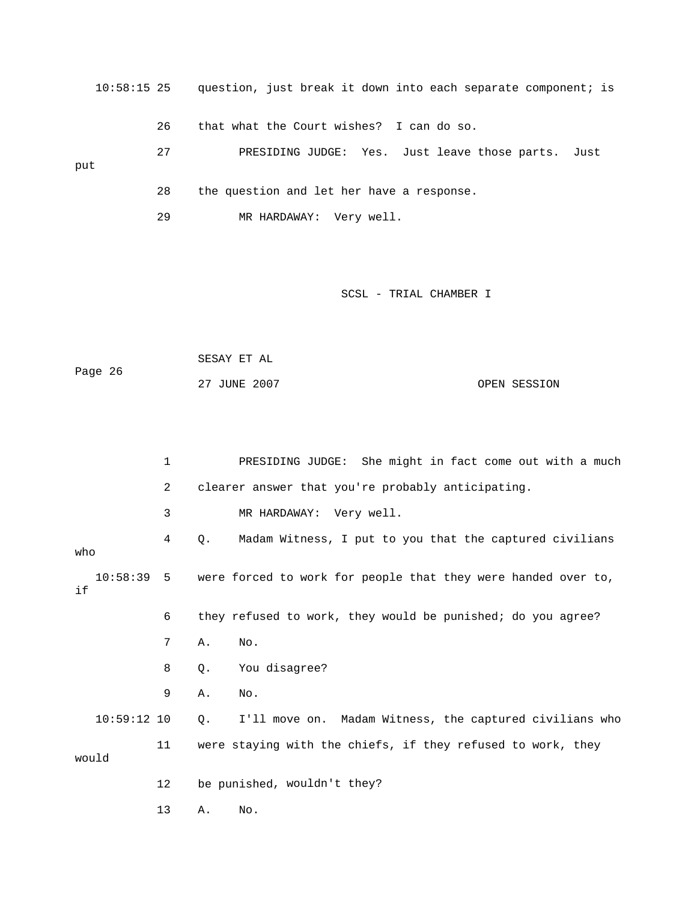10:58:15 25 question, just break it down into each separate component; is

26 that what the Court wishes? I can do so.

27 PRESIDING JUDGE: Yes. Just leave those parts. Just put

28 the question and let her have a response.

29 MR HARDAWAY: Very well.

1 PRESIDING JUDGE: She might in fact come out with a much

2 clearer answer that you're probably anticipating.

3 MR HARDAWAY: Very well.

4 Q. Madam Witness, I put to you that the captured civilians who

10:58:39 5 were forced to work for people that they were handed over to, if

6 they refused to work, they would be punished; do you agree?

7 A. No.

8 Q. You disagree?

9 A. No.

10:59:12 10 Q. I'll move on. Madam Witness, the captured civilians who

11 were staying with the chiefs, if they refused to work, they would

12 be punished, wouldn't they?

13 A. No.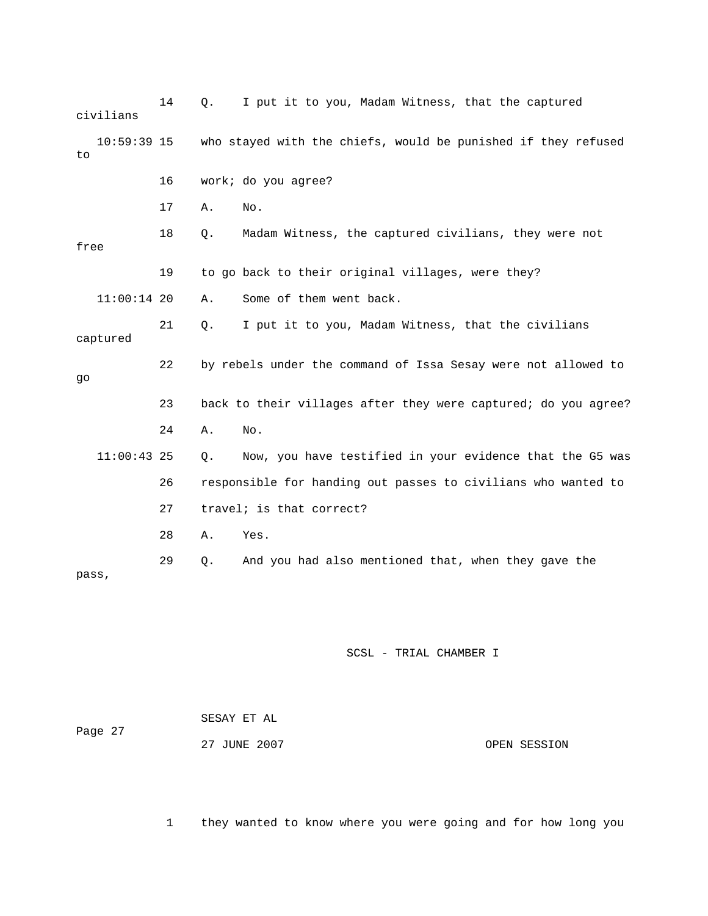14 Q. I put it to you, Madam Witness, that the captured civilians

10:59:39 15 who stayed with the chiefs, would be punished if they refused to

16 work; do you agree?

17 A. No.

18 Q. Madam Witness, the captured civilians, they were not free

19 to go back to their original villages, were they?

11:00:14 20 A. Some of them went back.

21 Q. I put it to you, Madam Witness, that the civilians captured

22 by rebels under the command of Issa Sesay were not allowed to go

23 back to their villages after they were captured; do you agree?

24 A. No.

11:00:43 25 Q. Now, you have testified in your evidence that the G5 was

26 responsible for handing out passes to civilians who wanted to

27 travel; is that correct?

28 A. Yes.

29 Q. And you had also mentioned that, when they gave the pass,

1 they wanted to know where you were going and for how long you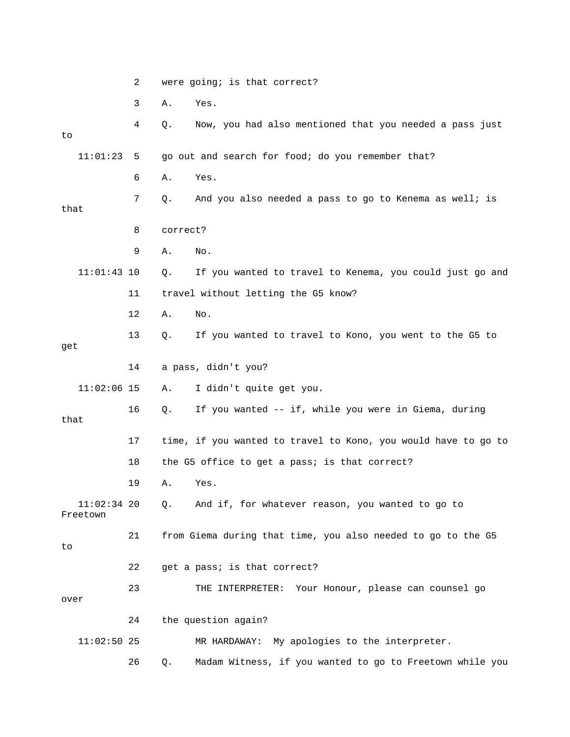2 were going; is that correct?

3 A. Yes.

4 Q. Now, you had also mentioned that you needed a pass just to

11:01:23 5 go out and search for food; do you remember that?

6 A. Yes.

7 Q. And you also needed a pass to go to Kenema as well; is that

8 correct?

9 A. No.

11:01:43 10 Q. If you wanted to travel to Kenema, you could just go and

11 travel without letting the G5 know?

12 A. No.

13 Q. If you wanted to travel to Kono, you went to the G5 to get

14 a pass, didn't you?

11:02:06 15 A. I didn't quite get you.

16 Q. If you wanted -- if, while you were in Giema, during that

17 time, if you wanted to travel to Kono, you would have to go to

18 the G5 office to get a pass; is that correct?

19 A. Yes.

11:02:34 20 Q. And if, for whatever reason, you wanted to go to Freetown

21 from Giema during that time, you also needed to go to the G5 to

22 get a pass; is that correct?

23 THE INTERPRETER: Your Honour, please can counsel go over

24 the question again?

11:02:50 25 MR HARDAWAY: My apologies to the interpreter.

26 Q. Madam Witness, if you wanted to go to Freetown while you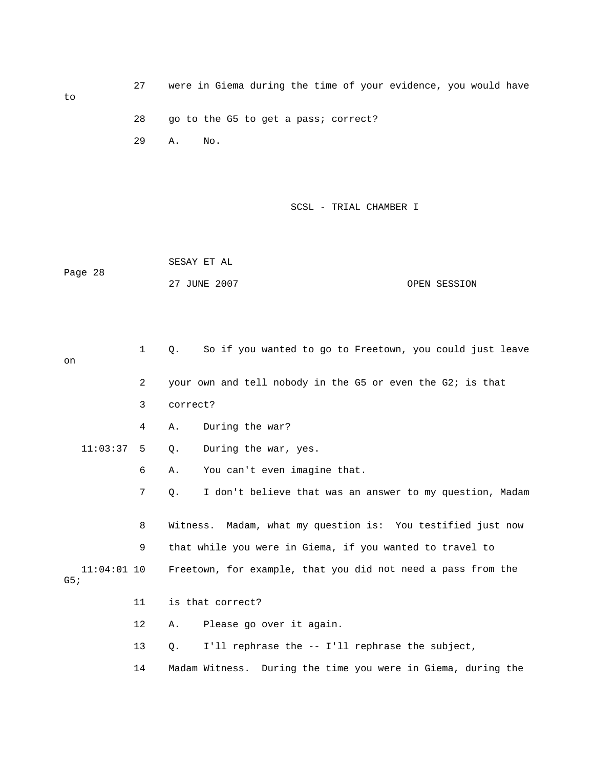27 were in Giema during the time of your evidence, you would have to

28 go to the G5 to get a pass; correct?

29 A. No.

1 Q. So if you wanted to go to Freetown, you could just leave on

2 your own and tell nobody in the G5 or even the G2; is that

3 correct?

4 A. During the war?

11:03:37 5 Q. During the war, yes.

6 A. You can't even imagine that.

7 Q. I don't believe that was an answer to my question, Madam

8 Witness. Madam, what my question is: You testified just now

9 that while you were in Giema, if you wanted to travel to

11:04:01 10 Freetown, for example, that you did not need a pass from the G5;

11 is that correct?

12 A. Please go over it again.

13 Q. I'll rephrase the -- I'll rephrase the subject,

14 Madam Witness. During the time you were in Giema, during the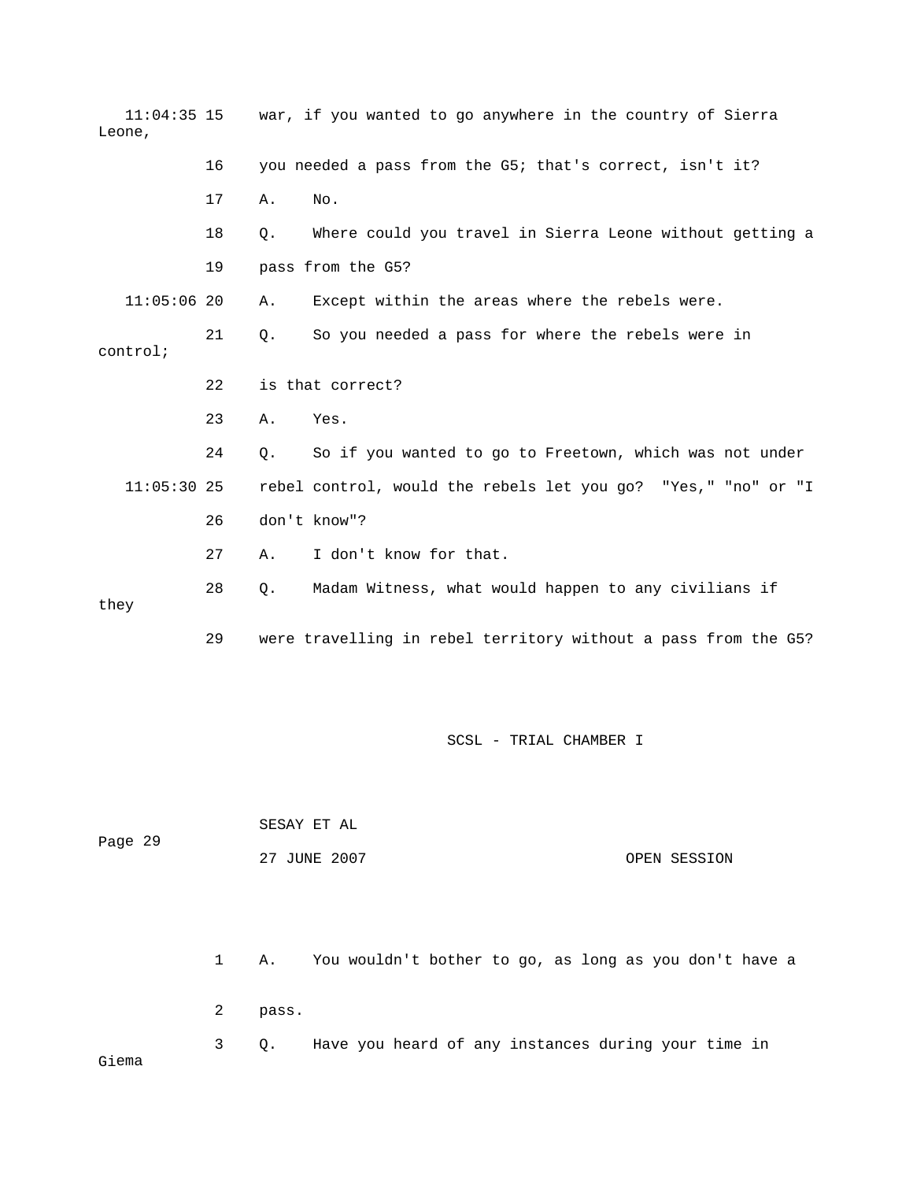11:04:35 15 war, if you wanted to go anywhere in the country of Sierra Leone,

16 you needed a pass from the G5; that's correct, isn't it?

17 A. No.

18 Q. Where could you travel in Sierra Leone without getting a

19 pass from the G5?

11:05:06 20 A. Except within the areas where the rebels were.

21 Q. So you needed a pass for where the rebels were in control;

22 is that correct?

23 A. Yes.

24 Q. So if you wanted to go to Freetown, which was not under

11:05:30 25 rebel control, would the rebels let you go? "Yes," "no" or "I

26 don't know"?

27 A. I don't know for that.

28 Q. Madam Witness, what would happen to any civilians if they

29 were travelling in rebel territory without a pass from the G5?

1 A. You wouldn't bother to go, as long as you don't have a

2 pass.

3 Q. Have you heard of any instances during your time in Giema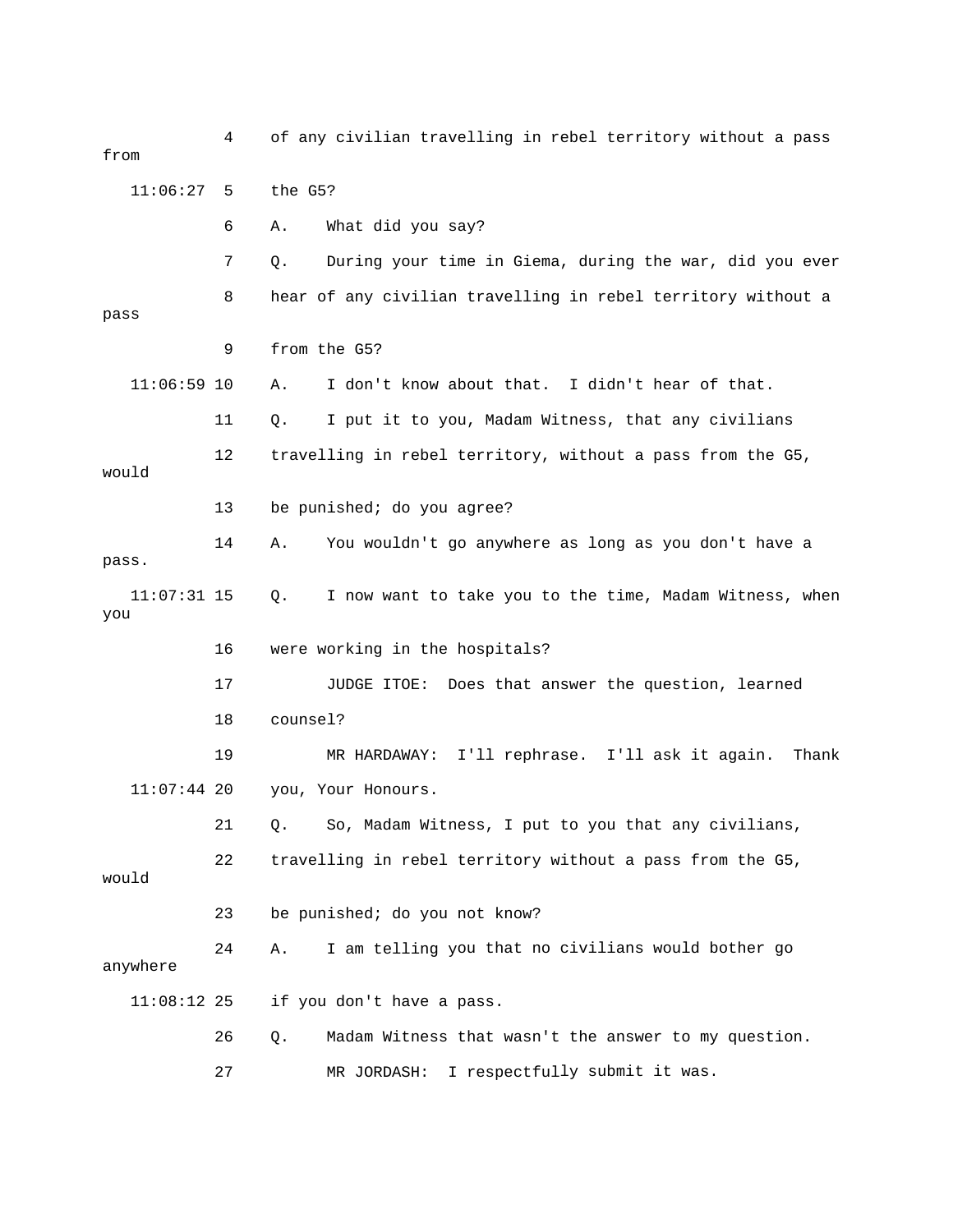4 of any civilian travelling in rebel territory without a pass from

11:06:27 5 the G5?

6 A. What did you say?

7 Q. During your time in Giema, during the war, did you ever

8 hear of any civilian travelling in rebel territory without a pass

9 from the G5?

11:06:59 10 A. I don't know about that. I didn't hear of that.

11 Q. I put it to you, Madam Witness, that any civilians

12 travelling in rebel territory, without a pass from the G5, would

13 be punished; do you agree?

14 A. You wouldn't go anywhere as long as you don't have a pass.

11:07:31 15 Q. I now want to take you to the time, Madam Witness, when you

16 were working in the hospitals?

17 JUDGE ITOE: Does that answer the question, learned

18 counsel?

19 MR HARDAWAY: I'll rephrase. I'll ask it again. Thank

11:07:44 20 you, Your Honours.

21 Q. So, Madam Witness, I put to you that any civilians,

22 travelling in rebel territory without a pass from the G5, would

23 be punished; do you not know?

24 A. I am telling you that no civilians would bother go anywhere

11:08:12 25 if you don't have a pass.

26 Q. Madam Witness that wasn't the answer to my question.

27 MR JORDASH: I respectfully submit it was.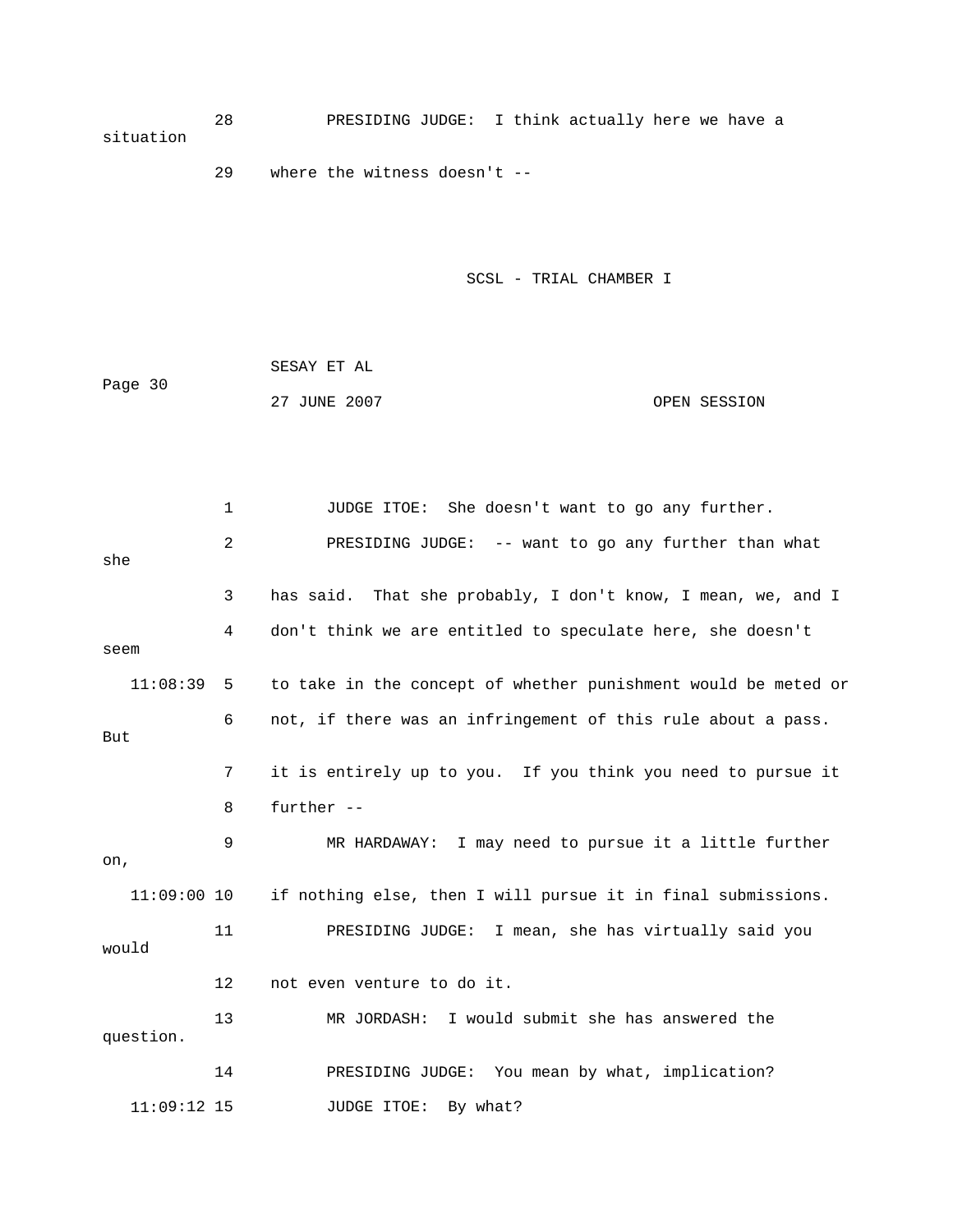28 PRESIDING JUDGE: I think actually here we have a situation

29 where the witness doesn't --

1 JUDGE ITOE: She doesn't want to go any further.

2 PRESIDING JUDGE: -- want to go any further than what she

3 has said. That she probably, I don't know, I mean, we, and I

4 don't think we are entitled to speculate here, she doesn't seem

11:08:39 5 to take in the concept of whether punishment would be meted or

6 not, if there was an infringement of this rule about a pass. But

7 it is entirely up to you. If you think you need to pursue it

8 further --

9 MR HARDAWAY: I may need to pursue it a little further on,

11:09:00 10 if nothing else, then I will pursue it in final submissions.

11 PRESIDING JUDGE: I mean, she has virtually said you would

12 not even venture to do it.

13 MR JORDASH: I would submit she has answered the question.

14 PRESIDING JUDGE: You mean by what, implication?

11:09:12 15 JUDGE ITOE: By what?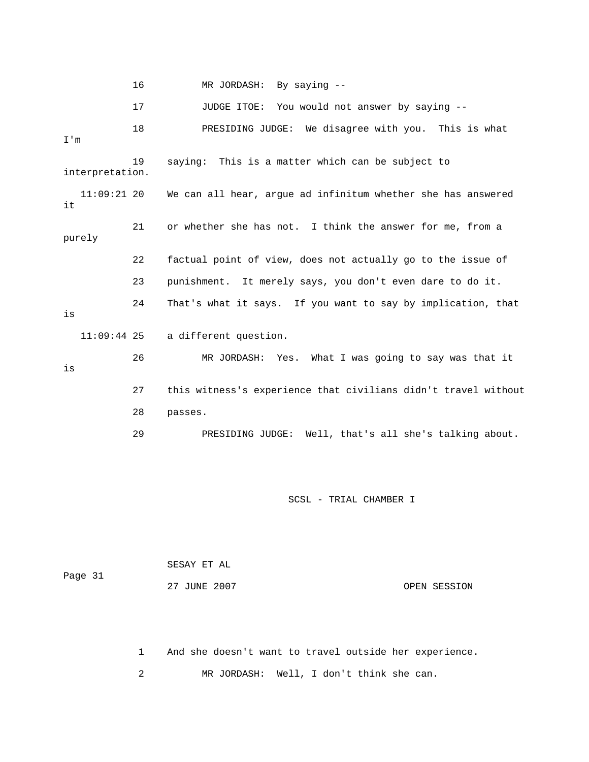16 MR JORDASH: By saying --

17 JUDGE ITOE: You would not answer by saying --

18 PRESIDING JUDGE: We disagree with you. This is what I'm

19 saying: This is a matter which can be subject to interpretation.

11:09:21 20 We can all hear, argue ad infinitum whether she has answered it

21 or whether she has not. I think the answer for me, from a purely

22 factual point of view, does not actually go to the issue of

23 punishment. It merely says, you don't even dare to do it.

24 That's what it says. If you want to say by implication, that is

11:09:44 25 a different question.

26 MR JORDASH: Yes. What I was going to say was that it is

27 this witness's experience that civilians didn't travel without

28 passes.

29 PRESIDING JUDGE: Well, that's all she's talking about.

1 And she doesn't want to travel outside her experience.

2 MR JORDASH: Well, I don't think she can.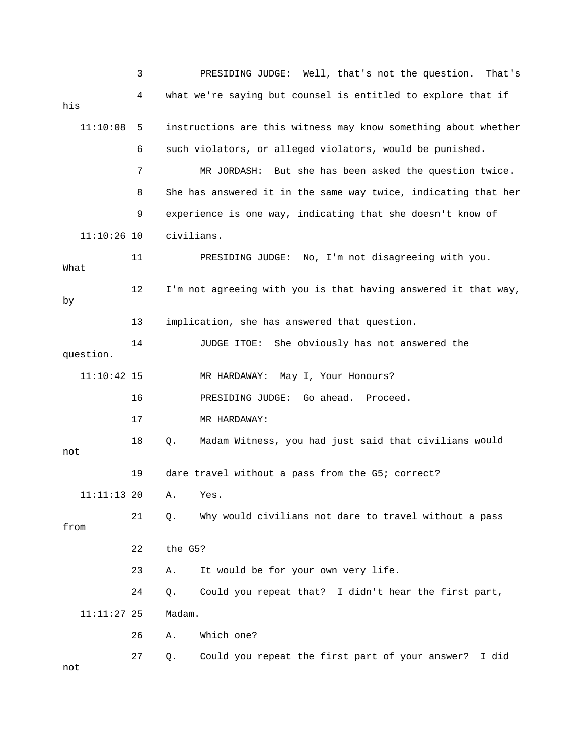PRESIDING JUDGE: Well, that's not the question. That's what we're saying but counsel is entitled to explore that if his instructions are this witness may know something about whether such violators, or alleged violators, would be punished.

MR JORDASH: But she has been asked the question twice. She has answered it in the same way twice, indicating that her experience is one way, indicating that she doesn't know of civilians.

PRESIDING JUDGE: No, I'm not disagreeing with you. What I'm not agreeing with you is that having answered it that way, by implication, she has answered that question.

JUDGE ITOE: She obviously has not answered the question.

MR HARDAWAY: May I, Your Honours?

PRESIDING JUDGE: Go ahead. Proceed.

MR HARDAWAY:

Q. Madam Witness, you had just said that civilians would not dare travel without a pass from the G5; correct?

A. Yes.

Q. Why would civilians not dare to travel without a pass from the G5?

A. It would be for your own very life.

Q. Could you repeat that? I didn't hear the first part, Madam.

A. Which one?

Q. Could you repeat the first part of your answer? I did not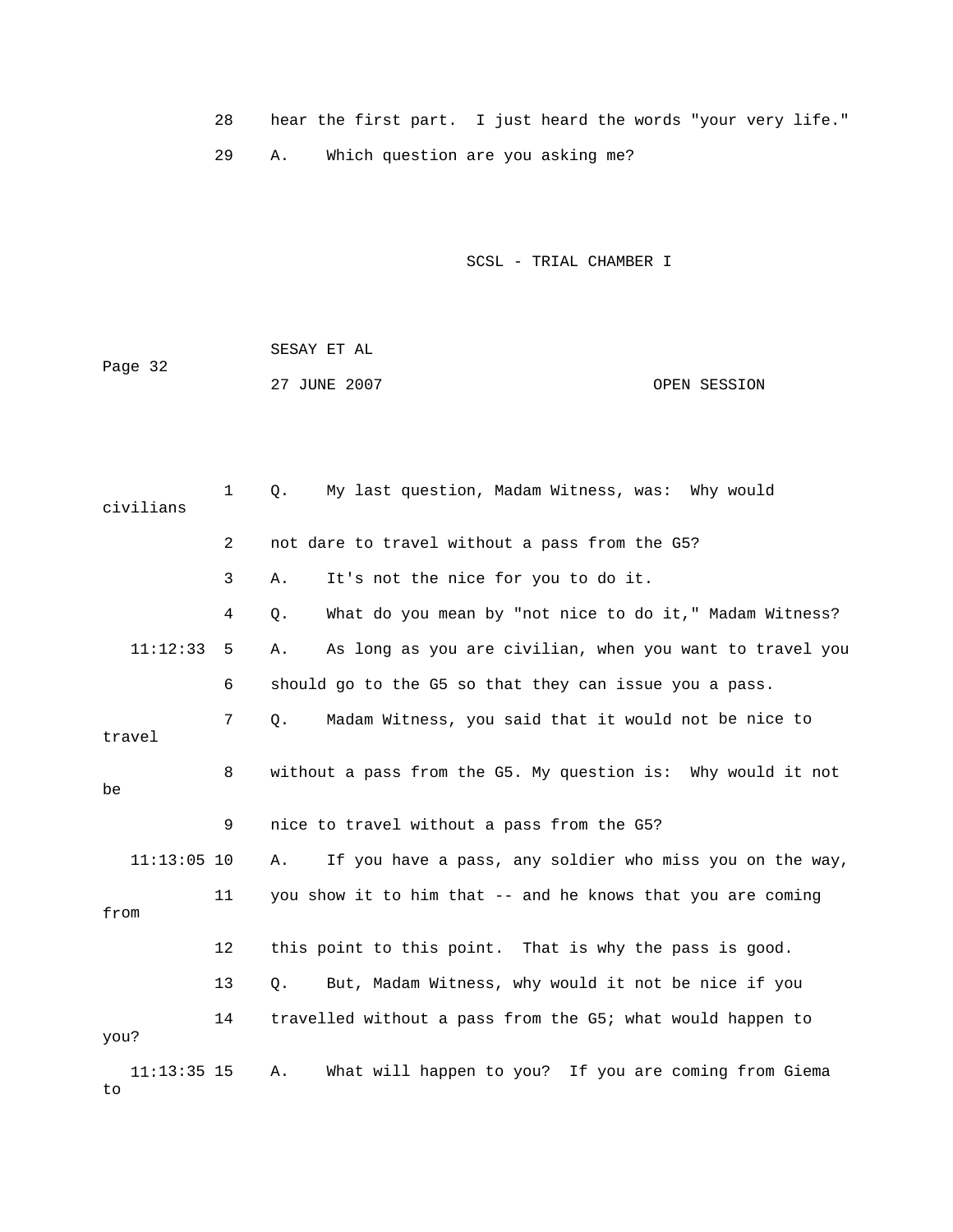28 hear the first part. I just heard the words "your very life."

29 A. Which question are you asking me?

1 Q. My last question, Madam Witness, was: Why would civilians

2 not dare to travel without a pass from the G5?

3 A. It's not the nice for you to do it.

4 Q. What do you mean by "not nice to do it," Madam Witness?

11:12:33 5 A. As long as you are civilian, when you want to travel you

6 should go to the G5 so that they can issue you a pass.

7 Q. Madam Witness, you said that it would not be nice to travel

8 without a pass from the G5. My question is: Why would it not be

9 nice to travel without a pass from the G5?

11:13:05 10 A. If you have a pass, any soldier who miss you on the way,

11 you show it to him that -- and he knows that you are coming from

12 this point to this point. That is why the pass is good.

13 Q. But, Madam Witness, why would it not be nice if you

14 travelled without a pass from the G5; what would happen to you?

11:13:35 15 A. What will happen to you? If you are coming from Giema to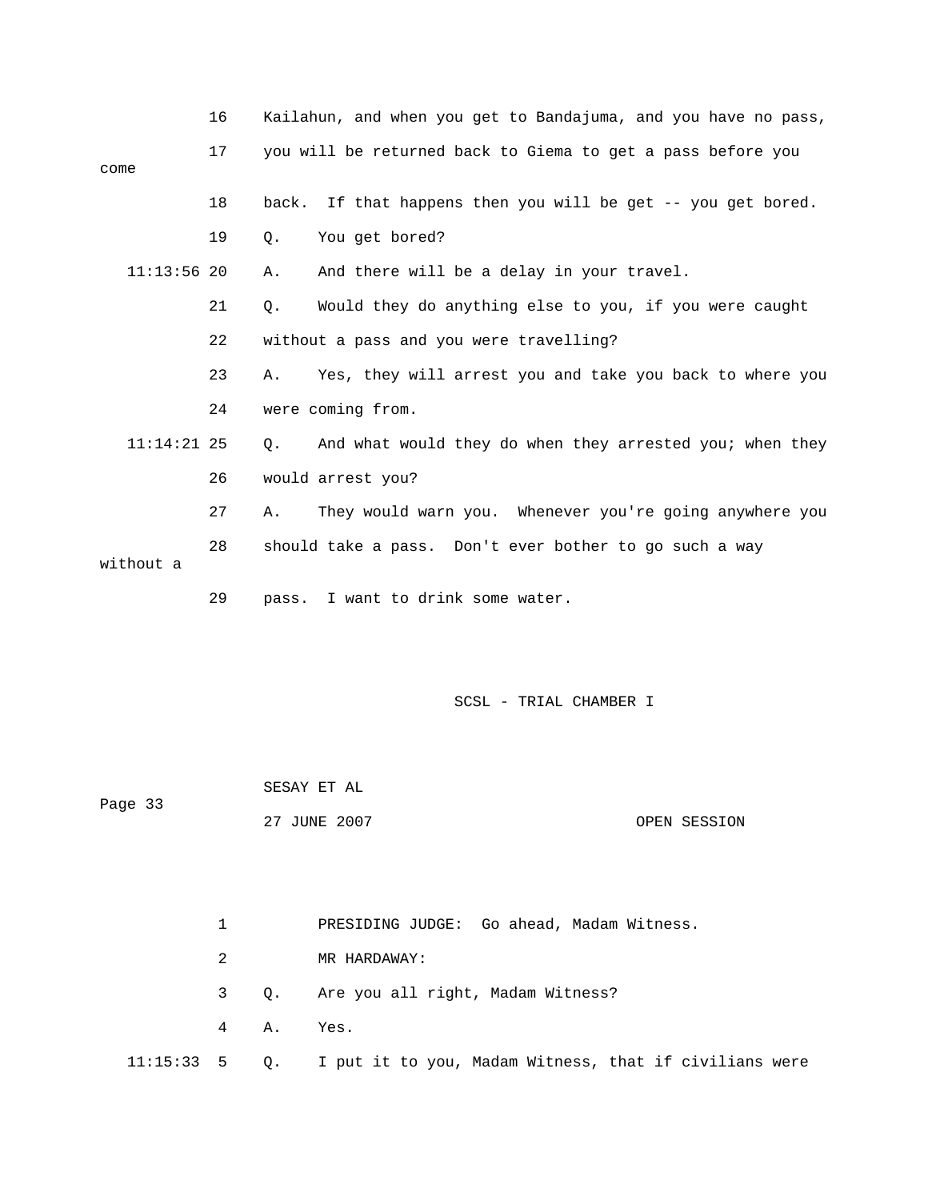16 Kailahun, and when you get to Bandajuma, and you have no pass,

17 you will be returned back to Giema to get a pass before you come

18 back. If that happens then you will be get -- you get bored.

19 Q. You get bored?

11:13:56 20 A. And there will be a delay in your travel.

21 Q. Would they do anything else to you, if you were caught

22 without a pass and you were travelling?

23 A. Yes, they will arrest you and take you back to where you

24 were coming from.

11:14:21 25 Q. And what would they do when they arrested you; when they

26 would arrest you?

27 A. They would warn you. Whenever you're going anywhere you

28 should take a pass. Don't ever bother to go such a way without a

29 pass. I want to drink some water.

SCSL - TRIAL CHAMBER I

SESAY ET AL

Page 33

27 JUNE 2007 OPEN SESSION

1 PRESIDING JUDGE: Go ahead, Madam Witness.

2 MR HARDAWAY:

3 Q. Are you all right, Madam Witness?

4 A. Yes.

11:15:33 5 Q. I put it to you, Madam Witness, that if civilians were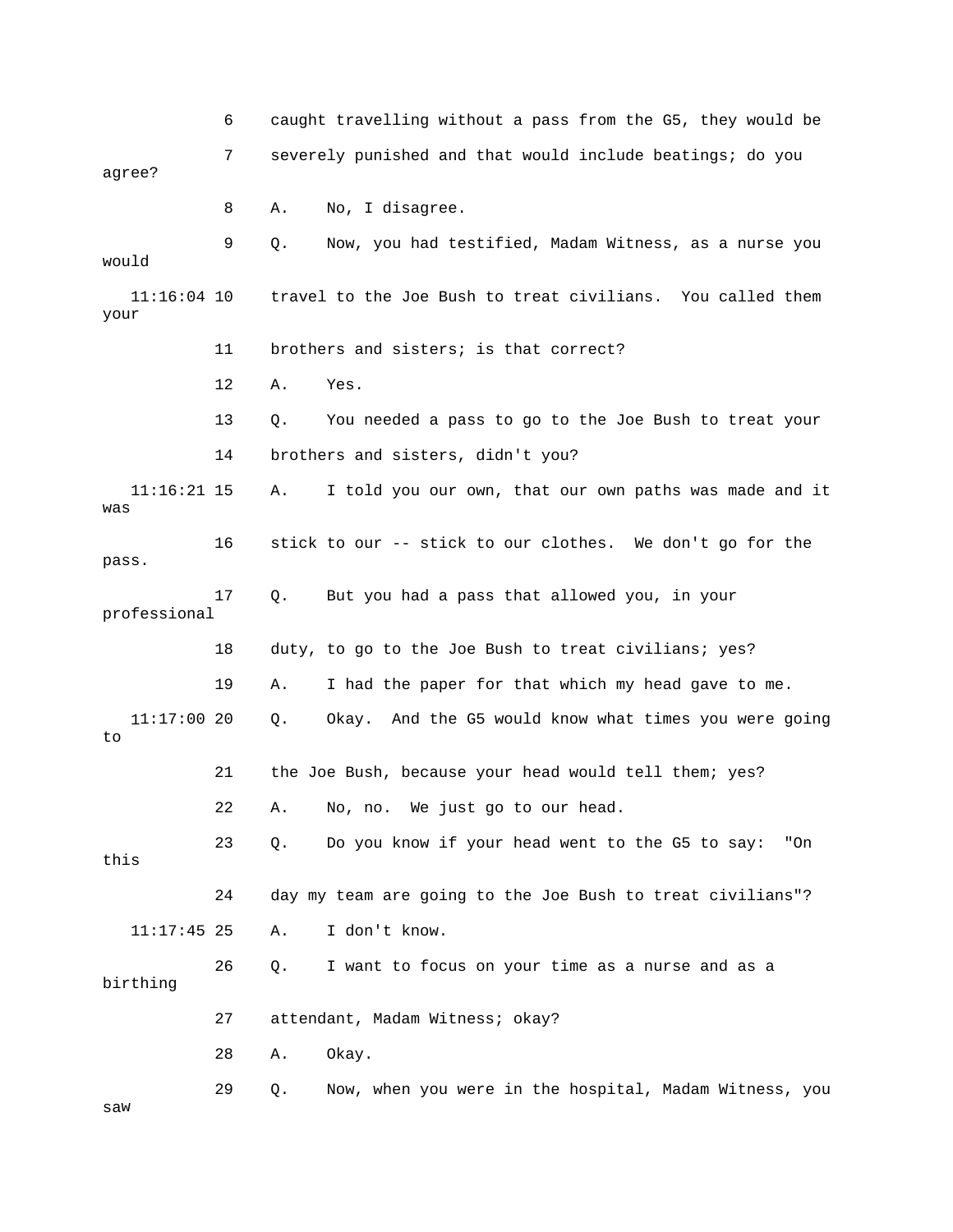6 caught travelling without a pass from the G5, they would be

7 severely punished and that would include beatings; do you agree?

8 A. No, I disagree.

9 Q. Now, you had testified, Madam Witness, as a nurse you would

11:16:04 10 travel to the Joe Bush to treat civilians. You called them your

11 brothers and sisters; is that correct?

12 A. Yes.

13 Q. You needed a pass to go to the Joe Bush to treat your

14 brothers and sisters, didn't you?

11:16:21 15 A. I told you our own, that our own paths was made and it was

16 stick to our -- stick to our clothes. We don't go for the pass.

17 Q. But you had a pass that allowed you, in your professional

18 duty, to go to the Joe Bush to treat civilians; yes?

19 A. I had the paper for that which my head gave to me.

11:17:00 20 Q. Okay. And the G5 would know what times you were going to

21 the Joe Bush, because your head would tell them; yes?

22 A. No, no. We just go to our head.

23 Q. Do you know if your head went to the G5 to say: "On this

24 day my team are going to the Joe Bush to treat civilians"?

11:17:45 25 A. I don't know.

26 Q. I want to focus on your time as a nurse and as a birthing

27 attendant, Madam Witness; okay?

28 A. Okay.

29 Q. Now, when you were in the hospital, Madam Witness, you saw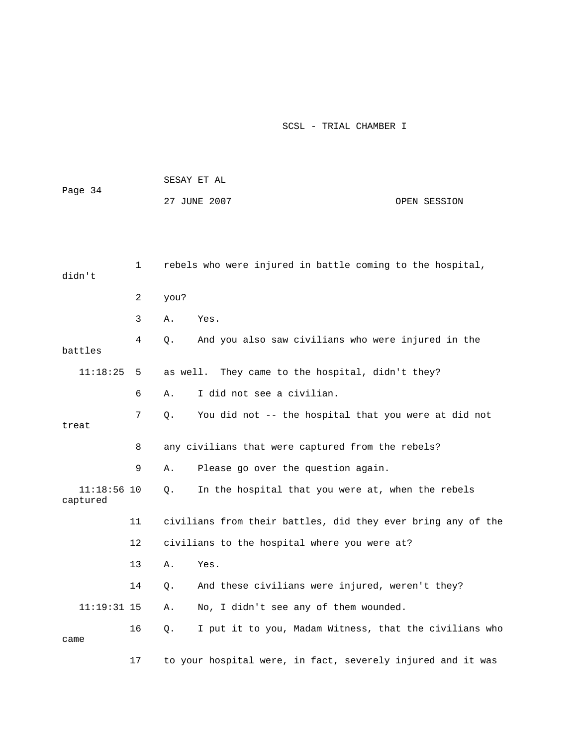1 rebels who were injured in battle coming to the hospital, didn't

2 you?

3 A. Yes.

4 Q. And you also saw civilians who were injured in the battles

11:18:25 5 as well. They came to the hospital, didn't they?

6 A. I did not see a civilian.

7 Q. You did not -- the hospital that you were at did not treat

8 any civilians that were captured from the rebels?

9 A. Please go over the question again.

11:18:56 10 Q. In the hospital that you were at, when the rebels captured

11 civilians from their battles, did they ever bring any of the

12 civilians to the hospital where you were at?

13 A. Yes.

14 Q. And these civilians were injured, weren't they?

11:19:31 15 A. No, I didn't see any of them wounded.

16 Q. I put it to you, Madam Witness, that the civilians who came

17 to your hospital were, in fact, severely injured and it was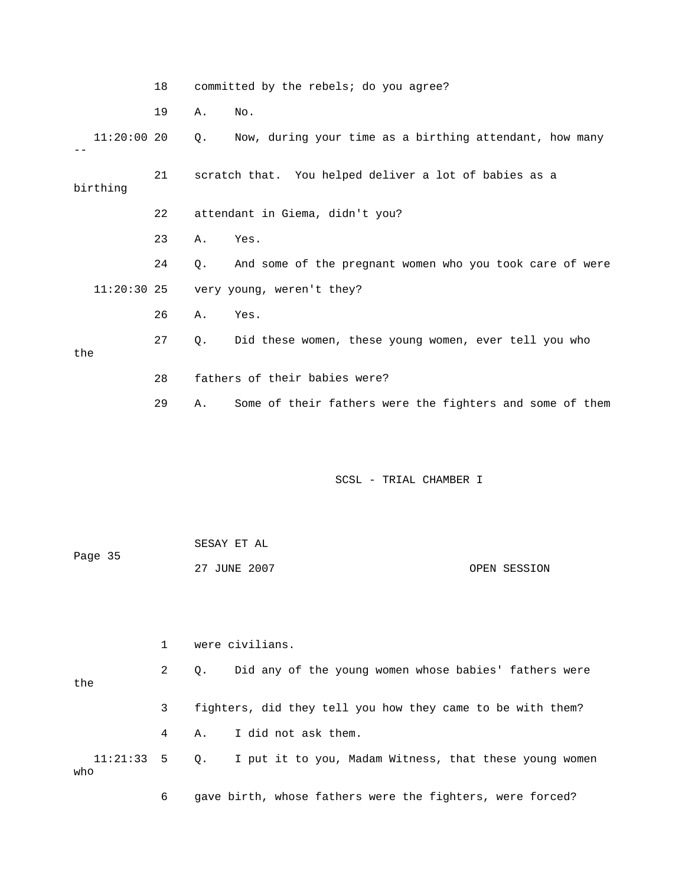18 committed by the rebels; do you agree?

19 A. No.

11:20:00 20 Q. Now, during your time as a birthing attendant, how many --

21 scratch that. You helped deliver a lot of babies as a birthing

22 attendant in Giema, didn't you?

23 A. Yes.

24 Q. And some of the pregnant women who you took care of were

11:20:30 25 very young, weren't they?

26 A. Yes.

27 Q. Did these women, these young women, ever tell you who the

28 fathers of their babies were?

29 A. Some of their fathers were the fighters and some of them

1 were civilians.

2 Q. Did any of the young women whose babies' fathers were the

3 fighters, did they tell you how they came to be with them?

4 A. I did not ask them.

11:21:33 5 Q. I put it to you, Madam Witness, that these young women who

6 gave birth, whose fathers were the fighters, were forced?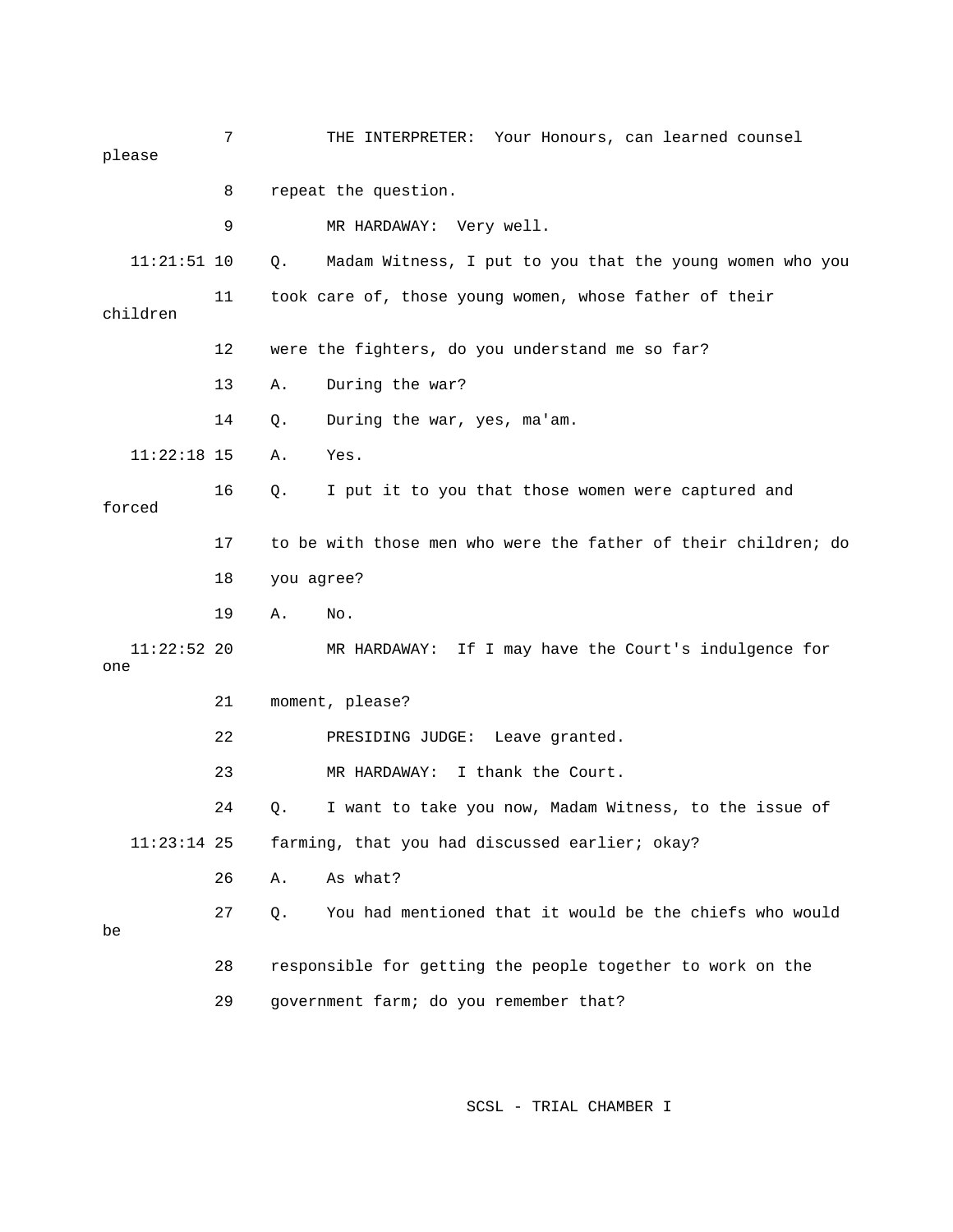7 THE INTERPRETER: Your Honours, can learned counsel please

8 repeat the question.

9 MR HARDAWAY: Very well.

11:21:51 10 Q. Madam Witness, I put to you that the young women who you

11 took care of, those young women, whose father of their children

12 were the fighters, do you understand me so far?

13 A. During the war?

14 Q. During the war, yes, ma'am.

11:22:18 15 A. Yes.

16 Q. I put it to you that those women were captured and forced

17 to be with those men who were the father of their children; do

18 you agree?

19 A. No.

11:22:52 20 MR HARDAWAY: If I may have the Court's indulgence for one

21 moment, please?

22 PRESIDING JUDGE: Leave granted.

23 MR HARDAWAY: I thank the Court.

24 Q. I want to take you now, Madam Witness, to the issue of

11:23:14 25 farming, that you had discussed earlier; okay?

26 A. As what?

27 Q. You had mentioned that it would be the chiefs who would be

28 responsible for getting the people together to work on the

29 government farm; do you remember that?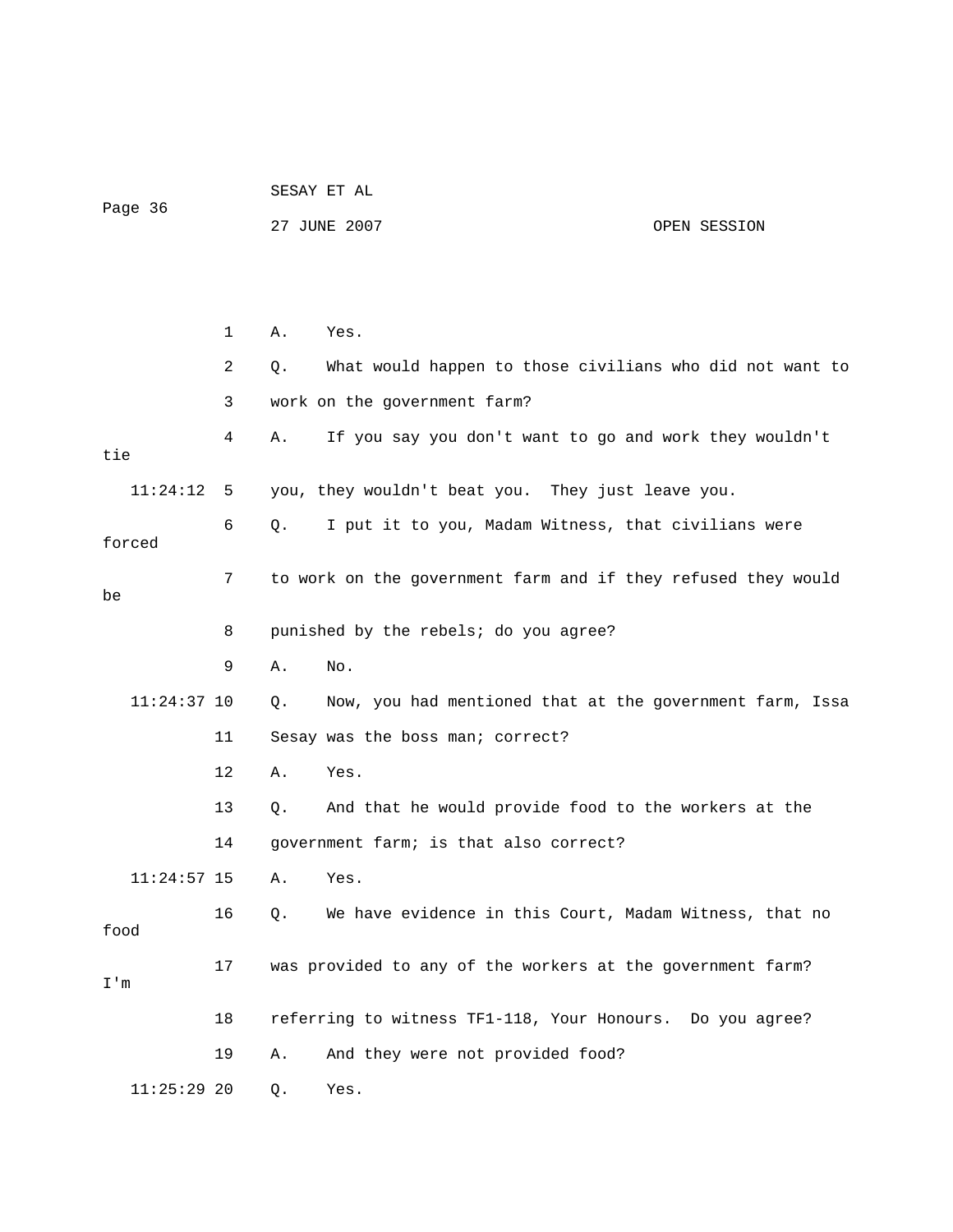1 A. Yes.

2 Q. What would happen to those civilians who did not want to

3 work on the government farm?

4 A. If you say you don't want to go and work they wouldn't tie

11:24:12 5 you, they wouldn't beat you. They just leave you.

6 Q. I put it to you, Madam Witness, that civilians were forced

7 to work on the government farm and if they refused they would be

8 punished by the rebels; do you agree?

9 A. No.

11:24:37 10 Q. Now, you had mentioned that at the government farm, Issa

11 Sesay was the boss man; correct?

12 A. Yes.

13 Q. And that he would provide food to the workers at the

14 government farm; is that also correct?

11:24:57 15 A. Yes.

16 Q. We have evidence in this Court, Madam Witness, that no food

17 was provided to any of the workers at the government farm? I'm

18 referring to witness TF1-118, Your Honours. Do you agree?

19 A. And they were not provided food?

11:25:29 20 Q. Yes.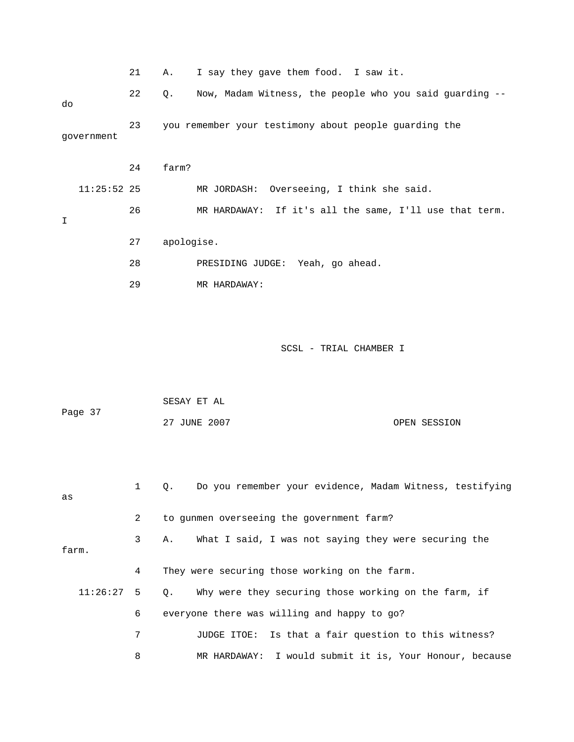21 A. I say they gave them food. I saw it.

22 Q. Now, Madam Witness, the people who you said guarding -- do

23 you remember your testimony about people guarding the government

24 farm?

11:25:52 25 MR JORDASH: Overseeing, I think she said.

26 MR HARDAWAY: If it's all the same, I'll use that term. I

27 apologise.

28 PRESIDING JUDGE: Yeah, go ahead.

29 MR HARDAWAY:

1 Q. Do you remember your evidence, Madam Witness, testifying as

2 to gunmen overseeing the government farm?

3 A. What I said, I was not saying they were securing the farm.

4 They were securing those working on the farm.

11:26:27 5 Q. Why were they securing those working on the farm, if

6 everyone there was willing and happy to go?

7 JUDGE ITOE: Is that a fair question to this witness?

8 MR HARDAWAY: I would submit it is, Your Honour, because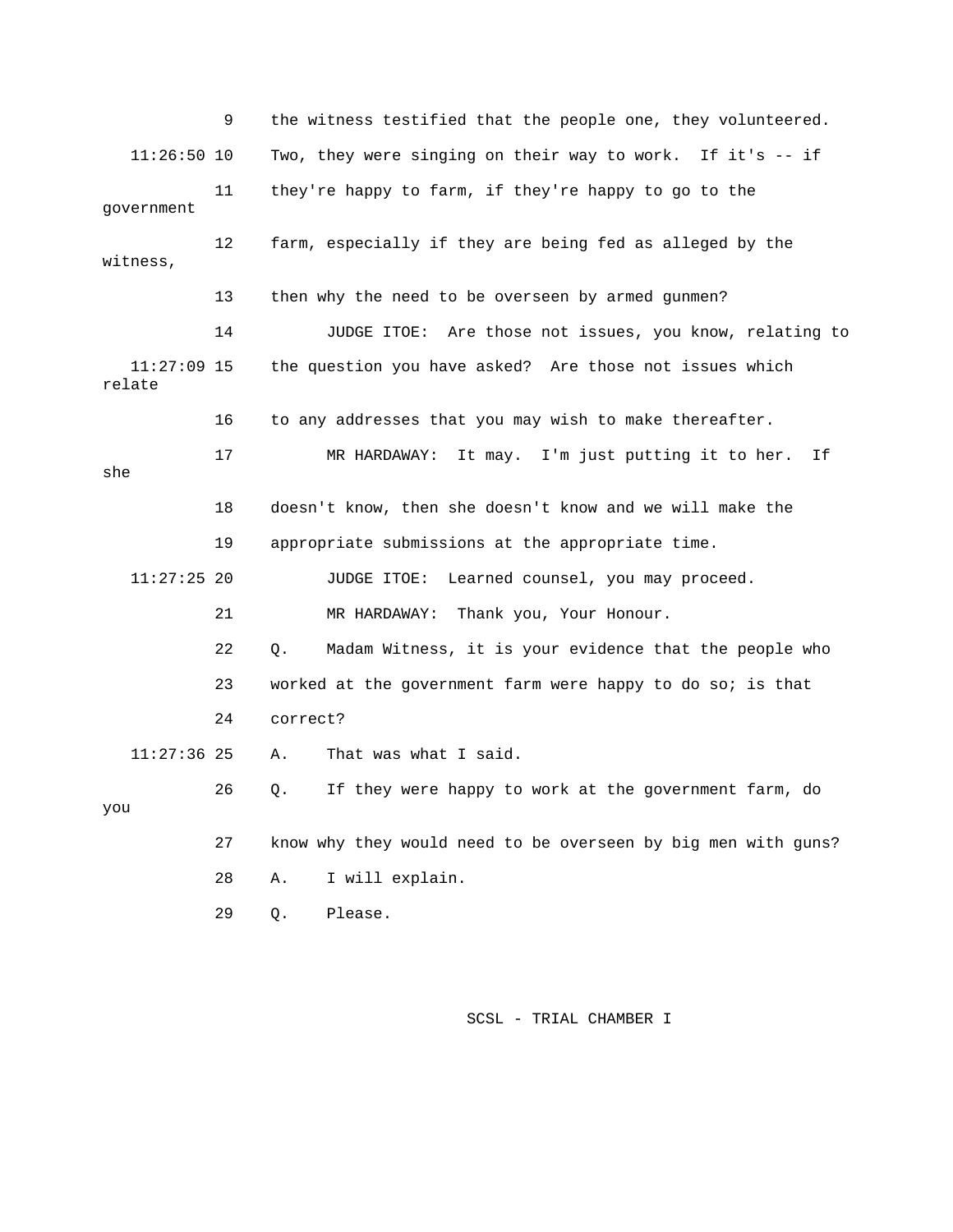the witness testified that the people one, they volunteered. Two, they were singing on their way to work. If it's -- if they're happy to farm, if they're happy to go to the government farm, especially if they are being fed as alleged by the witness, then why the need to be overseen by armed gunmen?

JUDGE ITOE: Are those not issues, you know, relating to the question you have asked? Are those not issues which relate to any addresses that you may wish to make thereafter.

MR HARDAWAY: It may. I'm just putting it to her. If she doesn't know, then she doesn't know and we will make the appropriate submissions at the appropriate time.

JUDGE ITOE: Learned counsel, you may proceed.

MR HARDAWAY: Thank you, Your Honour.

Q. Madam Witness, it is your evidence that the people who worked at the government farm were happy to do so; is that correct?

A. That was what I said.

Q. If they were happy to work at the government farm, do you know why they would need to be overseen by big men with guns?

A. I will explain.

Q. Please.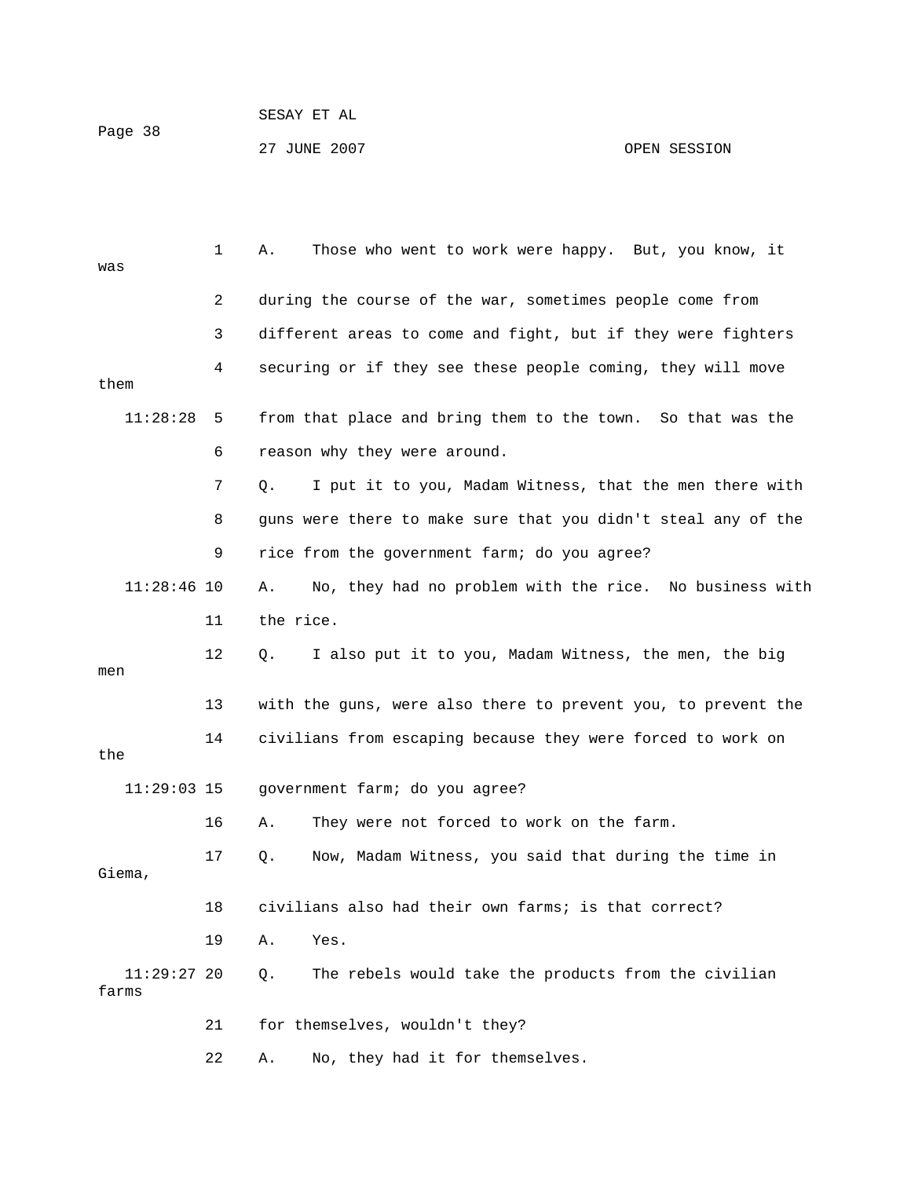A. Those who went to work were happy. But, you know, it was during the course of the war, sometimes people come from different areas to come and fight, but if they were fighters securing or if they see these people coming, they will move them from that place and bring them to the town. So that was the reason why they were around.

Q. I put it to you, Madam Witness, that the men there with guns were there to make sure that you didn't steal any of the rice from the government farm; do you agree?

A. No, they had no problem with the rice. No business with the rice.

Q. I also put it to you, Madam Witness, the men, the big men with the guns, were also there to prevent you, to prevent the civilians from escaping because they were forced to work on the government farm; do you agree?

A. They were not forced to work on the farm.

Q. Now, Madam Witness, you said that during the time in Giema, civilians also had their own farms; is that correct?

A. Yes.

Q. The rebels would take the products from the civilian farms for themselves, wouldn't they?

A. No, they had it for themselves.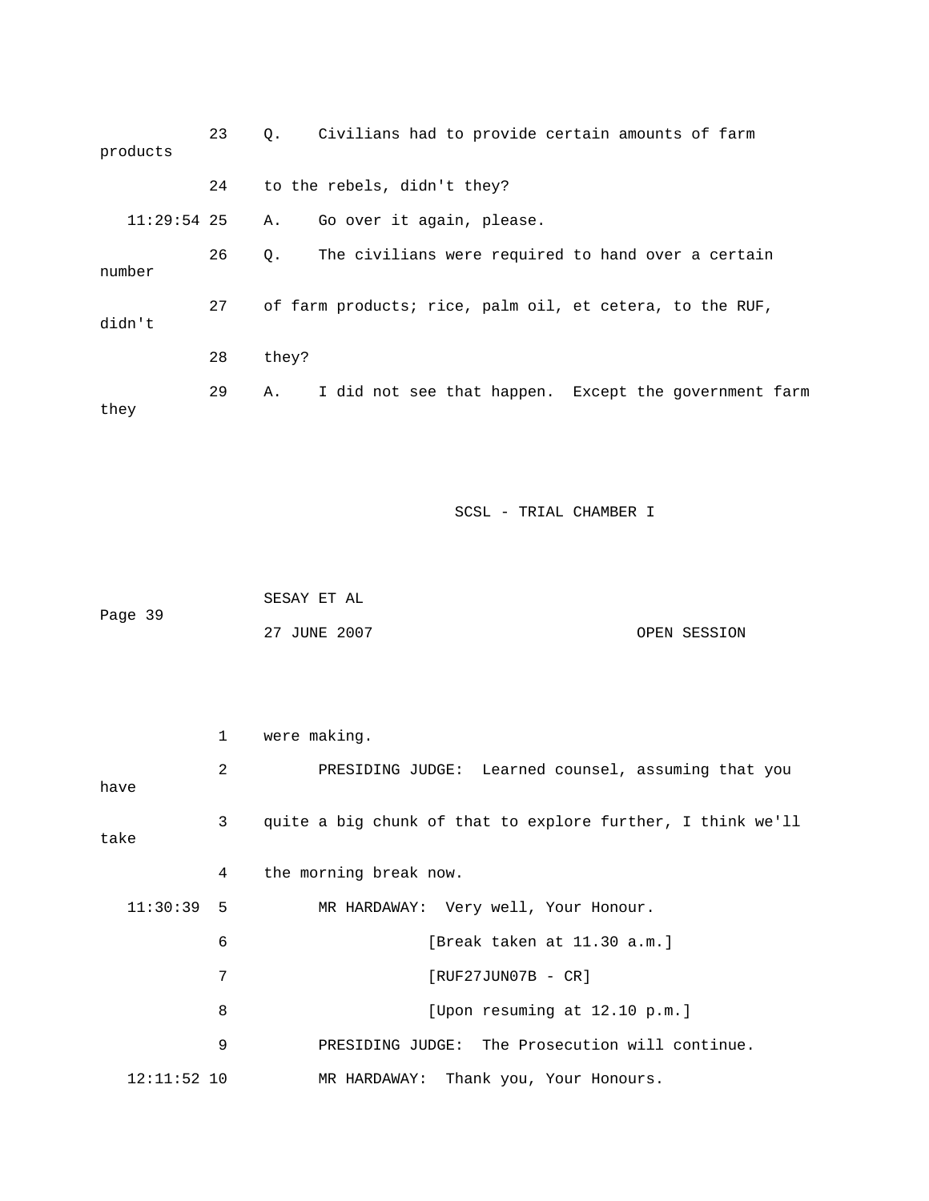23 Q. Civilians had to provide certain amounts of farm products

24 to the rebels, didn't they?

11:29:54 25 A. Go over it again, please.

26 Q. The civilians were required to hand over a certain number

27 of farm products; rice, palm oil, et cetera, to the RUF, didn't

28 they?

29 A. I did not see that happen. Except the government farm they

1 were making.

2 PRESIDING JUDGE: Learned counsel, assuming that you have

3 quite a big chunk of that to explore further, I think we'll take

4 the morning break now.

11:30:39 5 MR HARDAWAY: Very well, Your Honour.

6 [Break taken at 11.30 a.m.]

7 [RUF27JUN07B - CR]

8 [Upon resuming at 12.10 p.m.]

9 PRESIDING JUDGE: The Prosecution will continue.

12:11:52 10 MR HARDAWAY: Thank you, Your Honours.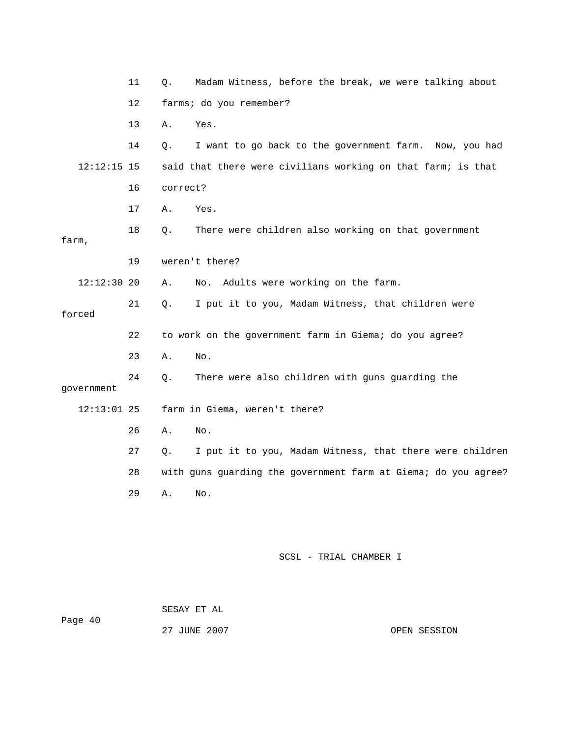11 Q. Madam Witness, before the break, we were talking about

12 farms; do you remember?

13 A. Yes.

14 Q. I want to go back to the government farm. Now, you had

12:12:15 15 said that there were civilians working on that farm; is that

16 correct?

17 A. Yes.

18 Q. There were children also working on that government farm,

19 weren't there?

12:12:30 20 A. No. Adults were working on the farm.

21 Q. I put it to you, Madam Witness, that children were forced

22 to work on the government farm in Giema; do you agree?

23 A. No.

24 Q. There were also children with guns guarding the government

12:13:01 25 farm in Giema, weren't there?

26 A. No.

27 Q. I put it to you, Madam Witness, that there were children

28 with guns guarding the government farm at Giema; do you agree?

29 A. No.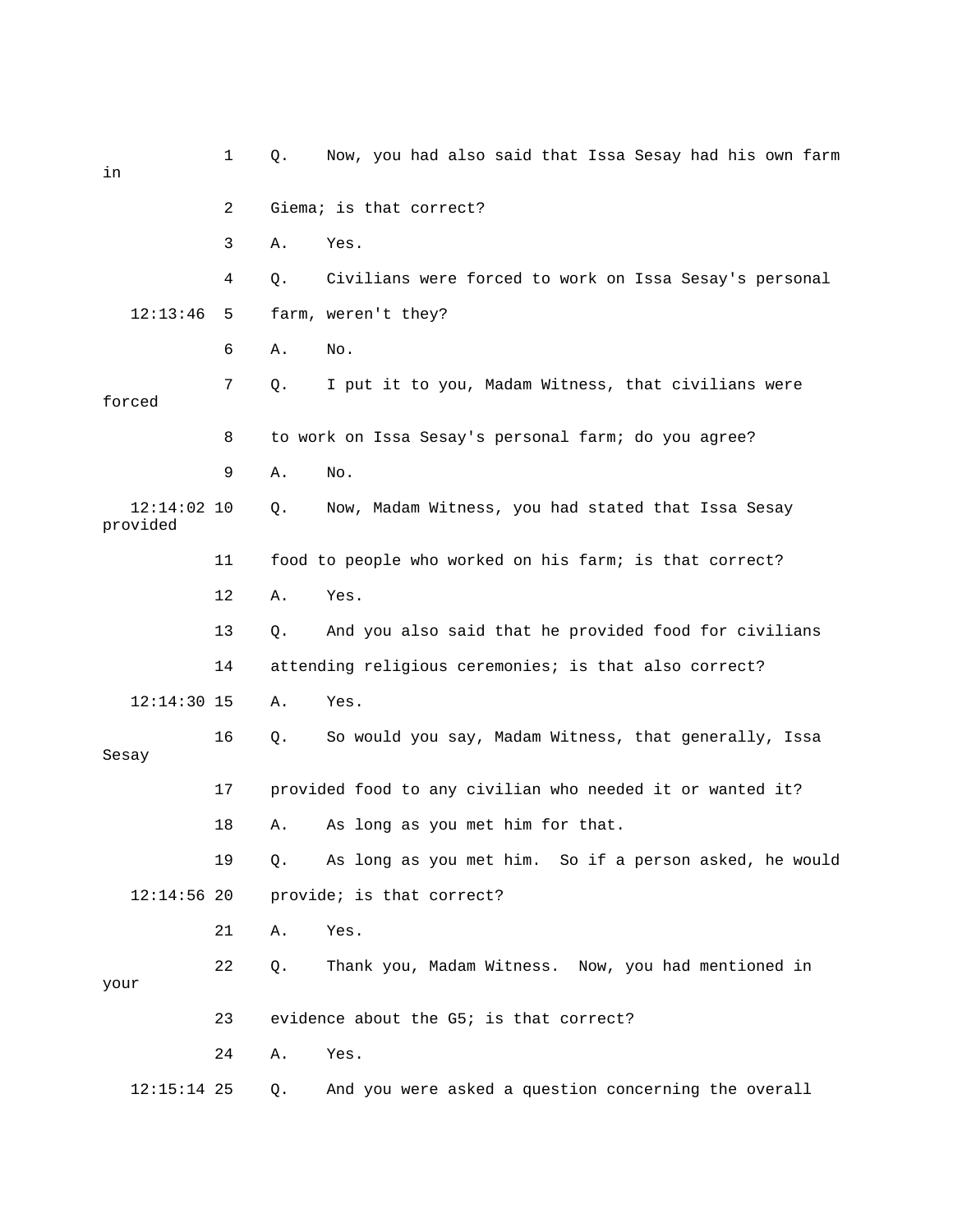1 Q. Now, you had also said that Issa Sesay had his own farm in

2 Giema; is that correct?

3 A. Yes.

4 Q. Civilians were forced to work on Issa Sesay's personal

12:13:46 5 farm, weren't they?

6 A. No.

7 Q. I put it to you, Madam Witness, that civilians were forced

8 to work on Issa Sesay's personal farm; do you agree?

9 A. No.

12:14:02 10 Q. Now, Madam Witness, you had stated that Issa Sesay provided

11 food to people who worked on his farm; is that correct?

12 A. Yes.

13 Q. And you also said that he provided food for civilians

14 attending religious ceremonies; is that also correct?

12:14:30 15 A. Yes.

16 Q. So would you say, Madam Witness, that generally, Issa Sesay

17 provided food to any civilian who needed it or wanted it?

18 A. As long as you met him for that.

19 Q. As long as you met him. So if a person asked, he would

12:14:56 20 provide; is that correct?

21 A. Yes.

22 Q. Thank you, Madam Witness. Now, you had mentioned in your

23 evidence about the G5; is that correct?

24 A. Yes.

12:15:14 25 Q. And you were asked a question concerning the overall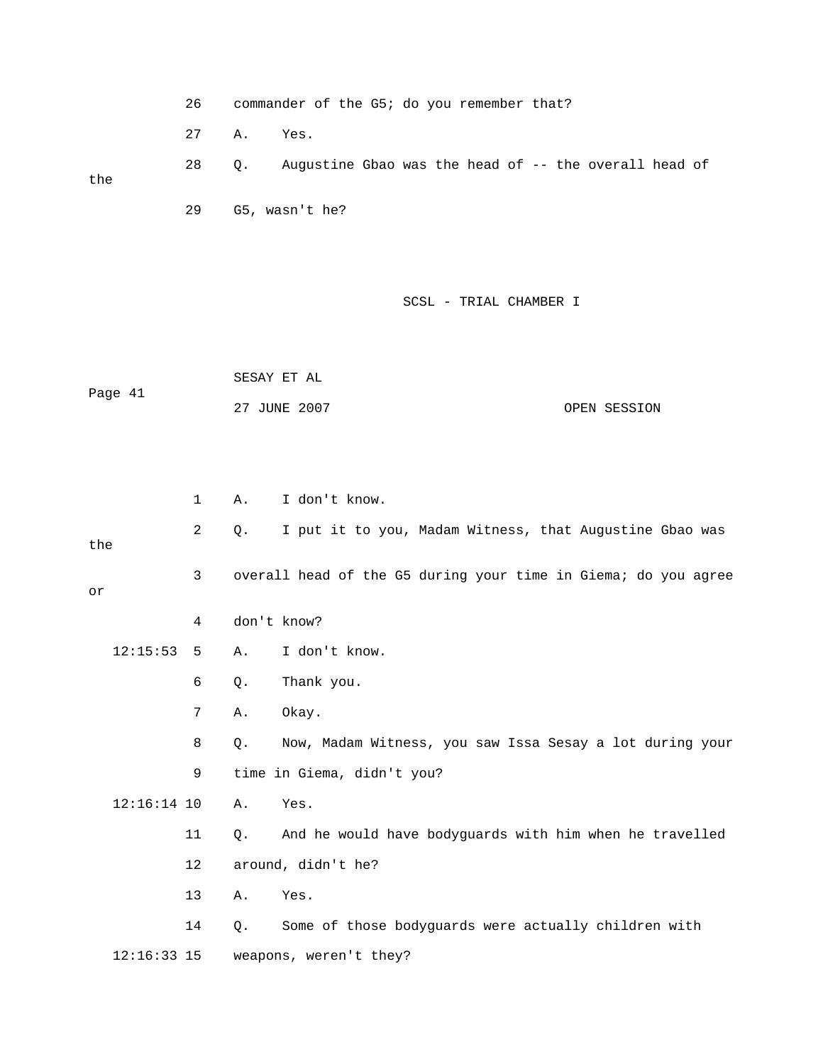26 commander of the G5; do you remember that?

27 A. Yes.

28 Q. Augustine Gbao was the head of -- the overall head of the

29 G5, wasn't he?

1 A. I don't know.

2 Q. I put it to you, Madam Witness, that Augustine Gbao was the

3 overall head of the G5 during your time in Giema; do you agree or

4 don't know?

12:15:53 5 A. I don't know.

6 Q. Thank you.

7 A. Okay.

8 Q. Now, Madam Witness, you saw Issa Sesay a lot during your

9 time in Giema, didn't you?

12:16:14 10 A. Yes.

11 Q. And he would have bodyguards with him when he travelled

12 around, didn't he?

13 A. Yes.

14 Q. Some of those bodyguards were actually children with

12:16:33 15 weapons, weren't they?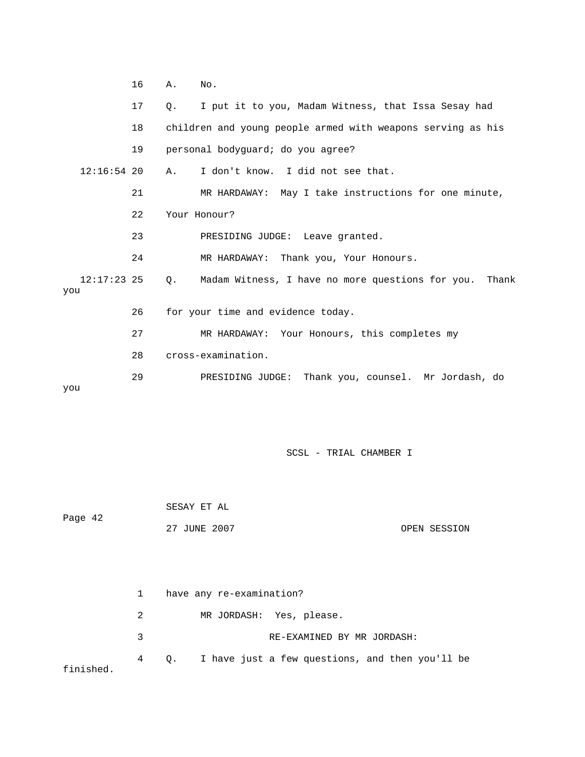16 A. No.

17 Q. I put it to you, Madam Witness, that Issa Sesay had

18 children and young people armed with weapons serving as his

19 personal bodyguard; do you agree?

12:16:54 20 A. I don't know. I did not see that.

21 MR HARDAWAY: May I take instructions for one minute,

22 Your Honour?

23 PRESIDING JUDGE: Leave granted.

24 MR HARDAWAY: Thank you, Your Honours.

12:17:23 25 Q. Madam Witness, I have no more questions for you. Thank you

26 for your time and evidence today.

27 MR HARDAWAY: Your Honours, this completes my

28 cross-examination.

29 PRESIDING JUDGE: Thank you, counsel. Mr Jordash, do you

1 have any re-examination?

2 MR JORDASH: Yes, please.

3 RE-EXAMINED BY MR JORDASH:

4 Q. I have just a few questions, and then you'll be finished.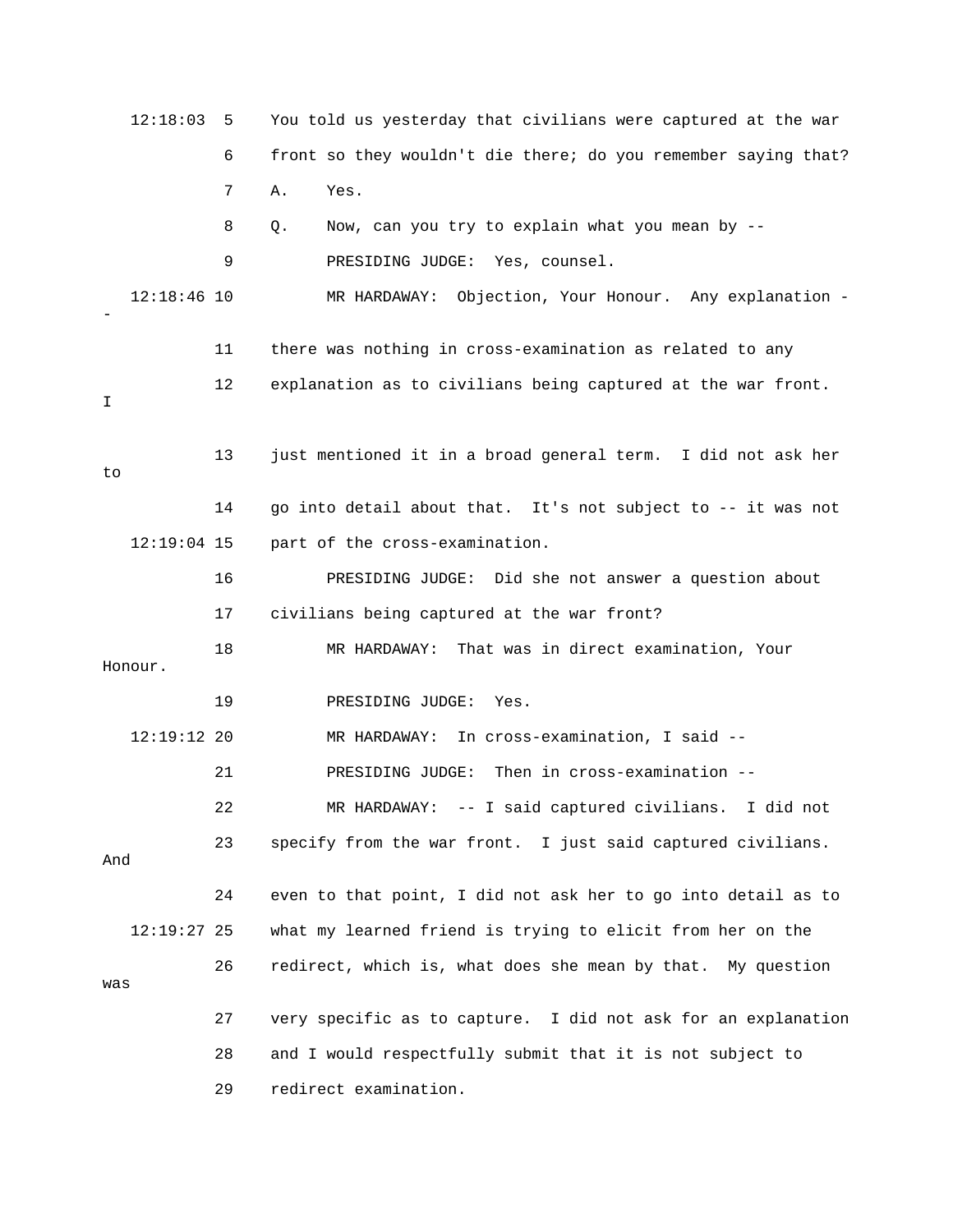12:18:03 5 You told us yesterday that civilians were captured at the war

6 front so they wouldn't die there; do you remember saying that?

7 A. Yes.

8 Q. Now, can you try to explain what you mean by --

9 PRESIDING JUDGE: Yes, counsel.

12:18:46 10 MR HARDAWAY: Objection, Your Honour. Any explanation --

11 there was nothing in cross-examination as related to any

12 explanation as to civilians being captured at the war front. I

13 just mentioned it in a broad general term. I did not ask her to

14 go into detail about that. It's not subject to -- it was not

12:19:04 15 part of the cross-examination.

16 PRESIDING JUDGE: Did she not answer a question about

17 civilians being captured at the war front?

18 MR HARDAWAY: That was in direct examination, Your Honour.

19 PRESIDING JUDGE: Yes.

12:19:12 20 MR HARDAWAY: In cross-examination, I said --

21 PRESIDING JUDGE: Then in cross-examination --

22 MR HARDAWAY: -- I said captured civilians. I did not

23 specify from the war front. I just said captured civilians. And

24 even to that point, I did not ask her to go into detail as to

12:19:27 25 what my learned friend is trying to elicit from her on the

26 redirect, which is, what does she mean by that. My question was

27 very specific as to capture. I did not ask for an explanation

28 and I would respectfully submit that it is not subject to

29 redirect examination.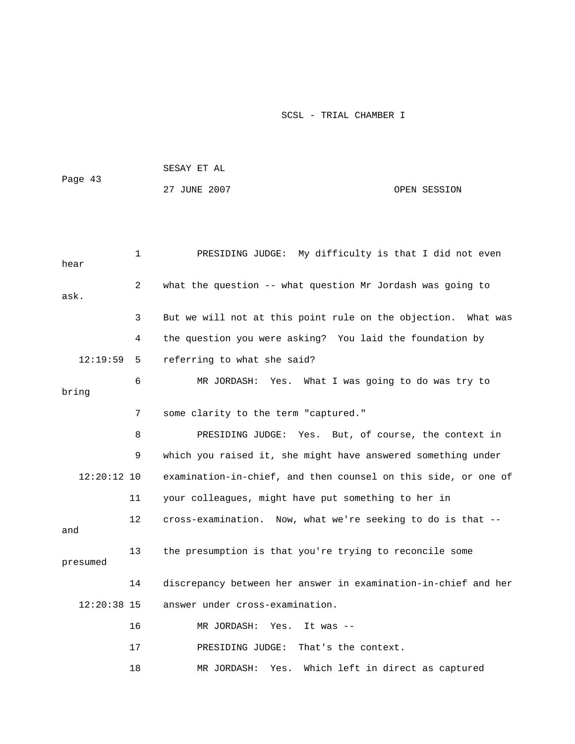PRESIDING JUDGE: My difficulty is that I did not even hear what the question -- what question Mr Jordash was going to ask. But we will not at this point rule on the objection. What was the question you were asking? You laid the foundation by referring to what she said?

MR JORDASH: Yes. What I was going to do was try to bring some clarity to the term "captured."

PRESIDING JUDGE: Yes. But, of course, the context in which you raised it, she might have answered something under examination-in-chief, and then counsel on this side, or one of your colleagues, might have put something to her in cross-examination. Now, what we're seeking to do is that -- and the presumption is that you're trying to reconcile some presumed discrepancy between her answer in examination-in-chief and her answer under cross-examination.

MR JORDASH: Yes. It was --

PRESIDING JUDGE: That's the context.

MR JORDASH: Yes. Which left in direct as captured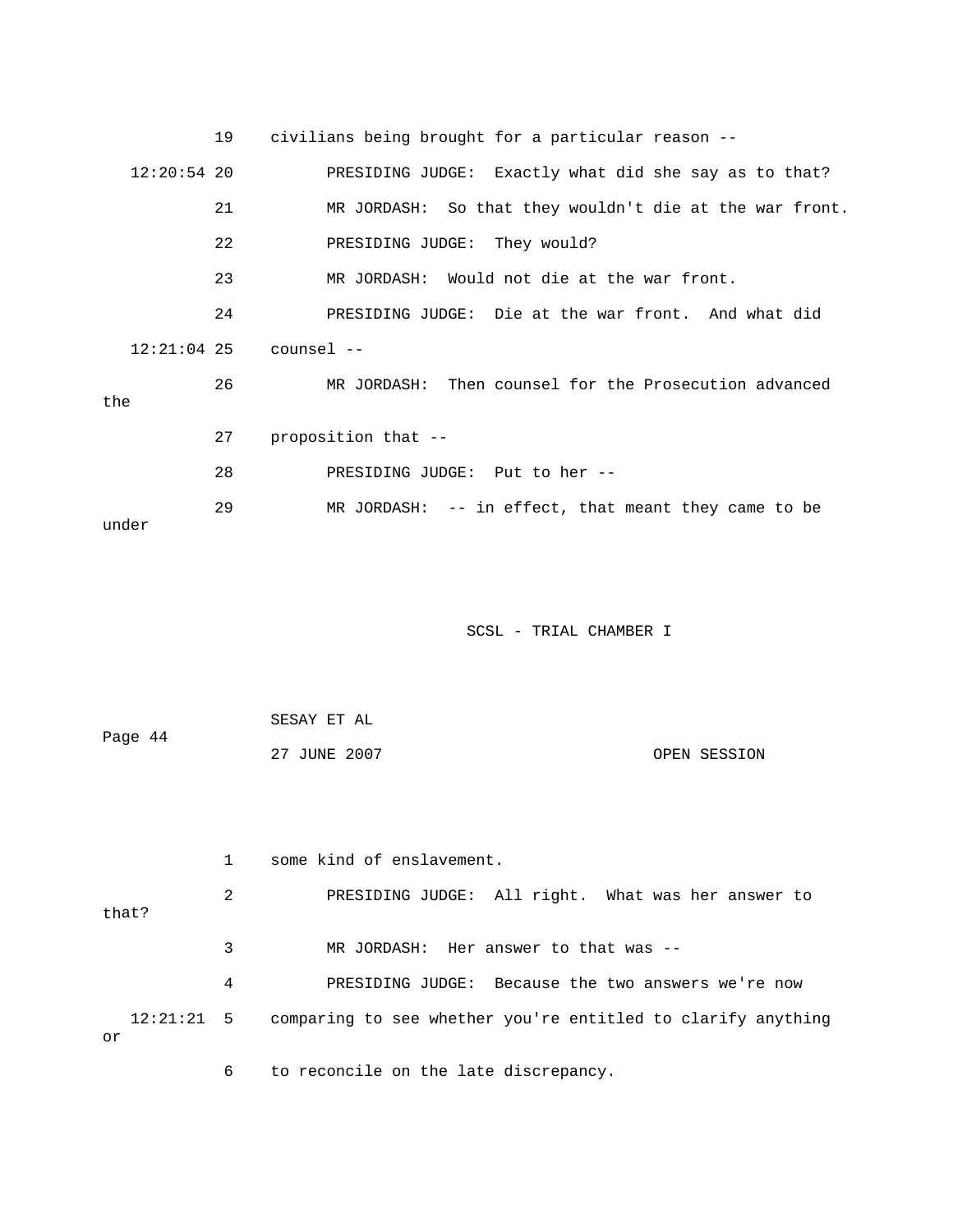19 civilians being brought for a particular reason --

12:20:54 20 PRESIDING JUDGE: Exactly what did she say as to that?

21 MR JORDASH: So that they wouldn't die at the war front.

22 PRESIDING JUDGE: They would?

23 MR JORDASH: Would not die at the war front.

24 PRESIDING JUDGE: Die at the war front. And what did

12:21:04 25 counsel --

26 MR JORDASH: Then counsel for the Prosecution advanced the

27 proposition that --

28 PRESIDING JUDGE: Put to her --

29 MR JORDASH: -- in effect, that meant they came to be under

1 some kind of enslavement.

2 PRESIDING JUDGE: All right. What was her answer to that?

3 MR JORDASH: Her answer to that was --

4 PRESIDING JUDGE: Because the two answers we're now

12:21:21 5 comparing to see whether you're entitled to clarify anything or

6 to reconcile on the late discrepancy.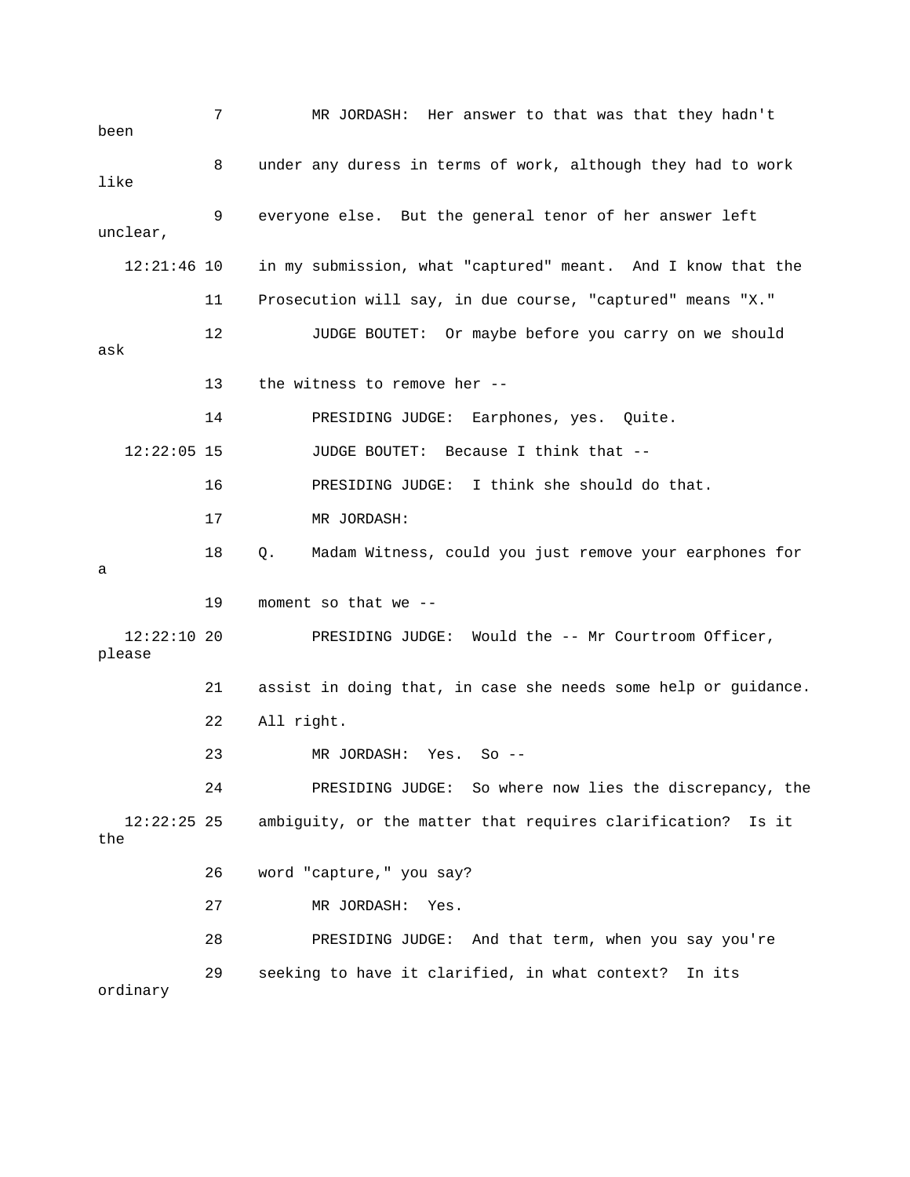7 MR JORDASH: Her answer to that was that they hadn't been

8 under any duress in terms of work, although they had to work like

9 everyone else. But the general tenor of her answer left unclear,

12:21:46 10 in my submission, what "captured" meant. And I know that the

11 Prosecution will say, in due course, "captured" means "X."

12 JUDGE BOUTET: Or maybe before you carry on we should ask

13 the witness to remove her --

14 PRESIDING JUDGE: Earphones, yes. Quite.

12:22:05 15 JUDGE BOUTET: Because I think that --

16 PRESIDING JUDGE: I think she should do that.

17 MR JORDASH:

18 Q. Madam Witness, could you just remove your earphones for a

19 moment so that we --

12:22:10 20 PRESIDING JUDGE: Would the -- Mr Courtroom Officer, please

21 assist in doing that, in case she needs some help or guidance.

22 All right.

23 MR JORDASH: Yes. So --

24 PRESIDING JUDGE: So where now lies the discrepancy, the

12:22:25 25 ambiguity, or the matter that requires clarification? Is it the

26 word "capture," you say?

27 MR JORDASH: Yes.

28 PRESIDING JUDGE: And that term, when you say you're

29 seeking to have it clarified, in what context? In its ordinary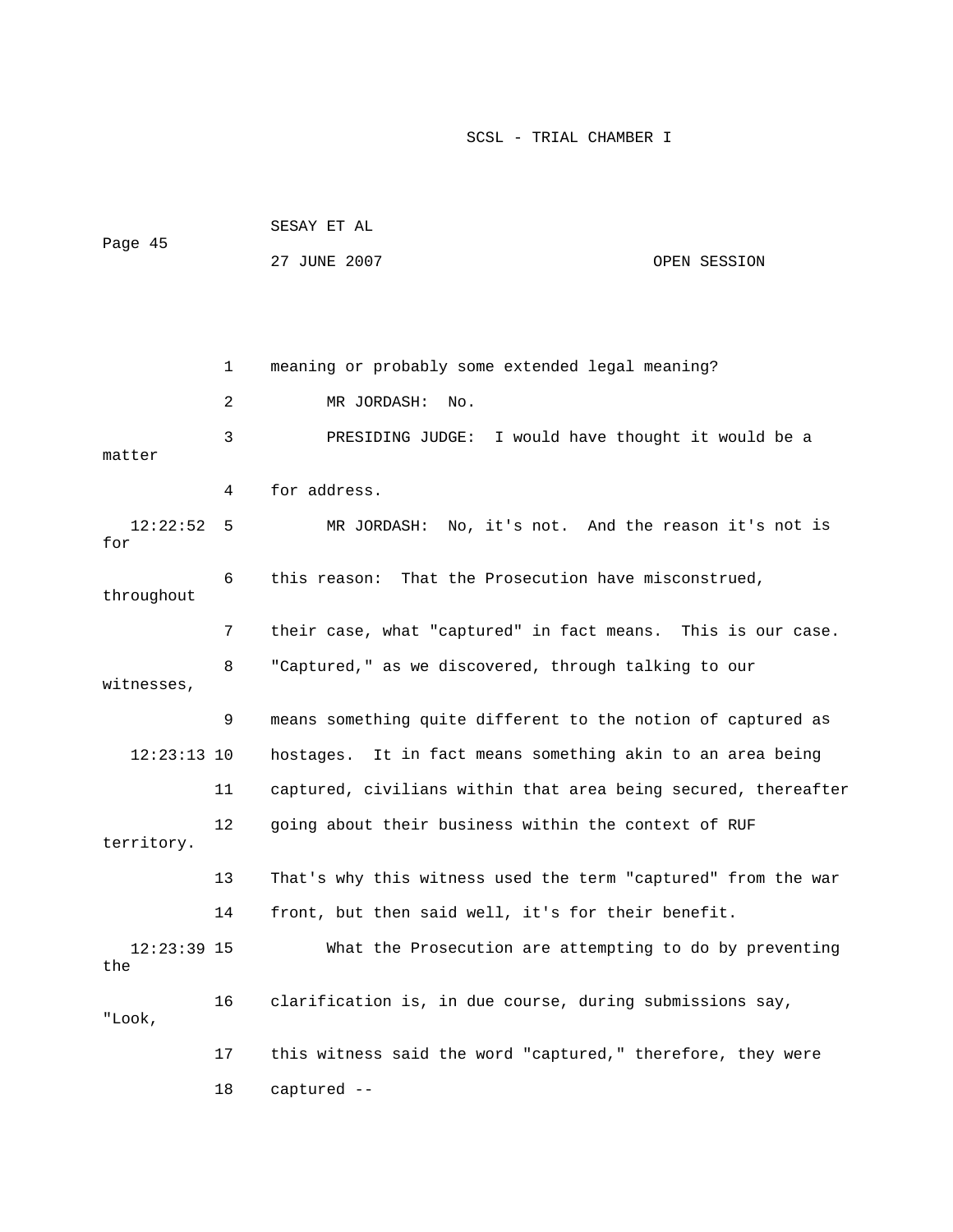1 meaning or probably some extended legal meaning?

2 MR JORDASH: No.

3 PRESIDING JUDGE: I would have thought it would be a matter

4 for address.

12:22:52 5 MR JORDASH: No, it's not. And the reason it's not is for

6 this reason: That the Prosecution have misconstrued, throughout

7 their case, what "captured" in fact means. This is our case.

8 "Captured," as we discovered, through talking to our witnesses,

9 means something quite different to the notion of captured as

12:23:13 10 hostages. It in fact means something akin to an area being

11 captured, civilians within that area being secured, thereafter

12 going about their business within the context of RUF territory.

13 That's why this witness used the term "captured" from the war

14 front, but then said well, it's for their benefit.

12:23:39 15 What the Prosecution are attempting to do by preventing the

16 clarification is, in due course, during submissions say, "Look,

17 this witness said the word "captured," therefore, they were

18 captured --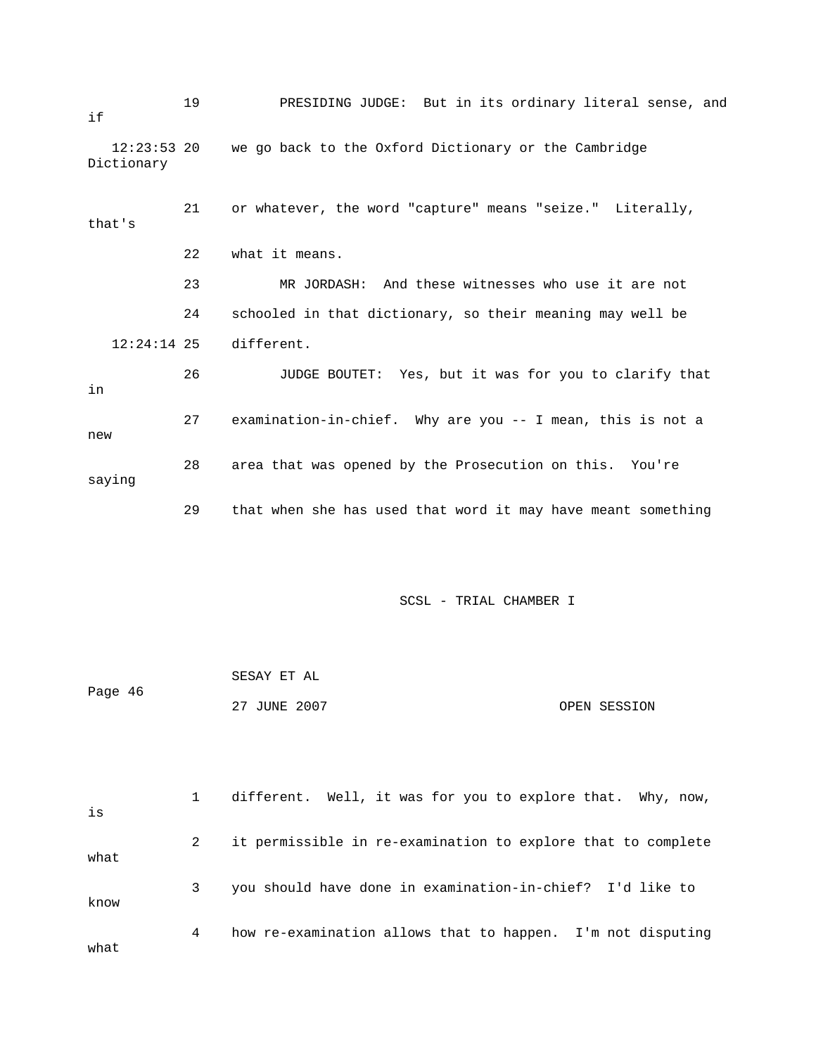19 PRESIDING JUDGE: But in its ordinary literal sense, and if

12:23:53 20 we go back to the Oxford Dictionary or the Cambridge Dictionary

21 or whatever, the word "capture" means "seize." Literally, that's

22 what it means.

23 MR JORDASH: And these witnesses who use it are not

24 schooled in that dictionary, so their meaning may well be

12:24:14 25 different.

26 JUDGE BOUTET: Yes, but it was for you to clarify that in

27 examination-in-chief. Why are you -- I mean, this is not a new

28 area that was opened by the Prosecution on this. You're saying

29 that when she has used that word it may have meant something

1 different. Well, it was for you to explore that. Why, now, is

2 it permissible in re-examination to explore that to complete what

3 you should have done in examination-in-chief? I'd like to know

4 how re-examination allows that to happen. I'm not disputing what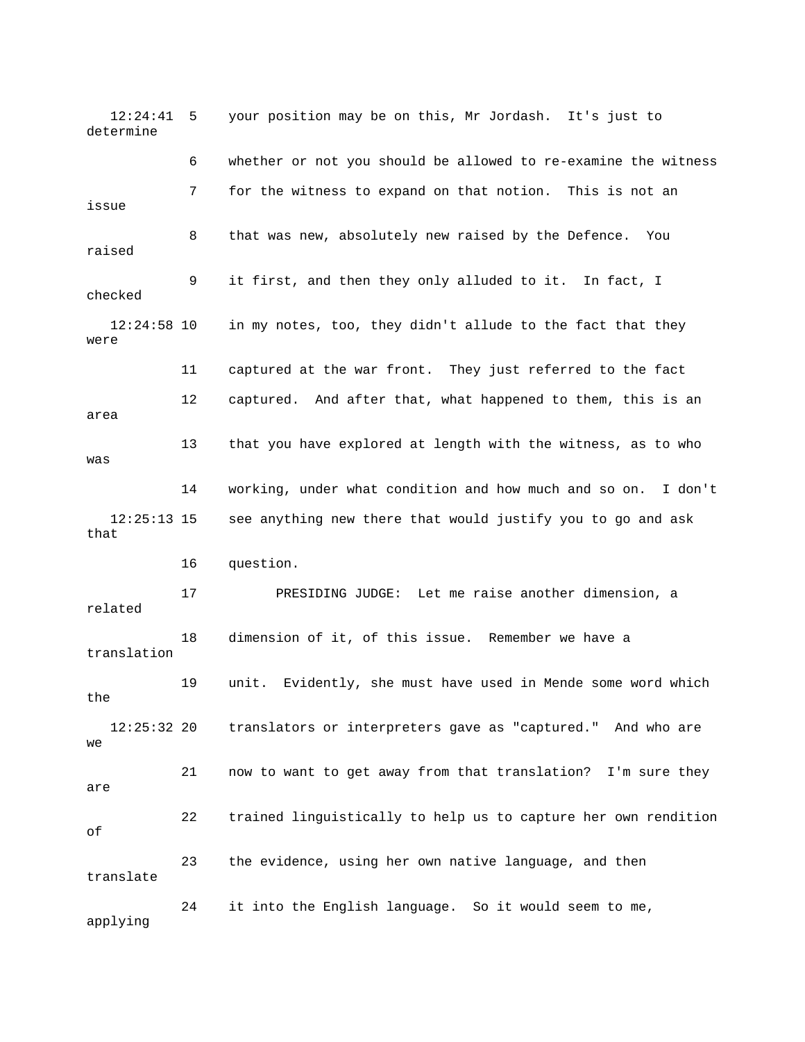12:24:41 5 your position may be on this, Mr Jordash. It's just to determine

6 whether or not you should be allowed to re-examine the witness

7 for the witness to expand on that notion. This is not an issue

8 that was new, absolutely new raised by the Defence. You raised

9 it first, and then they only alluded to it. In fact, I checked

12:24:58 10 in my notes, too, they didn't allude to the fact that they were

11 captured at the war front. They just referred to the fact

12 captured. And after that, what happened to them, this is an area

13 that you have explored at length with the witness, as to who was

14 working, under what condition and how much and so on. I don't

12:25:13 15 see anything new there that would justify you to go and ask that

16 question.

17 PRESIDING JUDGE: Let me raise another dimension, a related

18 dimension of it, of this issue. Remember we have a translation

19 unit. Evidently, she must have used in Mende some word which the

12:25:32 20 translators or interpreters gave as "captured." And who are we

21 now to want to get away from that translation? I'm sure they are

22 trained linguistically to help us to capture her own rendition of

23 the evidence, using her own native language, and then translate

24 it into the English language. So it would seem to me, applying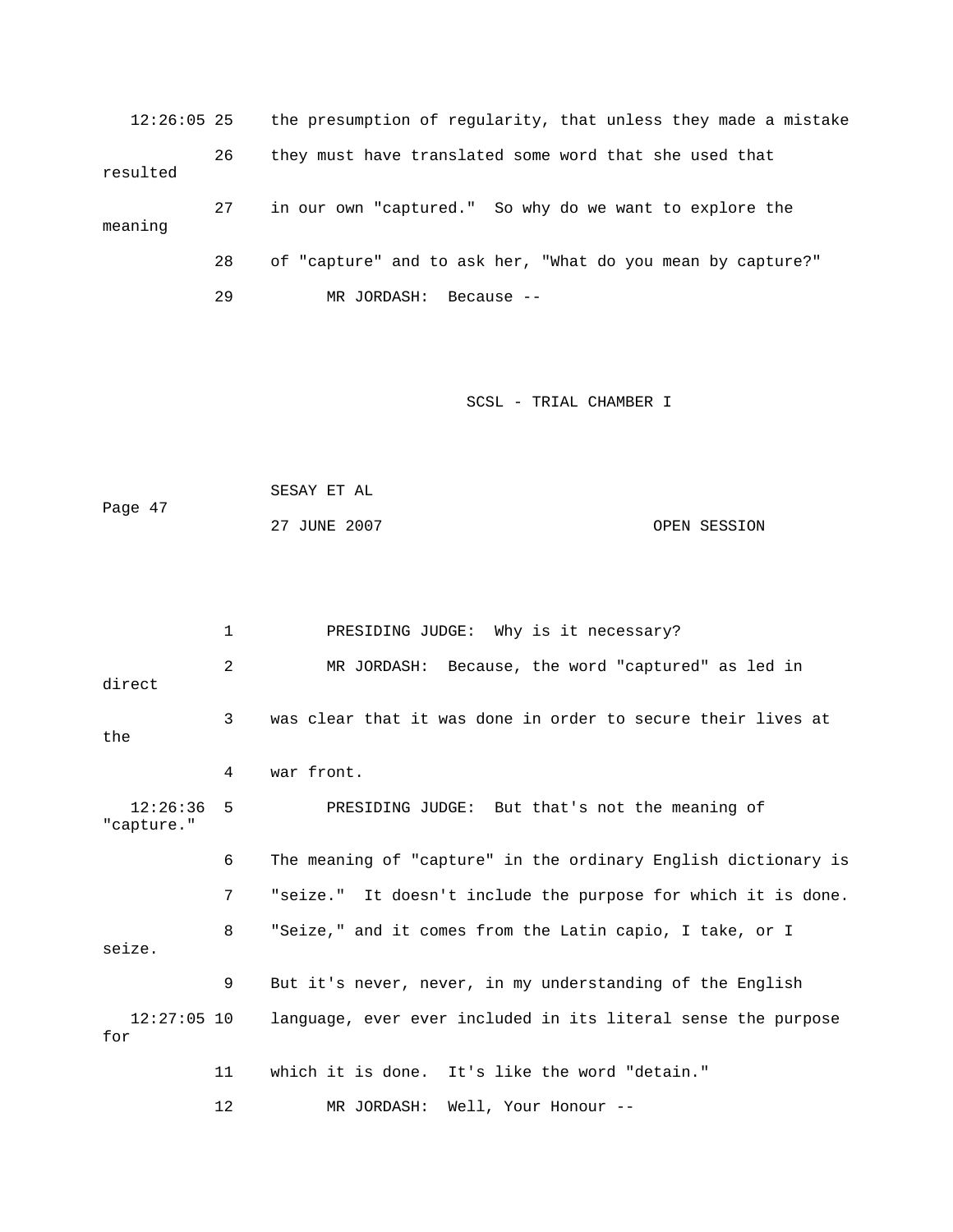12:26:05 25 the presumption of regularity, that unless they made a mistake

26 they must have translated some word that she used that resulted

27 in our own "captured." So why do we want to explore the meaning

28 of "capture" and to ask her, "What do you mean by capture?"

29 MR JORDASH: Because --

1 PRESIDING JUDGE: Why is it necessary?

2 MR JORDASH: Because, the word "captured" as led in direct

3 was clear that it was done in order to secure their lives at the

4 war front.

12:26:36 5 PRESIDING JUDGE: But that's not the meaning of "capture."

6 The meaning of "capture" in the ordinary English dictionary is

7 "seize." It doesn't include the purpose for which it is done.

8 "Seize," and it comes from the Latin capio, I take, or I seize.

9 But it's never, never, in my understanding of the English

12:27:05 10 language, ever ever included in its literal sense the purpose for

11 which it is done. It's like the word "detain."

12 MR JORDASH: Well, Your Honour --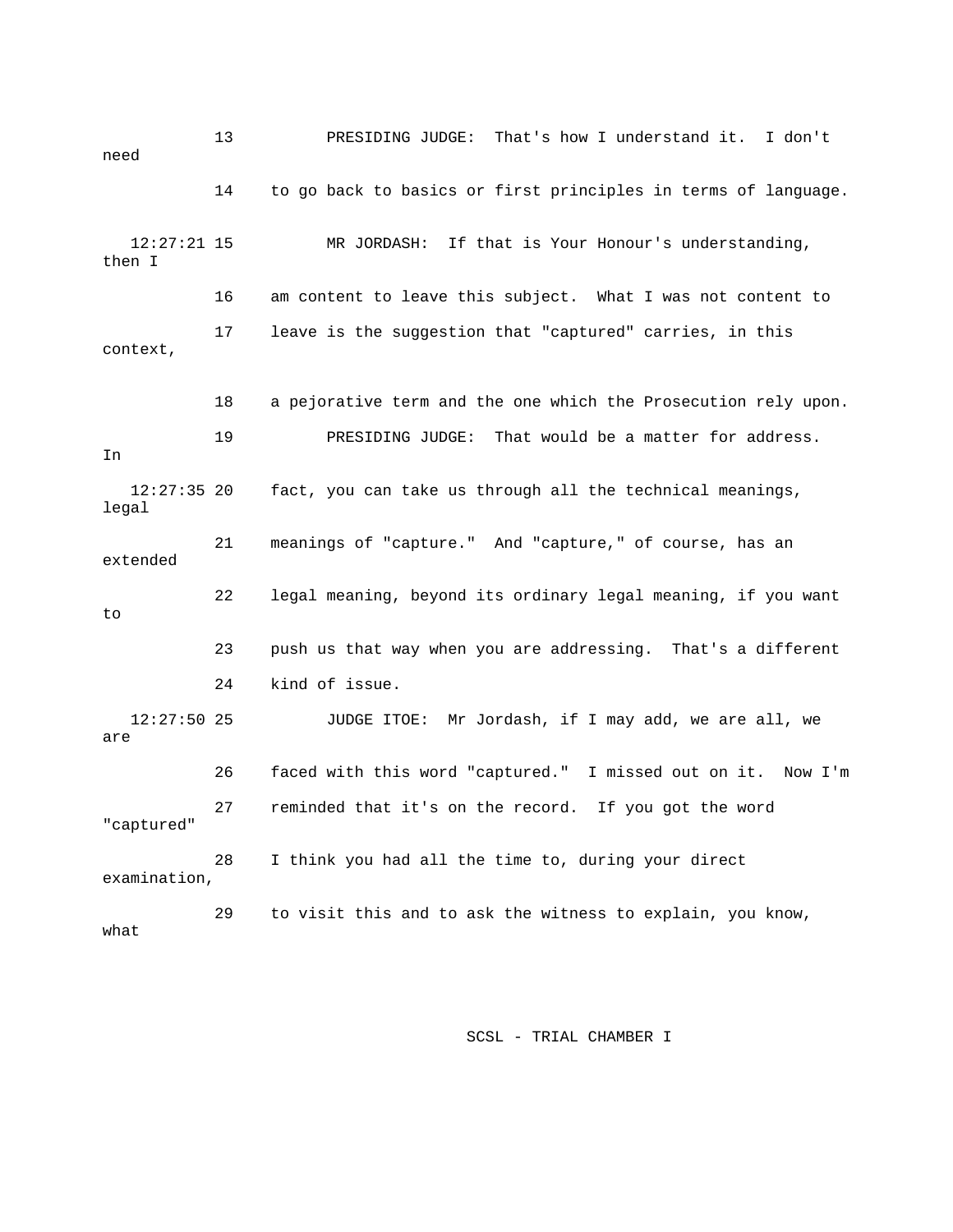13 PRESIDING JUDGE: That's how I understand it. I don't need

14 to go back to basics or first principles in terms of language.

12:27:21 15 MR JORDASH: If that is Your Honour's understanding, then I

16 am content to leave this subject. What I was not content to

17 leave is the suggestion that "captured" carries, in this context,

18 a pejorative term and the one which the Prosecution rely upon.

19 PRESIDING JUDGE: That would be a matter for address. In

12:27:35 20 fact, you can take us through all the technical meanings, legal

21 meanings of "capture." And "capture," of course, has an extended

22 legal meaning, beyond its ordinary legal meaning, if you want to

23 push us that way when you are addressing. That's a different

24 kind of issue.

12:27:50 25 JUDGE ITOE: Mr Jordash, if I may add, we are all, we are

26 faced with this word "captured." I missed out on it. Now I'm

27 reminded that it's on the record. If you got the word "captured"

28 I think you had all the time to, during your direct examination,

29 to visit this and to ask the witness to explain, you know, what

SCSL - TRIAL CHAMBER I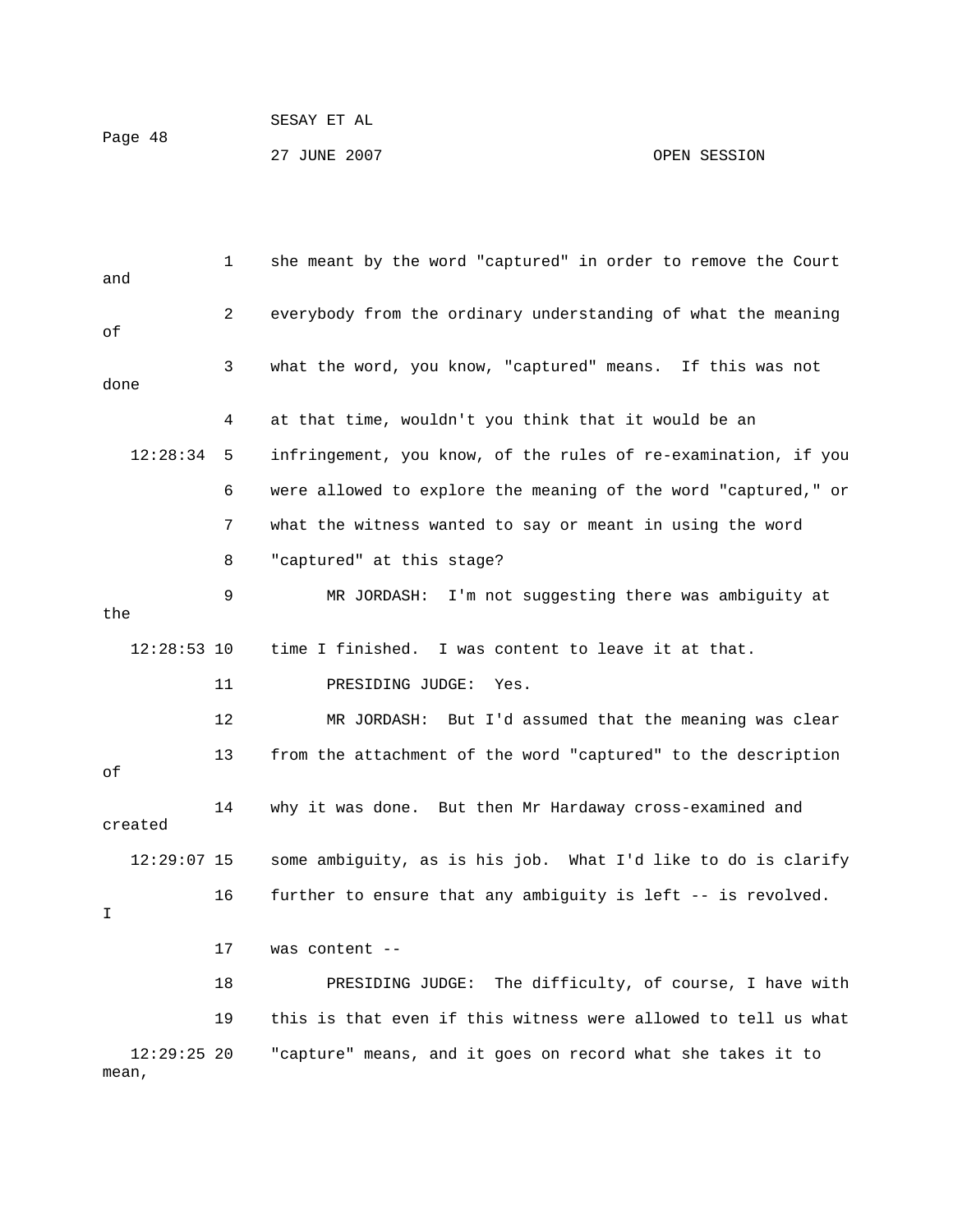1 she meant by the word "captured" in order to remove the Court and

2 everybody from the ordinary understanding of what the meaning of

3 what the word, you know, "captured" means. If this was not done

4 at that time, wouldn't you think that it would be an

12:28:34 5 infringement, you know, of the rules of re-examination, if you

6 were allowed to explore the meaning of the word "captured," or

7 what the witness wanted to say or meant in using the word

8 "captured" at this stage?

9 MR JORDASH: I'm not suggesting there was ambiguity at the

12:28:53 10 time I finished. I was content to leave it at that.

11 PRESIDING JUDGE: Yes.

12 MR JORDASH: But I'd assumed that the meaning was clear

13 from the attachment of the word "captured" to the description of

14 why it was done. But then Mr Hardaway cross-examined and created

12:29:07 15 some ambiguity, as is his job. What I'd like to do is clarify

16 further to ensure that any ambiguity is left -- is revolved. I

17 was content --

18 PRESIDING JUDGE: The difficulty, of course, I have with

19 this is that even if this witness were allowed to tell us what

12:29:25 20 "capture" means, and it goes on record what she takes it to mean,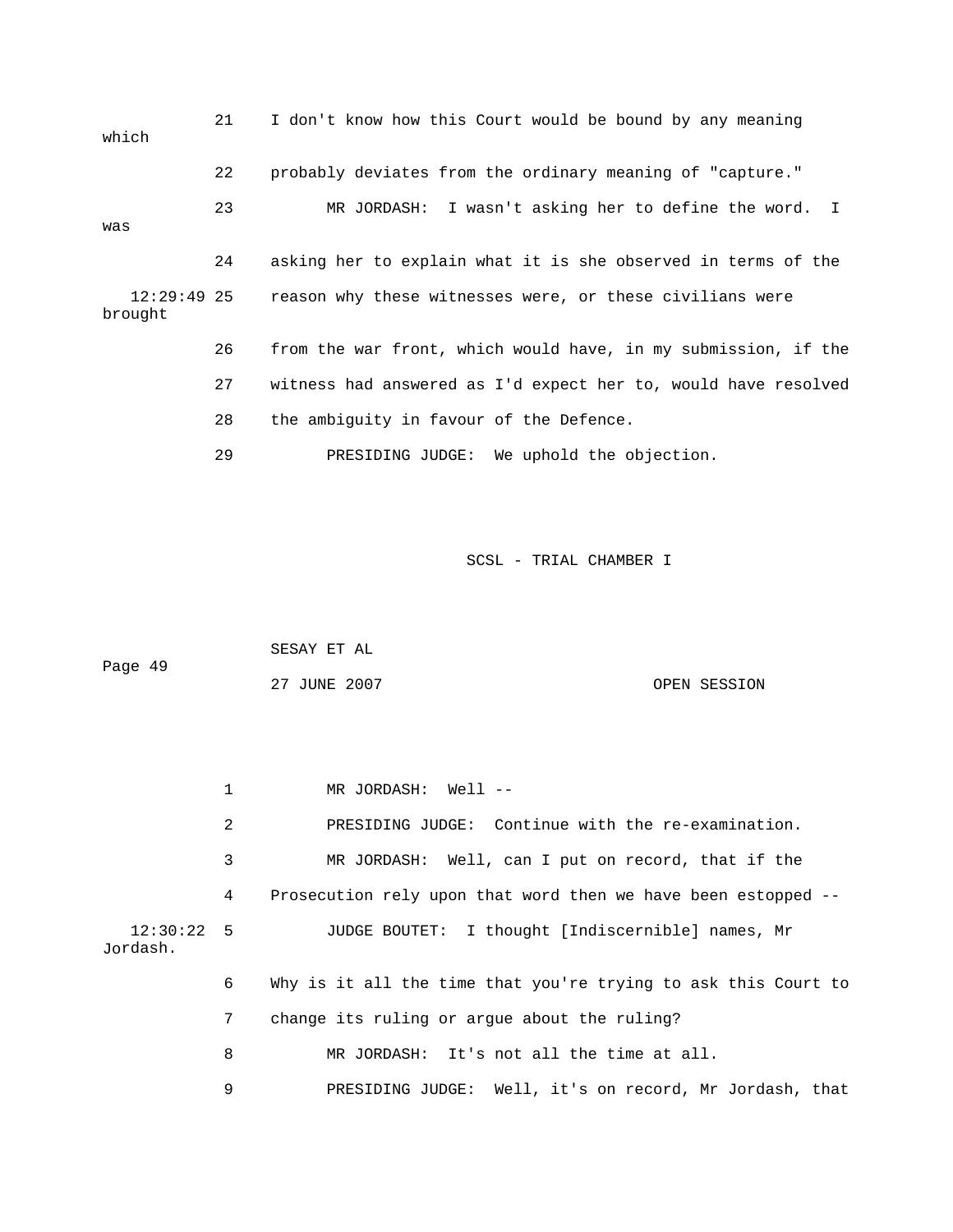21 I don't know how this Court would be bound by any meaning which

22 probably deviates from the ordinary meaning of "capture."

23 MR JORDASH: I wasn't asking her to define the word. I was

24 asking her to explain what it is she observed in terms of the

12:29:49 25 reason why these witnesses were, or these civilians were brought

26 from the war front, which would have, in my submission, if the

27 witness had answered as I'd expect her to, would have resolved

28 the ambiguity in favour of the Defence.

29 PRESIDING JUDGE: We uphold the objection.

1 MR JORDASH: Well --

2 PRESIDING JUDGE: Continue with the re-examination.

3 MR JORDASH: Well, can I put on record, that if the

4 Prosecution rely upon that word then we have been estopped --

12:30:22 5 JUDGE BOUTET: I thought [Indiscernible] names, Mr Jordash.

6 Why is it all the time that you're trying to ask this Court to

7 change its ruling or argue about the ruling?

8 MR JORDASH: It's not all the time at all.

9 PRESIDING JUDGE: Well, it's on record, Mr Jordash, that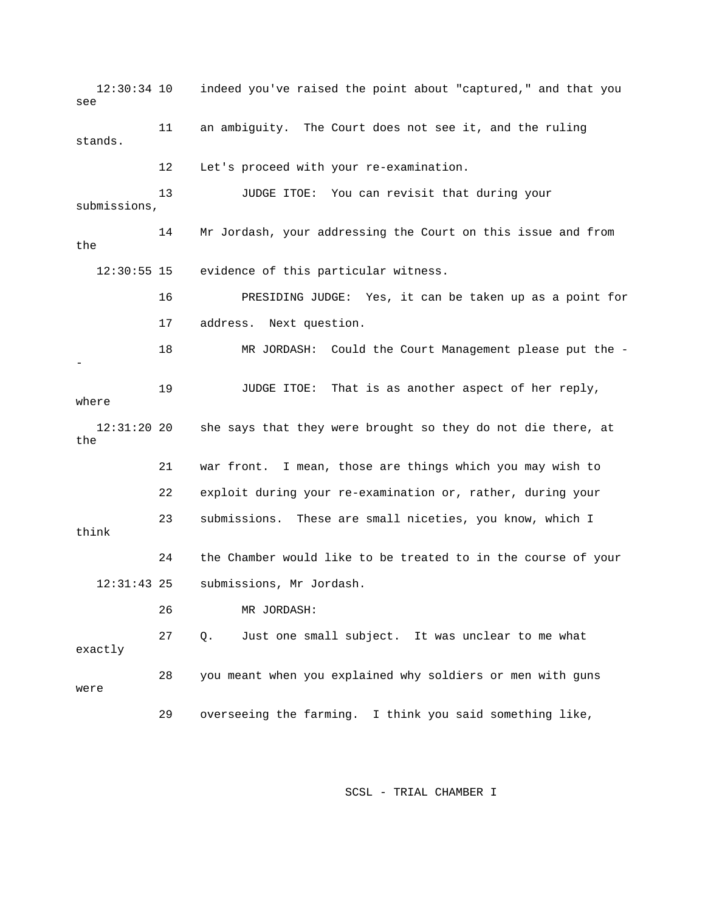12:30:34 10 indeed you've raised the point about "captured," and that you see

11 an ambiguity. The Court does not see it, and the ruling stands.

12 Let's proceed with your re-examination.

13 JUDGE ITOE: You can revisit that during your submissions,

14 Mr Jordash, your addressing the Court on this issue and from the

12:30:55 15 evidence of this particular witness.

16 PRESIDING JUDGE: Yes, it can be taken up as a point for

17 address. Next question.

18 MR JORDASH: Could the Court Management please put the --

19 JUDGE ITOE: That is as another aspect of her reply, where

12:31:20 20 she says that they were brought so they do not die there, at the

21 war front. I mean, those are things which you may wish to

22 exploit during your re-examination or, rather, during your

23 submissions. These are small niceties, you know, which I think

24 the Chamber would like to be treated to in the course of your

12:31:43 25 submissions, Mr Jordash.

26 MR JORDASH:

27 Q. Just one small subject. It was unclear to me what exactly

28 you meant when you explained why soldiers or men with guns were

29 overseeing the farming. I think you said something like,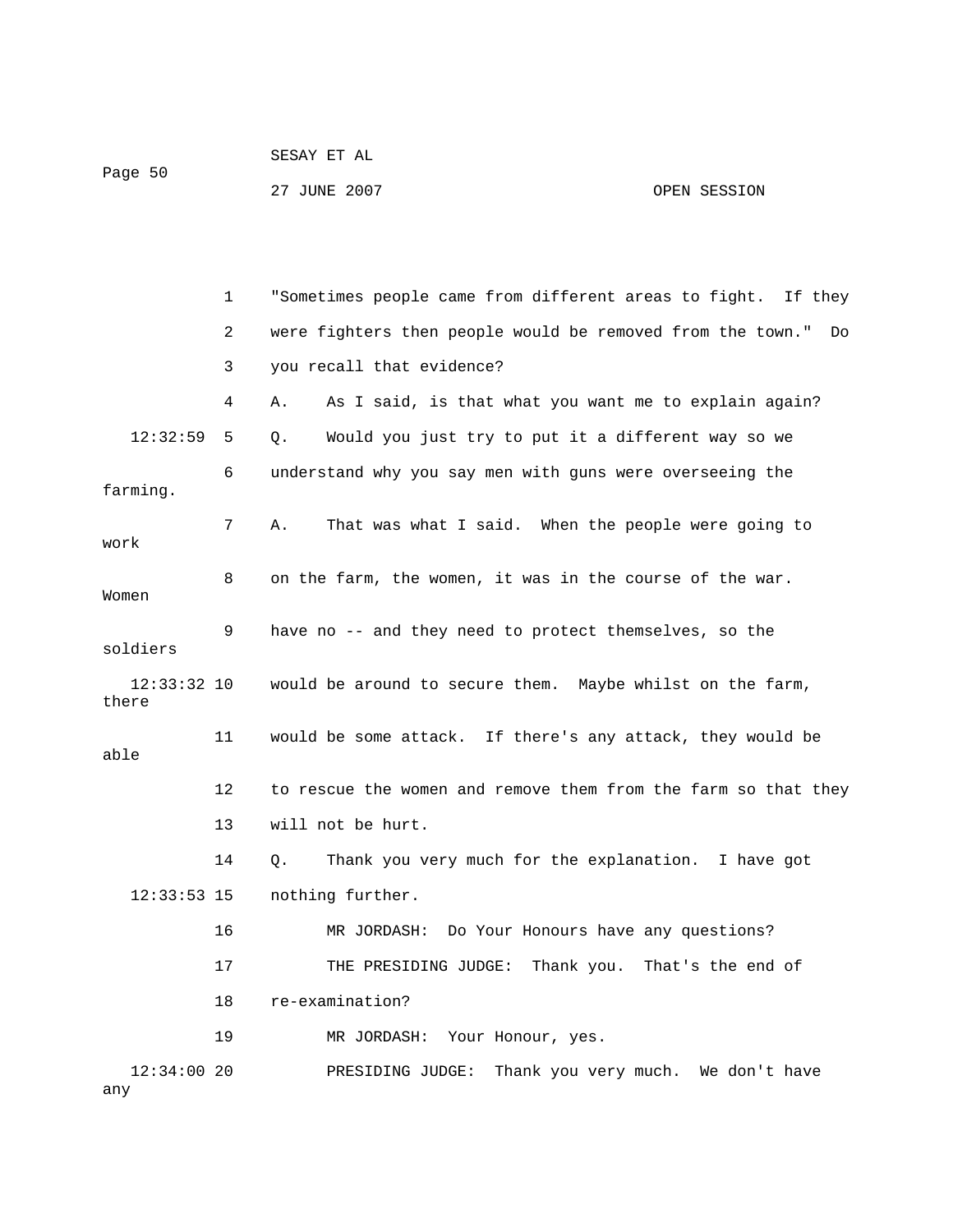1 "Sometimes people came from different areas to fight. If they

2 were fighters then people would be removed from the town." Do

3 you recall that evidence?

4 A. As I said, is that what you want me to explain again?

12:32:59 5 Q. Would you just try to put it a different way so we

6 understand why you say men with guns were overseeing the farming.

7 A. That was what I said. When the people were going to work

8 on the farm, the women, it was in the course of the war. Women

9 have no -- and they need to protect themselves, so the soldiers

12:33:32 10 would be around to secure them. Maybe whilst on the farm, there

11 would be some attack. If there's any attack, they would be able

12 to rescue the women and remove them from the farm so that they

13 will not be hurt.

14 Q. Thank you very much for the explanation. I have got

12:33:53 15 nothing further.

16 MR JORDASH: Do Your Honours have any questions?

17 THE PRESIDING JUDGE: Thank you. That's the end of

18 re-examination?

19 MR JORDASH: Your Honour, yes.

12:34:00 20 PRESIDING JUDGE: Thank you very much. We don't have any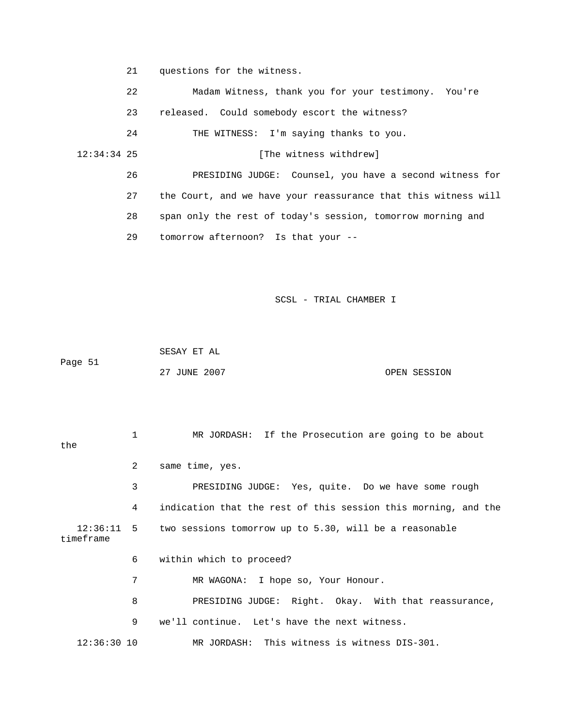21 questions for the witness.

22 Madam Witness, thank you for your testimony. You're

23 released. Could somebody escort the witness?

24 THE WITNESS: I'm saying thanks to you.

12:34:34 25 [The witness withdrew]

26 PRESIDING JUDGE: Counsel, you have a second witness for

27 the Court, and we have your reassurance that this witness will

28 span only the rest of today's session, tomorrow morning and

29 tomorrow afternoon? Is that your --

1 MR JORDASH: If the Prosecution are going to be about the

2 same time, yes.

3 PRESIDING JUDGE: Yes, quite. Do we have some rough

4 indication that the rest of this session this morning, and the

12:36:11 5 two sessions tomorrow up to 5.30, will be a reasonable timeframe

6 within which to proceed?

7 MR WAGONA: I hope so, Your Honour.

8 PRESIDING JUDGE: Right. Okay. With that reassurance,

9 we'll continue. Let's have the next witness.

12:36:30 10 MR JORDASH: This witness is witness DIS-301.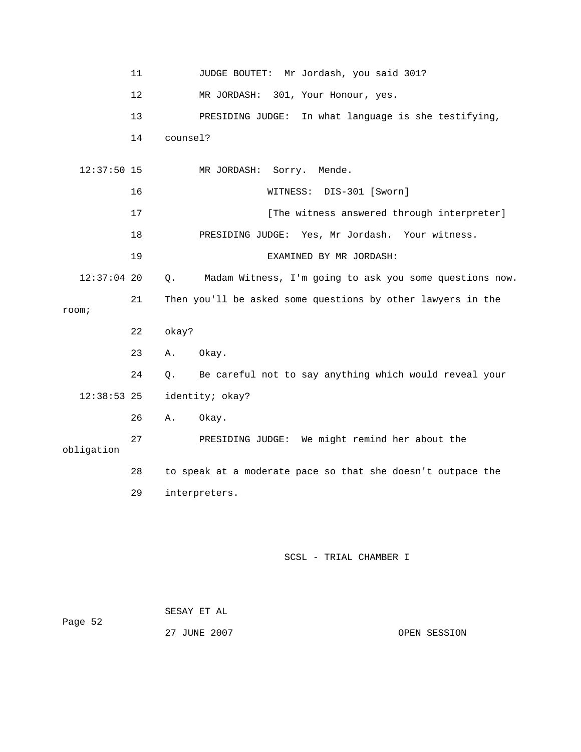11 JUDGE BOUTET: Mr Jordash, you said 301?

12 MR JORDASH: 301, Your Honour, yes.

13 PRESIDING JUDGE: In what language is she testifying,

14 counsel?

12:37:50 15 MR JORDASH: Sorry. Mende.

16 WITNESS: DIS-301 [Sworn]

17 [The witness answered through interpreter]

18 PRESIDING JUDGE: Yes, Mr Jordash. Your witness.

19 EXAMINED BY MR JORDASH:

12:37:04 20 Q. Madam Witness, I'm going to ask you some questions now.

21 Then you'll be asked some questions by other lawyers in the room;

22 okay?

23 A. Okay.

24 Q. Be careful not to say anything which would reveal your

12:38:53 25 identity; okay?

26 A. Okay.

27 PRESIDING JUDGE: We might remind her about the obligation

28 to speak at a moderate pace so that she doesn't outpace the

29 interpreters.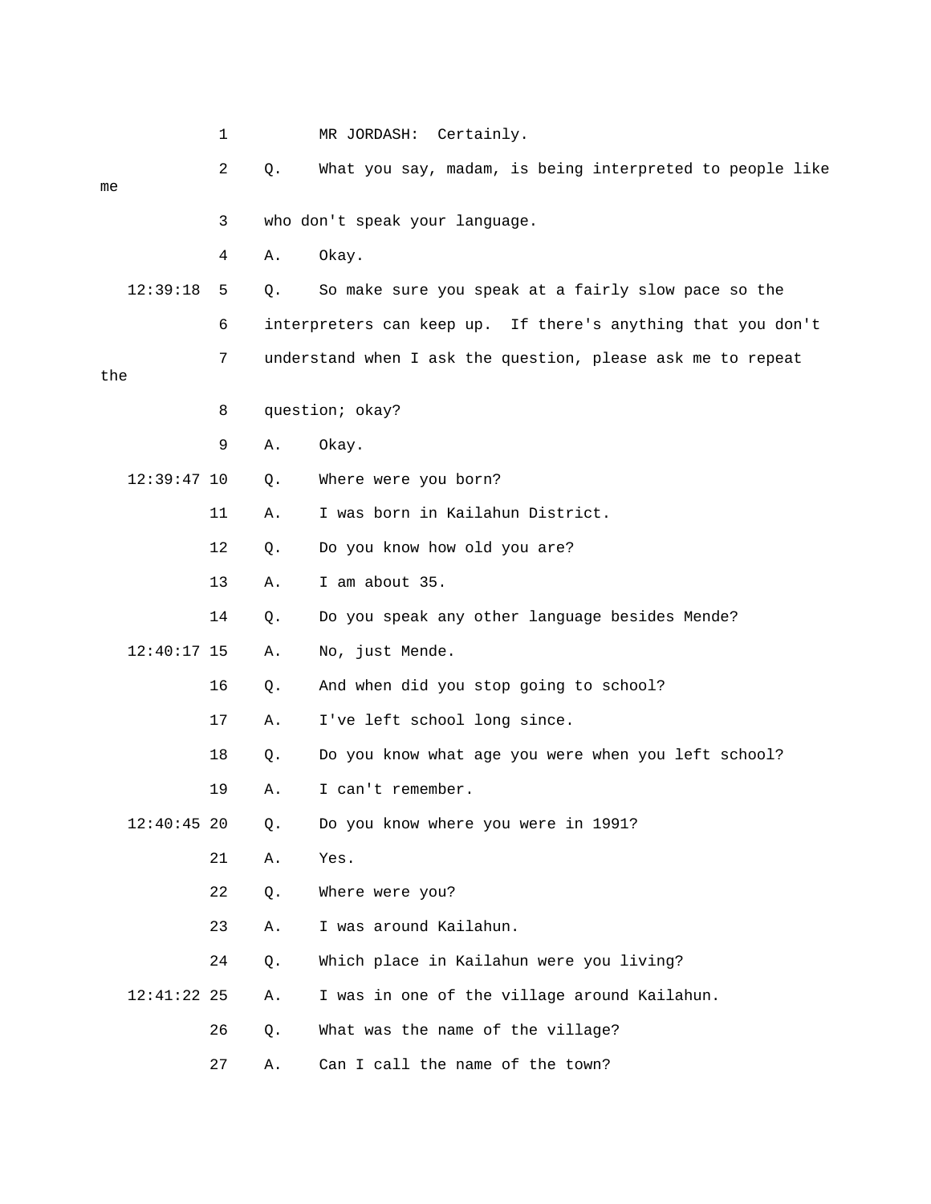MR JORDASH: Certainly.

Q. What you say, madam, is being interpreted to people like me who don't speak your language.

A. Okay.

Q. So make sure you speak at a fairly slow pace so the interpreters can keep up. If there's anything that you don't understand when I ask the question, please ask me to repeat the question; okay?

A. Okay.

Q. Where were you born?

A. I was born in Kailahun District.

Q. Do you know how old you are?

A. I am about 35.

Q. Do you speak any other language besides Mende?

A. No, just Mende.

Q. And when did you stop going to school?

A. I've left school long since.

Q. Do you know what age you were when you left school?

A. I can't remember.

Q. Do you know where you were in 1991?

A. Yes.

Q. Where were you?

A. I was around Kailahun.

Q. Which place in Kailahun were you living?

A. I was in one of the village around Kailahun.

Q. What was the name of the village?

A. Can I call the name of the town?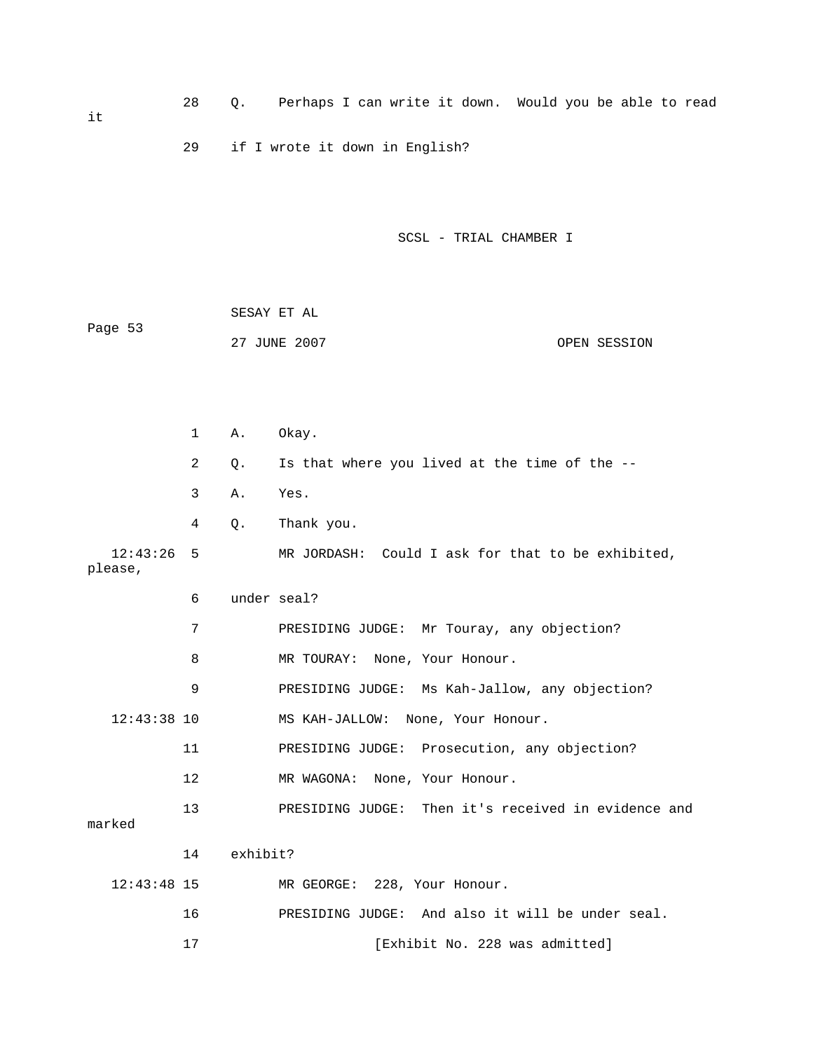28 Q. Perhaps I can write it down. Would you be able to read it

29 if I wrote it down in English?

1 A. Okay.

2 Q. Is that where you lived at the time of the --

3 A. Yes.

4 Q. Thank you.

12:43:26 5 MR JORDASH: Could I ask for that to be exhibited, please,

6 under seal?

7 PRESIDING JUDGE: Mr Touray, any objection?

8 MR TOURAY: None, Your Honour.

9 PRESIDING JUDGE: Ms Kah-Jallow, any objection?

12:43:38 10 MS KAH-JALLOW: None, Your Honour.

11 PRESIDING JUDGE: Prosecution, any objection?

12 MR WAGONA: None, Your Honour.

13 PRESIDING JUDGE: Then it's received in evidence and marked

14 exhibit?

12:43:48 15 MR GEORGE: 228, Your Honour.

16 PRESIDING JUDGE: And also it will be under seal.

17 [Exhibit No. 228 was admitted]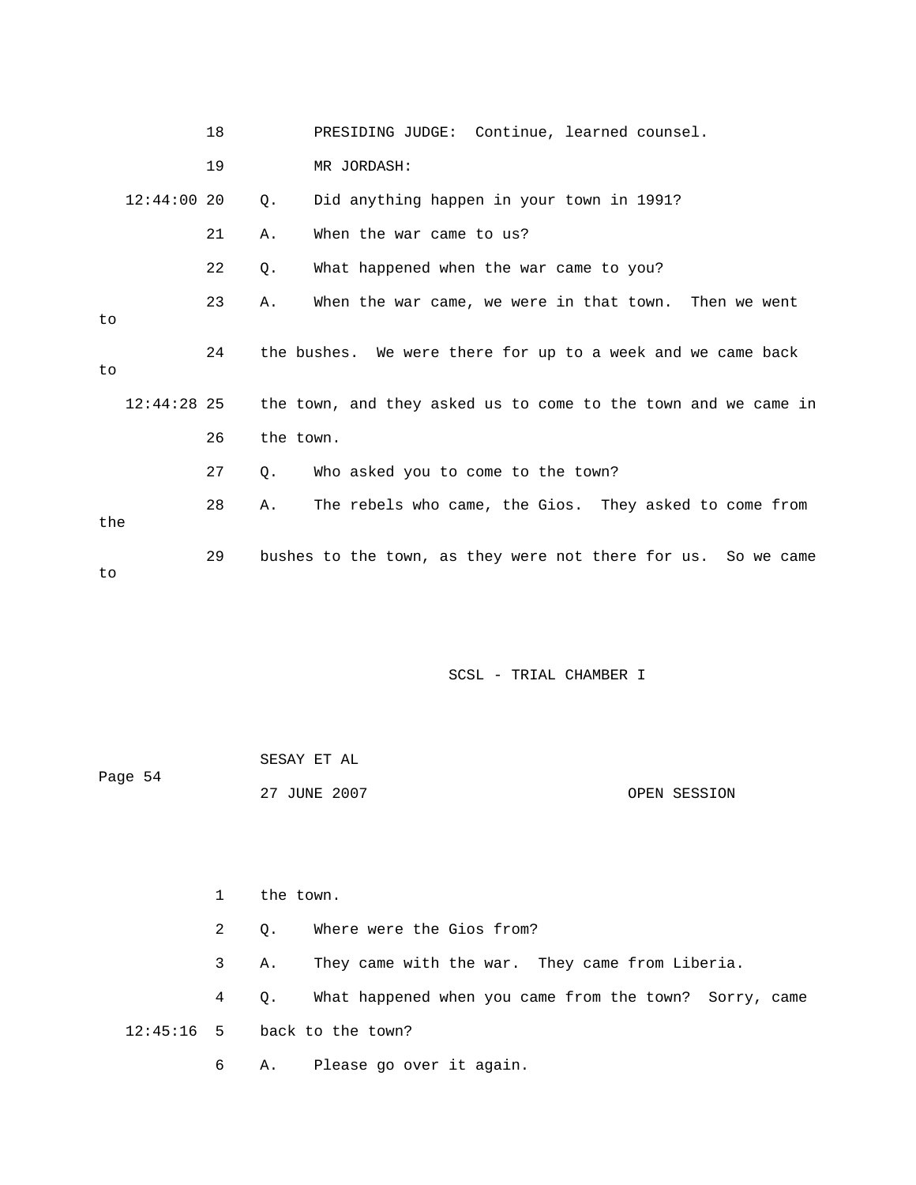18 PRESIDING JUDGE: Continue, learned counsel.

19 MR JORDASH:

12:44:00 20 Q. Did anything happen in your town in 1991?

21 A. When the war came to us?

22 Q. What happened when the war came to you?

23 A. When the war came, we were in that town. Then we went to

24 the bushes. We were there for up to a week and we came back to

12:44:28 25 the town, and they asked us to come to the town and we came in

26 the town.

27 Q. Who asked you to come to the town?

28 A. The rebels who came, the Gios. They asked to come from the

29 bushes to the town, as they were not there for us. So we came to

1 the town.

2 Q. Where were the Gios from?

3 A. They came with the war. They came from Liberia.

4 Q. What happened when you came from the town? Sorry, came

12:45:16 5 back to the town?

6 A. Please go over it again.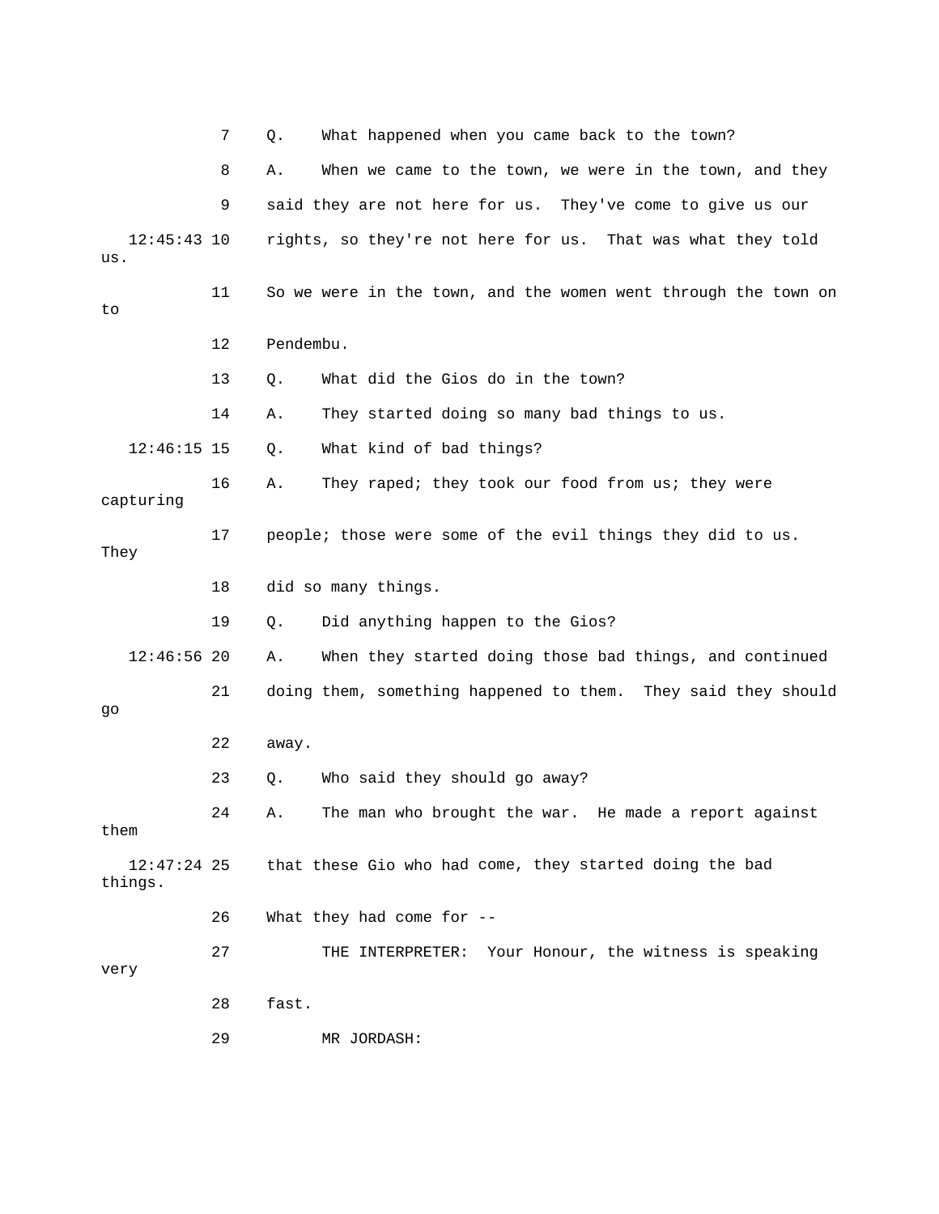7 Q. What happened when you came back to the town?

8 A. When we came to the town, we were in the town, and they

9 said they are not here for us. They've come to give us our

12:45:43 10 rights, so they're not here for us. That was what they told us.

11 So we were in the town, and the women went through the town on to

12 Pendembu.

13 Q. What did the Gios do in the town?

14 A. They started doing so many bad things to us.

12:46:15 15 Q. What kind of bad things?

16 A. They raped; they took our food from us; they were capturing

17 people; those were some of the evil things they did to us. They

18 did so many things.

19 Q. Did anything happen to the Gios?

12:46:56 20 A. When they started doing those bad things, and continued

21 doing them, something happened to them. They said they should go

22 away.

23 Q. Who said they should go away?

24 A. The man who brought the war. He made a report against them

12:47:24 25 that these Gio who had come, they started doing the bad things.

26 What they had come for --

27 THE INTERPRETER: Your Honour, the witness is speaking very

28 fast.

29 MR JORDASH: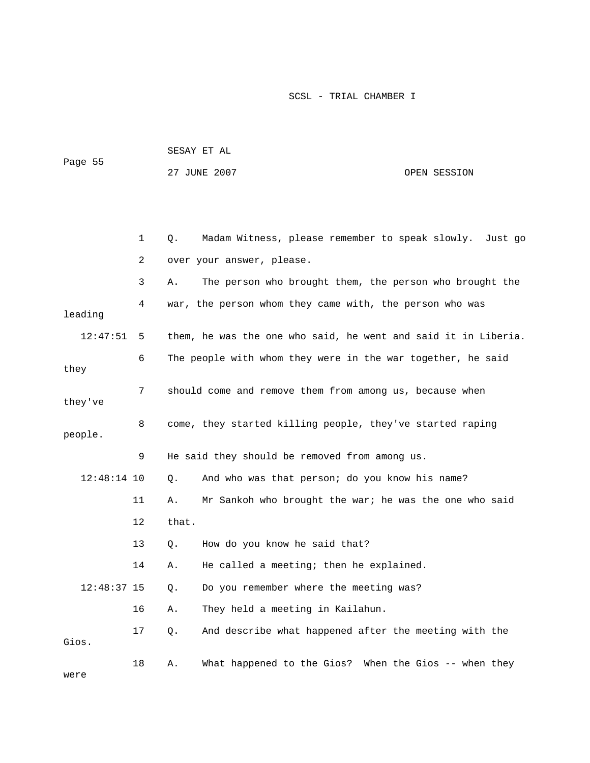1 Q. Madam Witness, please remember to speak slowly. Just go

2 over your answer, please.

3 A. The person who brought them, the person who brought the

4 war, the person whom they came with, the person who was leading

12:47:51 5 them, he was the one who said, he went and said it in Liberia.

6 The people with whom they were in the war together, he said they

7 should come and remove them from among us, because when they've

8 come, they started killing people, they've started raping people.

9 He said they should be removed from among us.

12:48:14 10 Q. And who was that person; do you know his name?

11 A. Mr Sankoh who brought the war; he was the one who said

12 that.

13 Q. How do you know he said that?

14 A. He called a meeting; then he explained.

12:48:37 15 Q. Do you remember where the meeting was?

16 A. They held a meeting in Kailahun.

17 Q. And describe what happened after the meeting with the Gios.

18 A. What happened to the Gios? When the Gios -- when they were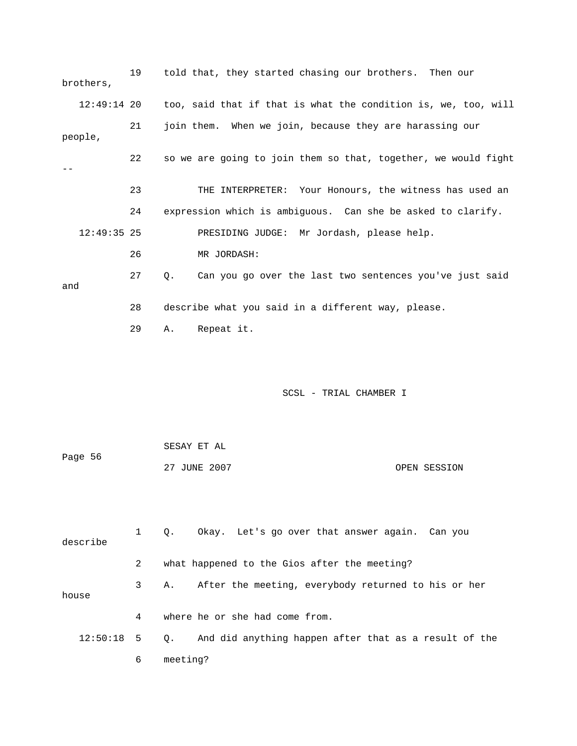19 told that, they started chasing our brothers. Then our brothers,

12:49:14 20 too, said that if that is what the condition is, we, too, will

21 join them. When we join, because they are harassing our people,

22 so we are going to join them so that, together, we would fight --

23 THE INTERPRETER: Your Honours, the witness has used an

24 expression which is ambiguous. Can she be asked to clarify.

12:49:35 25 PRESIDING JUDGE: Mr Jordash, please help.

26 MR JORDASH:

27 Q. Can you go over the last two sentences you've just said and

28 describe what you said in a different way, please.

29 A. Repeat it.

1 Q. Okay. Let's go over that answer again. Can you describe

2 what happened to the Gios after the meeting?

3 A. After the meeting, everybody returned to his or her house

4 where he or she had come from.

12:50:18 5 Q. And did anything happen after that as a result of the

6 meeting?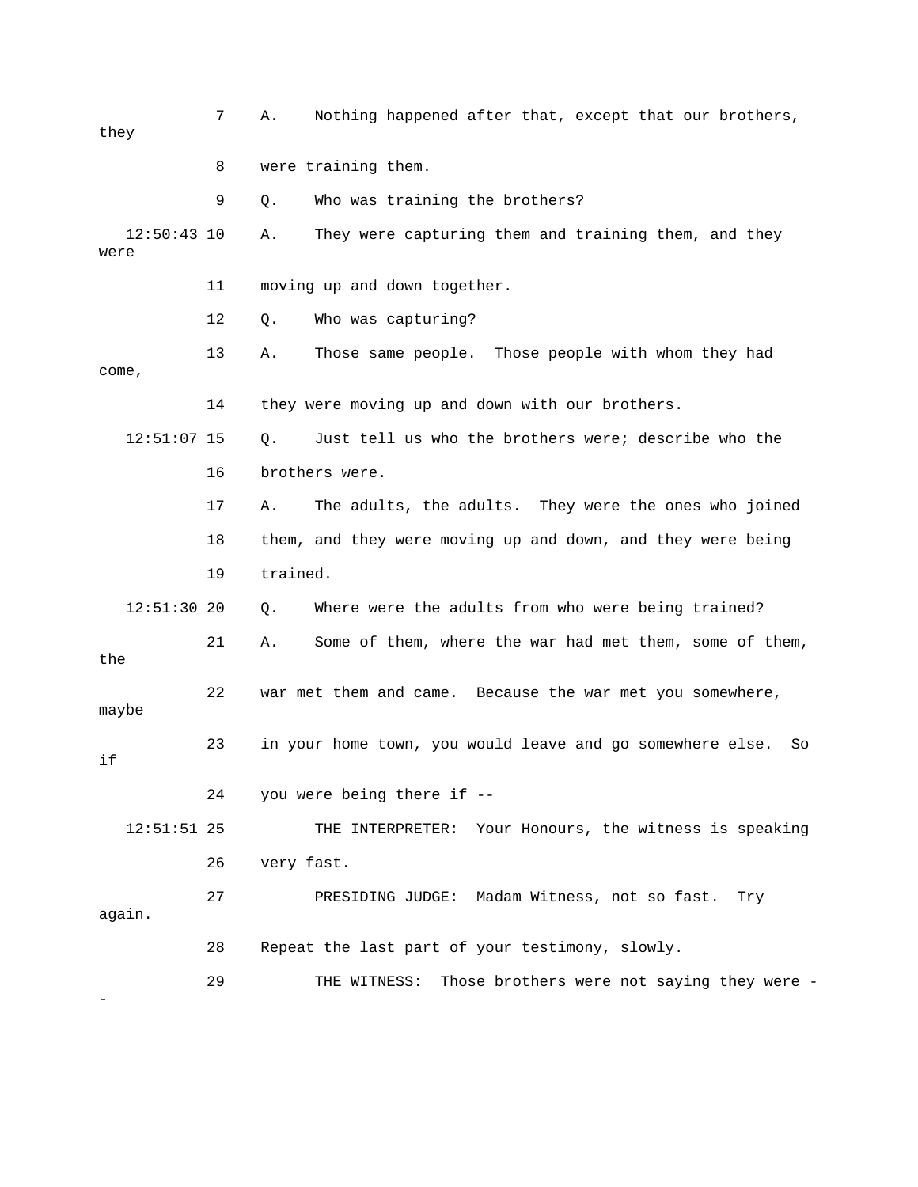7 A. Nothing happened after that, except that our brothers, they

8 were training them.

9 Q. Who was training the brothers?

12:50:43 10 A. They were capturing them and training them, and they were

11 moving up and down together.

12 Q. Who was capturing?

13 A. Those same people. Those people with whom they had come,

14 they were moving up and down with our brothers.

12:51:07 15 Q. Just tell us who the brothers were; describe who the

16 brothers were.

17 A. The adults, the adults. They were the ones who joined

18 them, and they were moving up and down, and they were being

19 trained.

12:51:30 20 Q. Where were the adults from who were being trained?

21 A. Some of them, where the war had met them, some of them, the

22 war met them and came. Because the war met you somewhere, maybe

23 in your home town, you would leave and go somewhere else. So if

24 you were being there if --

12:51:51 25 THE INTERPRETER: Your Honours, the witness is speaking

26 very fast.

27 PRESIDING JUDGE: Madam Witness, not so fast. Try again.

28 Repeat the last part of your testimony, slowly.

29 THE WITNESS: Those brothers were not saying they were --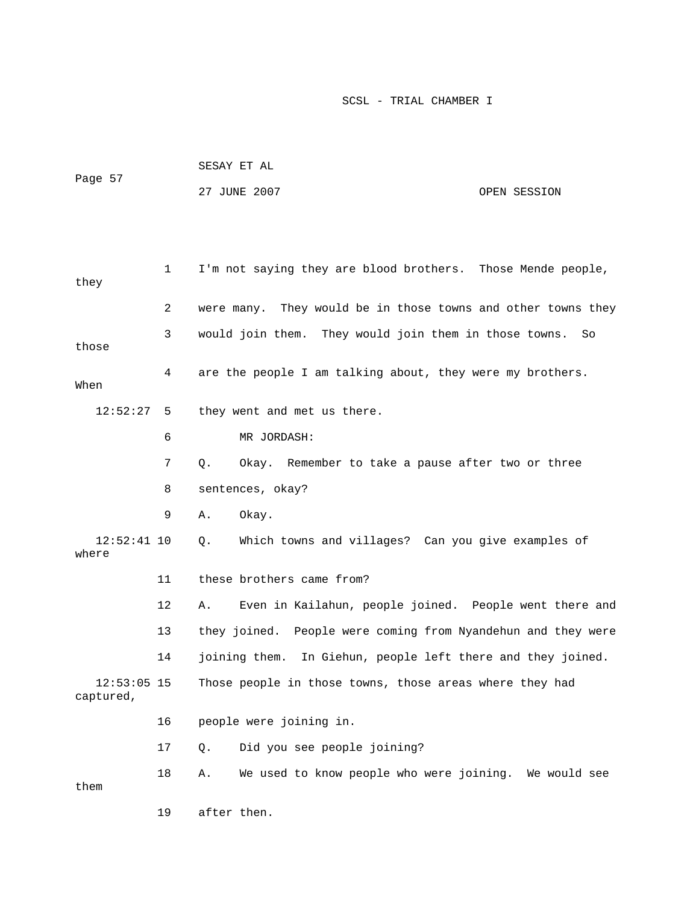I'm not saying they are blood brothers. Those Mende people, they were many. They would be in those towns and other towns they would join them. They would join them in those towns. So those are the people I am talking about, they were my brothers. When they went and met us there.

MR JORDASH:

Q. Okay. Remember to take a pause after two or three sentences, okay?

A. Okay.

Q. Which towns and villages? Can you give examples of where these brothers came from?

A. Even in Kailahun, people joined. People went there and they joined. People were coming from Nyandehun and they were joining them. In Giehun, people left there and they joined. Those people in those towns, those areas where they had captured, people were joining in.

Q. Did you see people joining?

A. We used to know people who were joining. We would see them after then.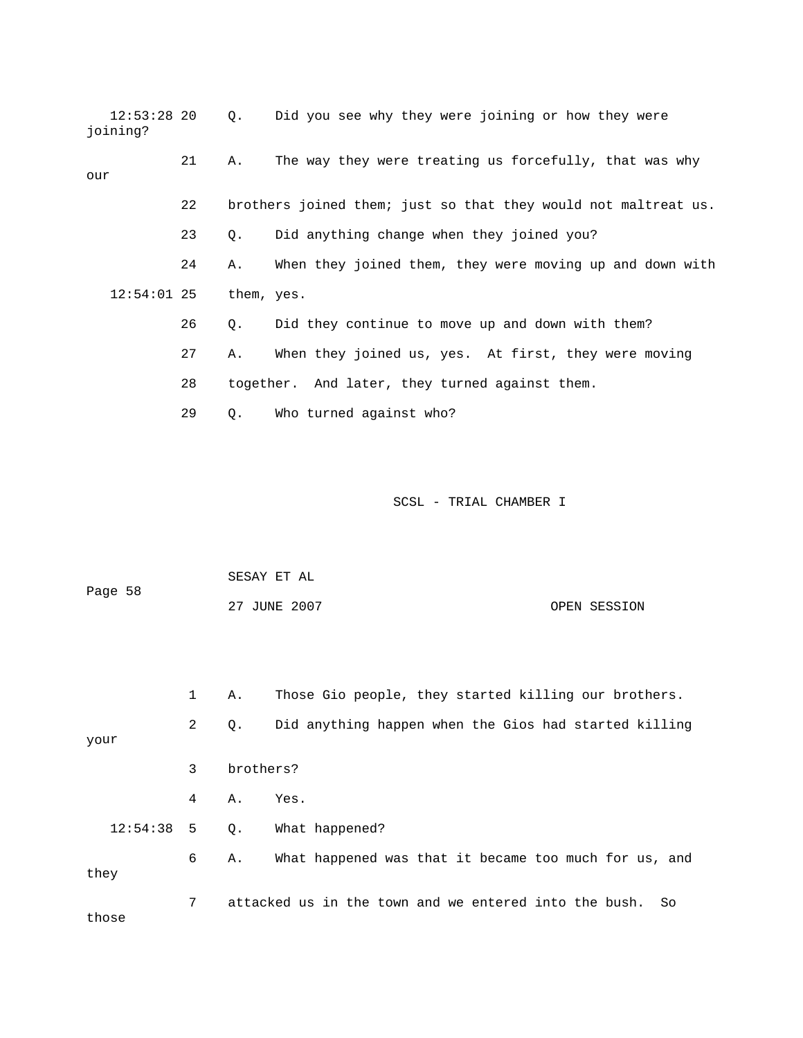12:53:28 20 Q. Did you see why they were joining or how they were joining?

21 A. The way they were treating us forcefully, that was why our

22 brothers joined them; just so that they would not maltreat us.

23 Q. Did anything change when they joined you?

24 A. When they joined them, they were moving up and down with

12:54:01 25 them, yes.

26 Q. Did they continue to move up and down with them?

27 A. When they joined us, yes. At first, they were moving

28 together. And later, they turned against them.

29 Q. Who turned against who?

1 A. Those Gio people, they started killing our brothers.

2 Q. Did anything happen when the Gios had started killing your

3 brothers?

4 A. Yes.

12:54:38 5 Q. What happened?

6 A. What happened was that it became too much for us, and they

7 attacked us in the town and we entered into the bush. So those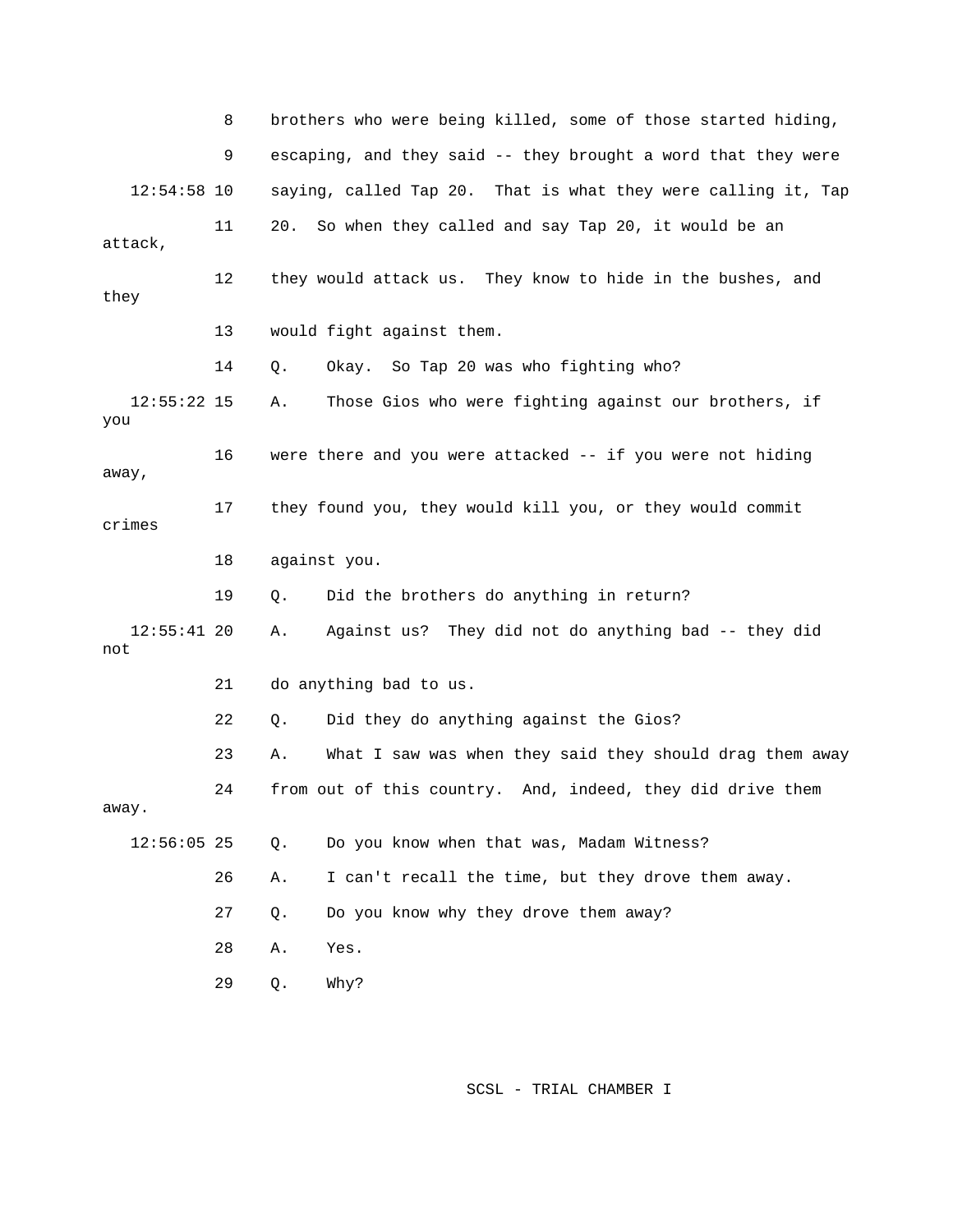8 brothers who were being killed, some of those started hiding,

9 escaping, and they said -- they brought a word that they were

12:54:58 10 saying, called Tap 20. That is what they were calling it, Tap

11 20. So when they called and say Tap 20, it would be an attack,

12 they would attack us. They know to hide in the bushes, and they

13 would fight against them.

14 Q. Okay. So Tap 20 was who fighting who?

12:55:22 15 A. Those Gios who were fighting against our brothers, if you

16 were there and you were attacked -- if you were not hiding away,

17 they found you, they would kill you, or they would commit crimes

18 against you.

19 Q. Did the brothers do anything in return?

12:55:41 20 A. Against us? They did not do anything bad -- they did not

21 do anything bad to us.

22 Q. Did they do anything against the Gios?

23 A. What I saw was when they said they should drag them away

24 from out of this country. And, indeed, they did drive them away.

12:56:05 25 Q. Do you know when that was, Madam Witness?

26 A. I can't recall the time, but they drove them away.

27 Q. Do you know why they drove them away?

28 A. Yes.

29 Q. Why?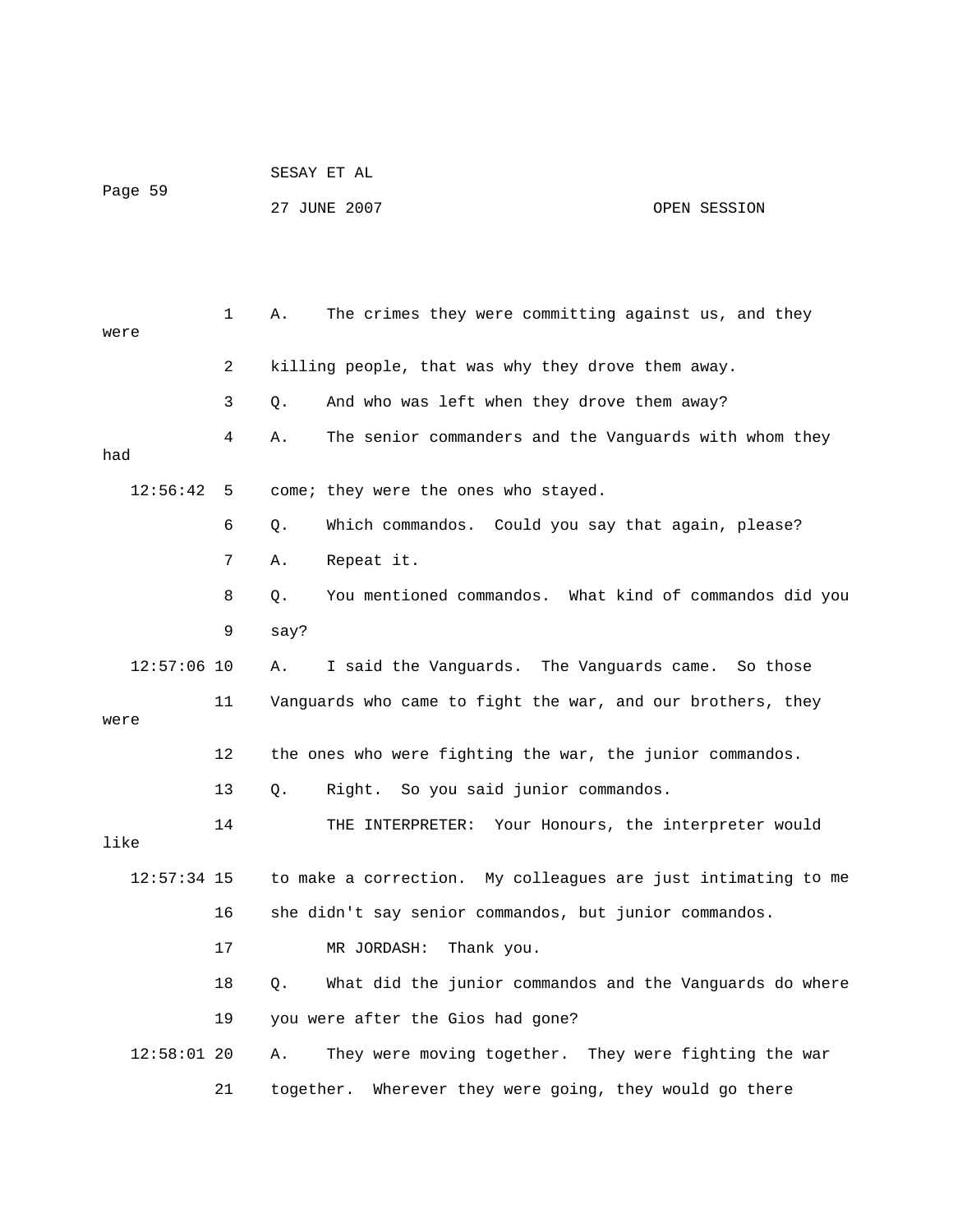A. The crimes they were committing against us, and they were killing people, that was why they drove them away.

Q. And who was left when they drove them away?

A. The senior commanders and the Vanguards with whom they had come; they were the ones who stayed.

Q. Which commandos. Could you say that again, please?

A. Repeat it.

Q. You mentioned commandos. What kind of commandos did you say?

A. I said the Vanguards. The Vanguards came. So those Vanguards who came to fight the war, and our brothers, they were the ones who were fighting the war, the junior commandos.

Q. Right. So you said junior commandos.

THE INTERPRETER: Your Honours, the interpreter would like to make a correction. My colleagues are just intimating to me she didn't say senior commandos, but junior commandos.

MR JORDASH: Thank you.

Q. What did the junior commandos and the Vanguards do where you were after the Gios had gone?

A. They were moving together. They were fighting the war together. Wherever they were going, they would go there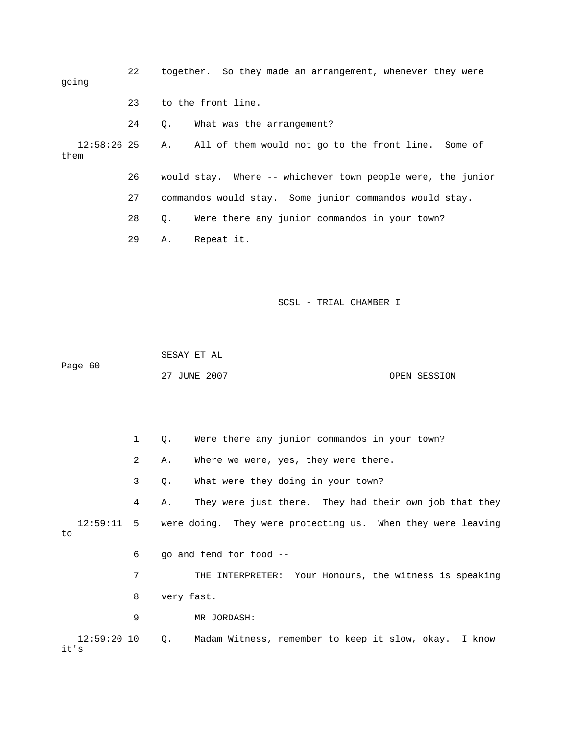22 together. So they made an arrangement, whenever they were going

23 to the front line.

24 Q. What was the arrangement?

12:58:26 25 A. All of them would not go to the front line. Some of them

26 would stay. Where -- whichever town people were, the junior

27 commandos would stay. Some junior commandos would stay.

28 Q. Were there any junior commandos in your town?

29 A. Repeat it.

1 Q. Were there any junior commandos in your town?

2 A. Where we were, yes, they were there.

3 Q. What were they doing in your town?

4 A. They were just there. They had their own job that they

12:59:11 5 were doing. They were protecting us. When they were leaving to

6 go and fend for food --

7 THE INTERPRETER: Your Honours, the witness is speaking

8 very fast.

9 MR JORDASH:

12:59:20 10 Q. Madam Witness, remember to keep it slow, okay. I know it's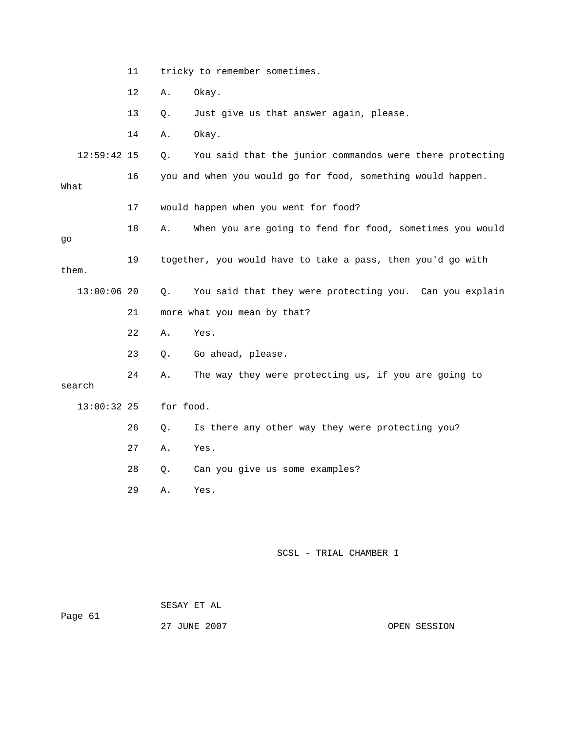11 tricky to remember sometimes.

12 A. Okay.

13 Q. Just give us that answer again, please.

14 A. Okay.

12:59:42 15 Q. You said that the junior commandos were there protecting

16 you and when you would go for food, something would happen. What

17 would happen when you went for food?

18 A. When you are going to fend for food, sometimes you would go

19 together, you would have to take a pass, then you'd go with them.

13:00:06 20 Q. You said that they were protecting you. Can you explain

21 more what you mean by that?

22 A. Yes.

23 Q. Go ahead, please.

24 A. The way they were protecting us, if you are going to search

13:00:32 25 for food.

26 Q. Is there any other way they were protecting you?

27 A. Yes.

28 Q. Can you give us some examples?

29 A. Yes.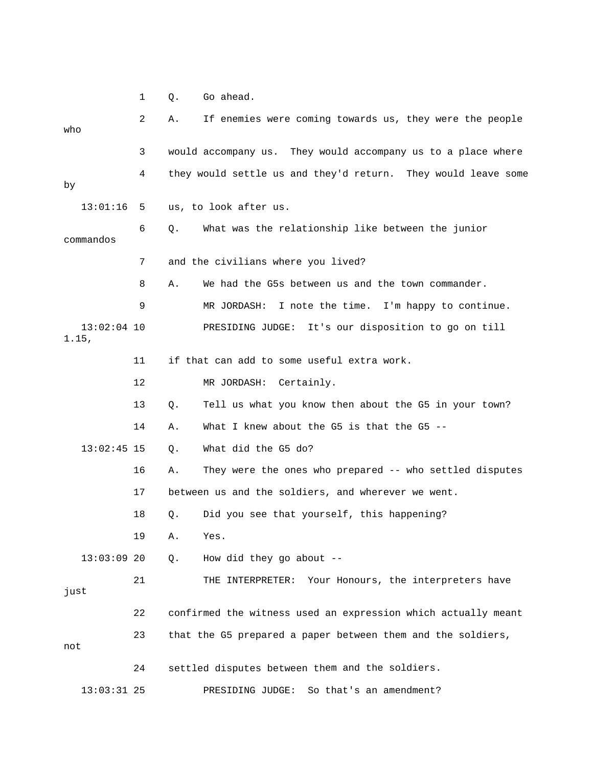1 Q. Go ahead.

2 A. If enemies were coming towards us, they were the people who

3 would accompany us. They would accompany us to a place where

4 they would settle us and they'd return. They would leave some by

13:01:16 5 us, to look after us.

6 Q. What was the relationship like between the junior commandos

7 and the civilians where you lived?

8 A. We had the G5s between us and the town commander.

9 MR JORDASH: I note the time. I'm happy to continue.

13:02:04 10 PRESIDING JUDGE: It's our disposition to go on till 1.15,

11 if that can add to some useful extra work.

12 MR JORDASH: Certainly.

13 Q. Tell us what you know then about the G5 in your town?

14 A. What I knew about the G5 is that the G5 --

13:02:45 15 Q. What did the G5 do?

16 A. They were the ones who prepared -- who settled disputes

17 between us and the soldiers, and wherever we went.

18 Q. Did you see that yourself, this happening?

19 A. Yes.

13:03:09 20 Q. How did they go about --

21 THE INTERPRETER: Your Honours, the interpreters have just

22 confirmed the witness used an expression which actually meant

23 that the G5 prepared a paper between them and the soldiers, not

24 settled disputes between them and the soldiers.

13:03:31 25 PRESIDING JUDGE: So that's an amendment?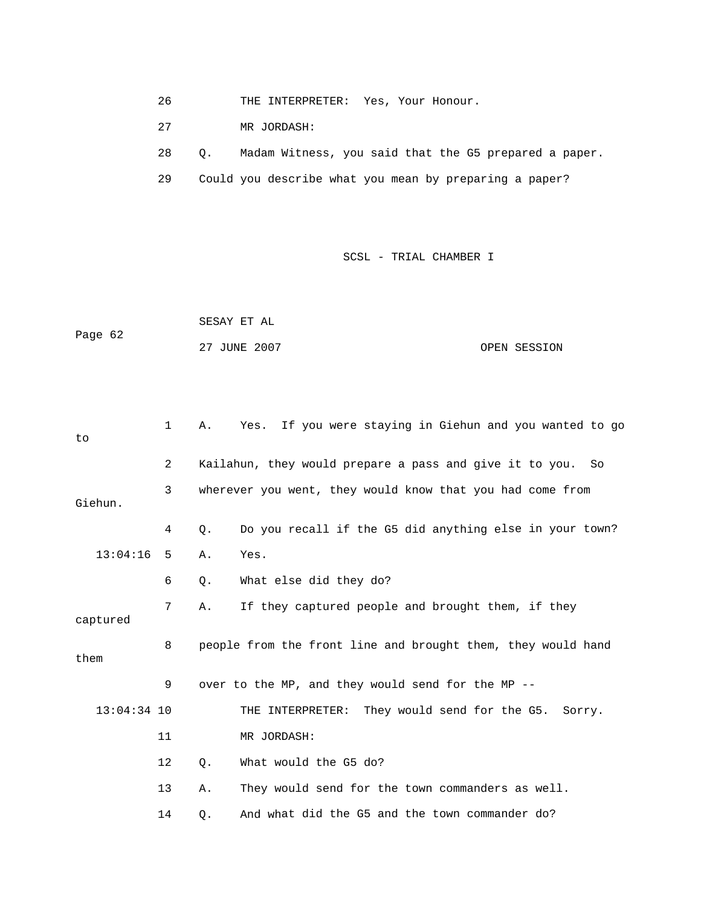26 THE INTERPRETER: Yes, Your Honour.

27 MR JORDASH:

28 Q. Madam Witness, you said that the G5 prepared a paper.

29 Could you describe what you mean by preparing a paper?

1 A. Yes. If you were staying in Giehun and you wanted to go to

2 Kailahun, they would prepare a pass and give it to you. So

3 wherever you went, they would know that you had come from Giehun.

4 Q. Do you recall if the G5 did anything else in your town?

13:04:16 5 A. Yes.

6 Q. What else did they do?

7 A. If they captured people and brought them, if they captured

8 people from the front line and brought them, they would hand them

9 over to the MP, and they would send for the MP --

13:04:34 10 THE INTERPRETER: They would send for the G5. Sorry.

11 MR JORDASH:

12 Q. What would the G5 do?

13 A. They would send for the town commanders as well.

14 Q. And what did the G5 and the town commander do?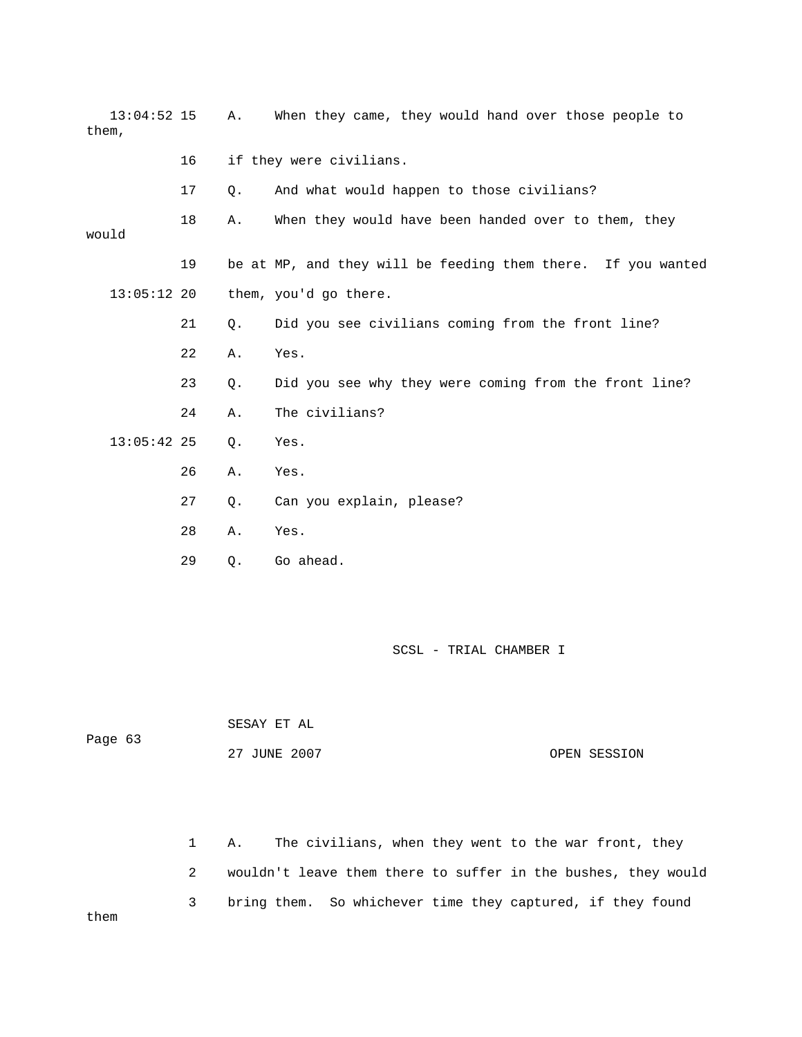13:04:52 15 A. When they came, they would hand over those people to them,

16 if they were civilians.

17 Q. And what would happen to those civilians?

18 A. When they would have been handed over to them, they would

19 be at MP, and they will be feeding them there. If you wanted

13:05:12 20 them, you'd go there.

21 Q. Did you see civilians coming from the front line?

22 A. Yes.

23 Q. Did you see why they were coming from the front line?

24 A. The civilians?

13:05:42 25 Q. Yes.

26 A. Yes.

27 Q. Can you explain, please?

28 A. Yes.

29 Q. Go ahead.

1 A. The civilians, when they went to the war front, they

2 wouldn't leave them there to suffer in the bushes, they would

3 bring them. So whichever time they captured, if they found them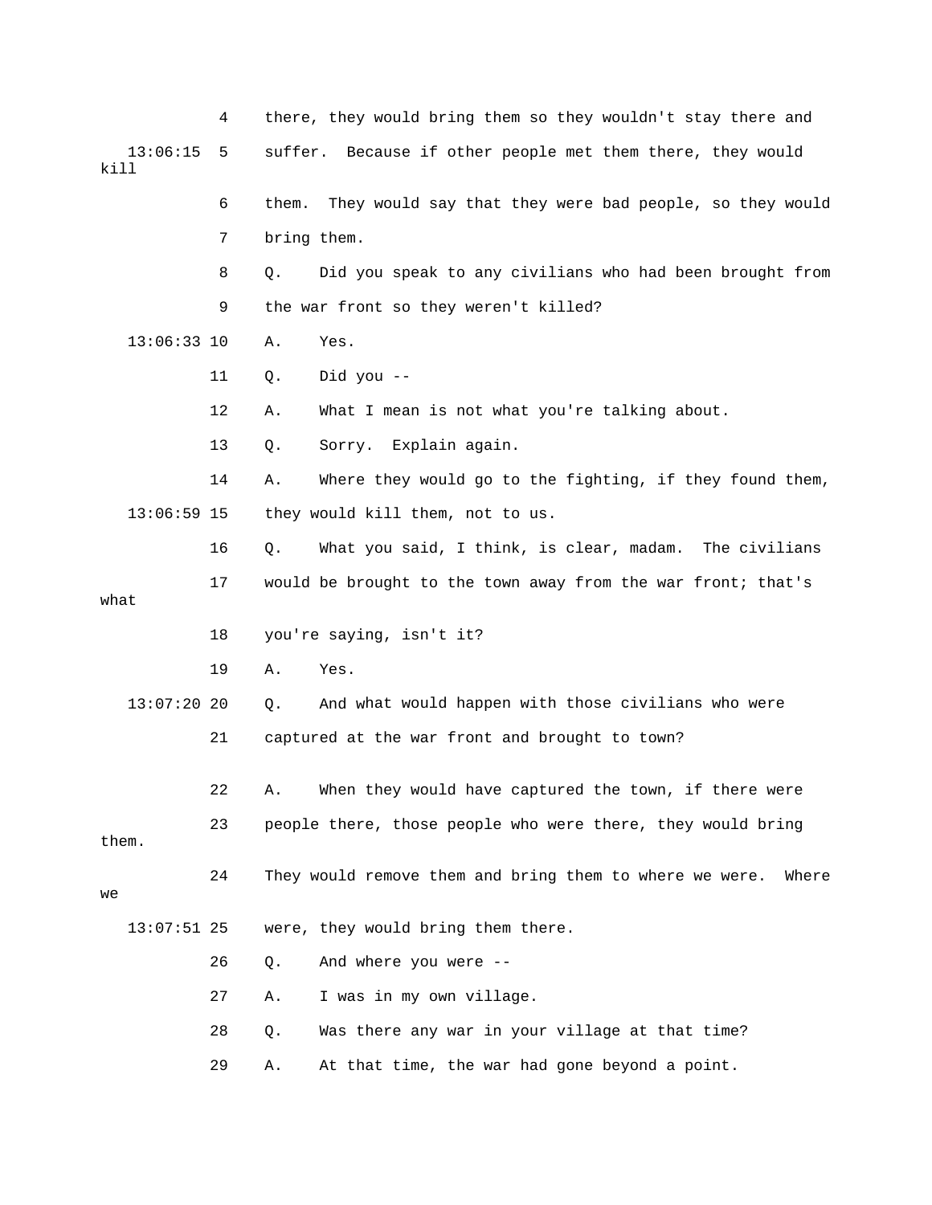4 there, they would bring them so they wouldn't stay there and

13:06:15 5 suffer. Because if other people met them there, they would kill

6 them. They would say that they were bad people, so they would

7 bring them.

8 Q. Did you speak to any civilians who had been brought from

9 the war front so they weren't killed?

13:06:33 10 A. Yes.

11 Q. Did you --

12 A. What I mean is not what you're talking about.

13 Q. Sorry. Explain again.

14 A. Where they would go to the fighting, if they found them,

13:06:59 15 they would kill them, not to us.

16 Q. What you said, I think, is clear, madam. The civilians

17 would be brought to the town away from the war front; that's what

18 you're saying, isn't it?

19 A. Yes.

13:07:20 20 Q. And what would happen with those civilians who were

21 captured at the war front and brought to town?

22 A. When they would have captured the town, if there were

23 people there, those people who were there, they would bring them.

24 They would remove them and bring them to where we were. Where we

13:07:51 25 were, they would bring them there.

26 Q. And where you were --

27 A. I was in my own village.

28 Q. Was there any war in your village at that time?

29 A. At that time, the war had gone beyond a point.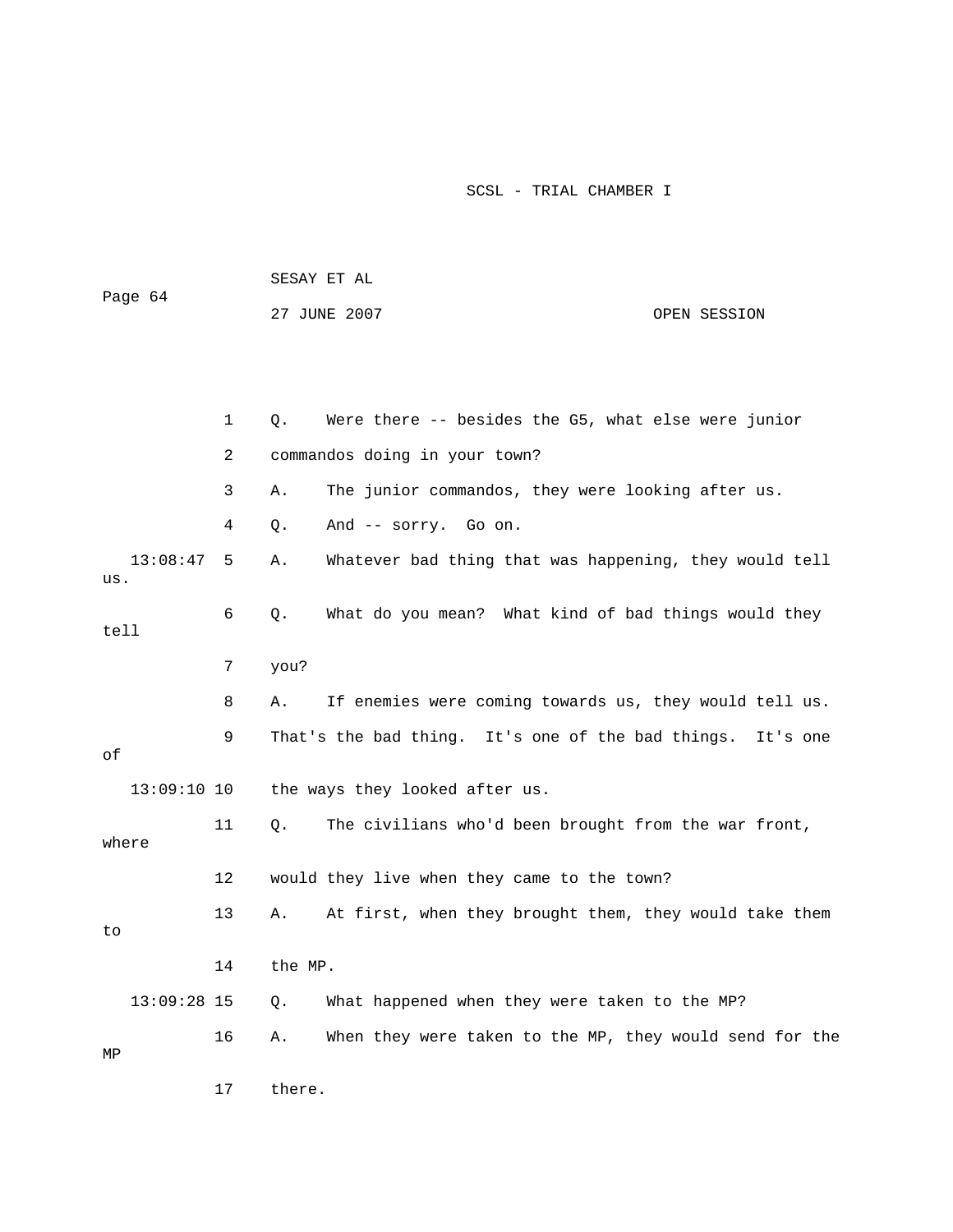1 Q. Were there -- besides the G5, what else were junior
2 commandos doing in your town?
3 A. The junior commandos, they were looking after us.
4 Q. And -- sorry. Go on.
13:08:47 5 A. Whatever bad thing that was happening, they would tell us.
6 Q. What do you mean? What kind of bad things would they tell
7 you?
8 A. If enemies were coming towards us, they would tell us.
9 That's the bad thing. It's one of the bad things. It's one of
13:09:10 10 the ways they looked after us.
11 Q. The civilians who'd been brought from the war front, where
12 would they live when they came to the town?
13 A. At first, when they brought them, they would take them to
14 the MP.
13:09:28 15 Q. What happened when they were taken to the MP?
16 A. When they were taken to the MP, they would send for the MP
17 there.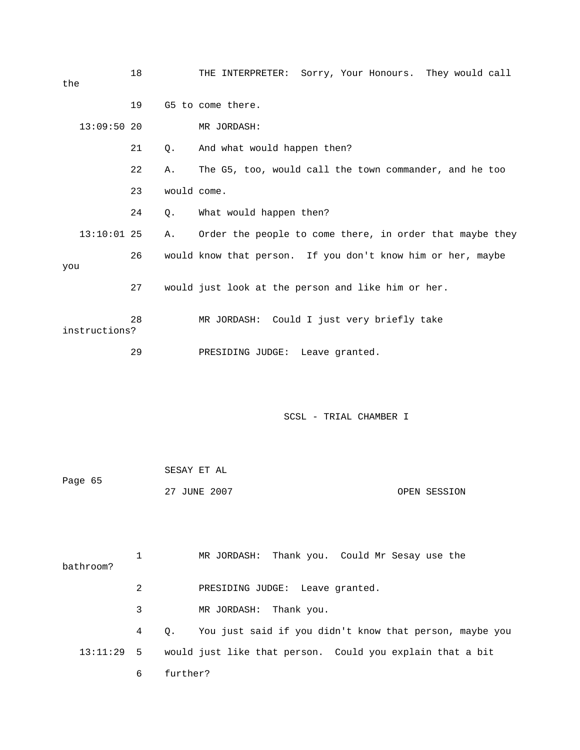18 THE INTERPRETER: Sorry, Your Honours. They would call the

19 G5 to come there.

13:09:50 20 MR JORDASH:

21 Q. And what would happen then?

22 A. The G5, too, would call the town commander, and he too

23 would come.

24 Q. What would happen then?

13:10:01 25 A. Order the people to come there, in order that maybe they

26 would know that person. If you don't know him or her, maybe you

27 would just look at the person and like him or her.

28 MR JORDASH: Could I just very briefly take instructions?

29 PRESIDING JUDGE: Leave granted.

1 MR JORDASH: Thank you. Could Mr Sesay use the bathroom?

2 PRESIDING JUDGE: Leave granted.

3 MR JORDASH: Thank you.

4 Q. You just said if you didn't know that person, maybe you

13:11:29 5 would just like that person. Could you explain that a bit

6 further?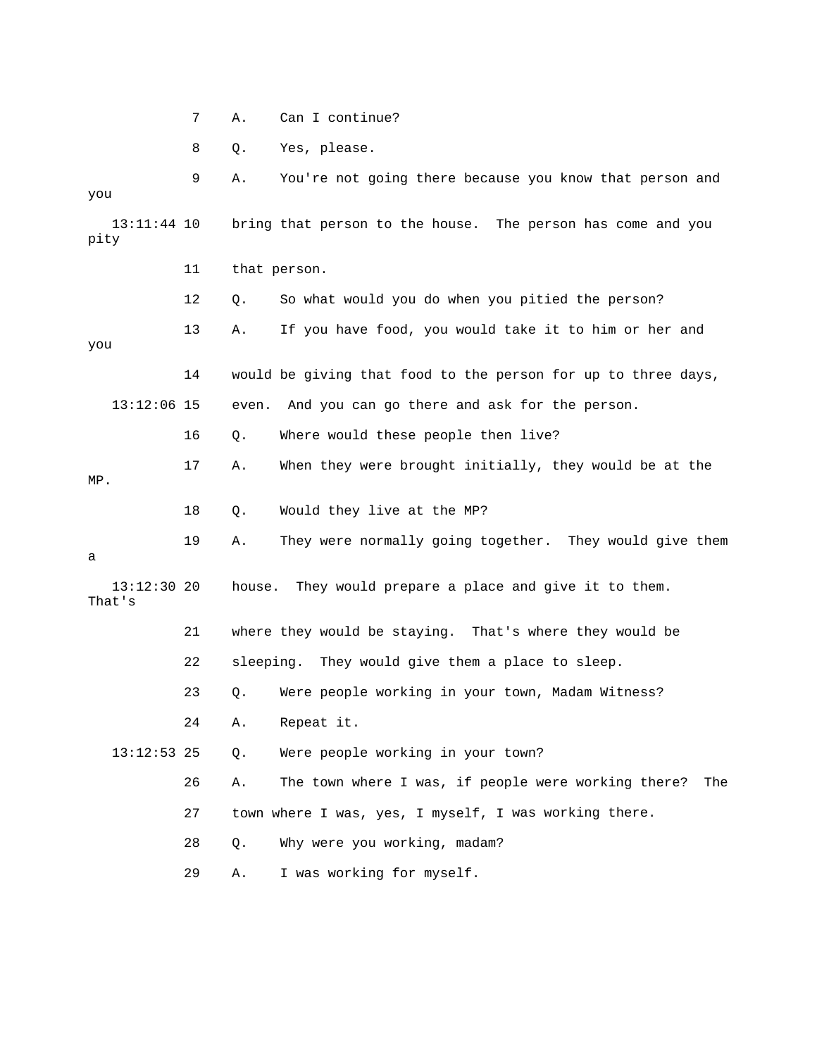7 A. Can I continue?

8 Q. Yes, please.

9 A. You're not going there because you know that person and you

13:11:44 10 bring that person to the house. The person has come and you pity

11 that person.

12 Q. So what would you do when you pitied the person?

13 A. If you have food, you would take it to him or her and you

14 would be giving that food to the person for up to three days,

13:12:06 15 even. And you can go there and ask for the person.

16 Q. Where would these people then live?

17 A. When they were brought initially, they would be at the MP.

18 Q. Would they live at the MP?

19 A. They were normally going together. They would give them a

13:12:30 20 house. They would prepare a place and give it to them. That's

21 where they would be staying. That's where they would be

22 sleeping. They would give them a place to sleep.

23 Q. Were people working in your town, Madam Witness?

24 A. Repeat it.

13:12:53 25 Q. Were people working in your town?

26 A. The town where I was, if people were working there? The

27 town where I was, yes, I myself, I was working there.

28 Q. Why were you working, madam?

29 A. I was working for myself.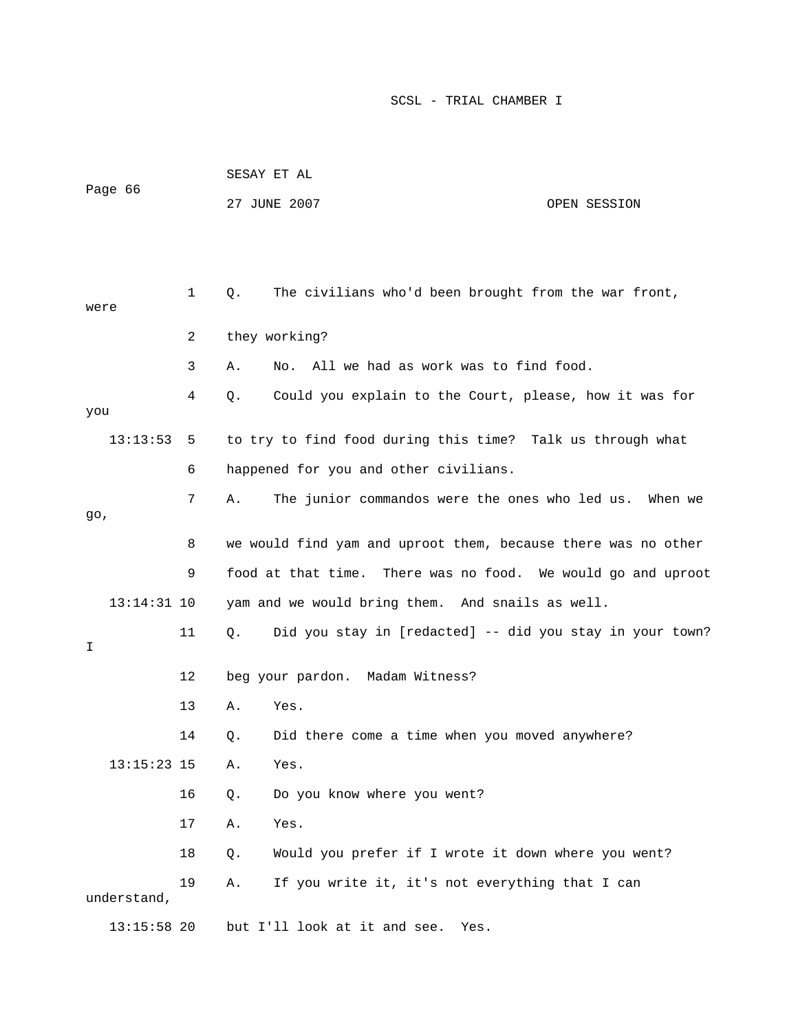1 Q. The civilians who'd been brought from the war front, were

2 they working?

3 A. No. All we had as work was to find food.

4 Q. Could you explain to the Court, please, how it was for you

13:13:53 5 to try to find food during this time? Talk us through what

6 happened for you and other civilians.

7 A. The junior commandos were the ones who led us. When we go,

8 we would find yam and uproot them, because there was no other

9 food at that time. There was no food. We would go and uproot

13:14:31 10 yam and we would bring them. And snails as well.

11 Q. Did you stay in [redacted] -- did you stay in your town? I

12 beg your pardon. Madam Witness?

13 A. Yes.

14 Q. Did there come a time when you moved anywhere?

13:15:23 15 A. Yes.

16 Q. Do you know where you went?

17 A. Yes.

18 Q. Would you prefer if I wrote it down where you went?

19 A. If you write it, it's not everything that I can understand,

13:15:58 20 but I'll look at it and see. Yes.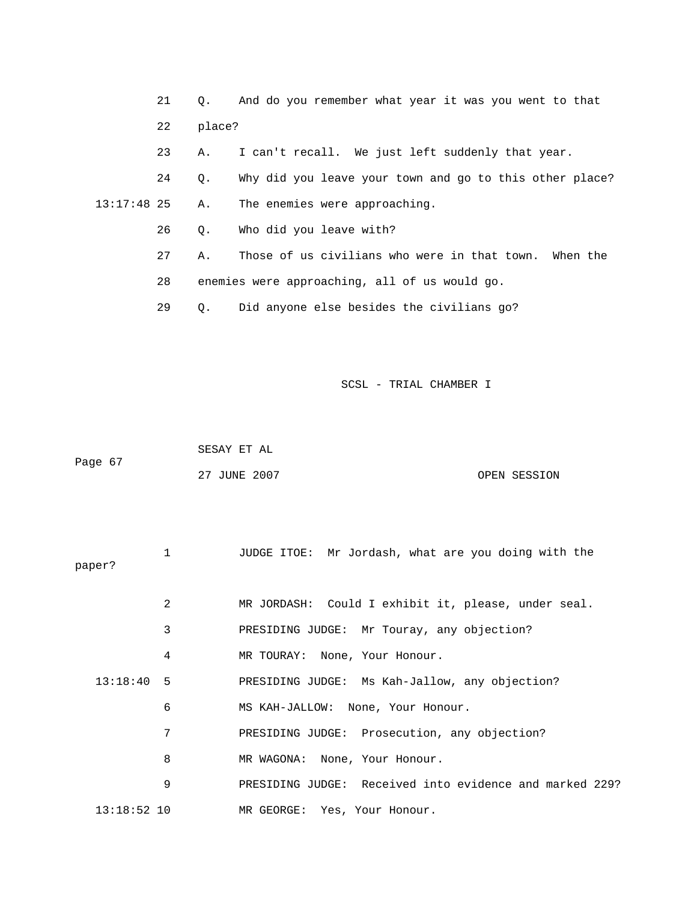21 Q. And do you remember what year it was you went to that

22 place?

23 A. I can't recall. We just left suddenly that year.

24 Q. Why did you leave your town and go to this other place?

13:17:48 25 A. The enemies were approaching.

26 Q. Who did you leave with?

27 A. Those of us civilians who were in that town. When the

28 enemies were approaching, all of us would go.

29 Q. Did anyone else besides the civilians go?

1 JUDGE ITOE: Mr Jordash, what are you doing with the paper?

2 MR JORDASH: Could I exhibit it, please, under seal.

3 PRESIDING JUDGE: Mr Touray, any objection?

4 MR TOURAY: None, Your Honour.

13:18:40 5 PRESIDING JUDGE: Ms Kah-Jallow, any objection?

6 MS KAH-JALLOW: None, Your Honour.

7 PRESIDING JUDGE: Prosecution, any objection?

8 MR WAGONA: None, Your Honour.

9 PRESIDING JUDGE: Received into evidence and marked 229?

13:18:52 10 MR GEORGE: Yes, Your Honour.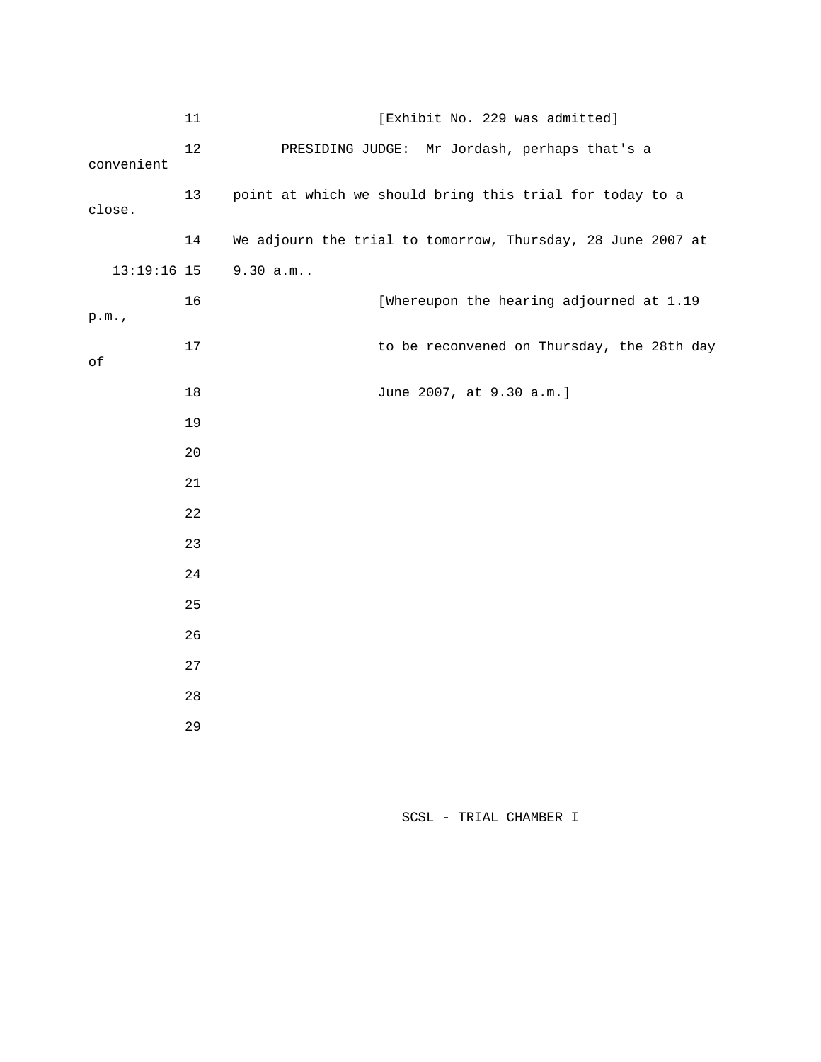11 [Exhibit No. 229 was admitted]

12 PRESIDING JUDGE: Mr Jordash, perhaps that's a convenient

13 point at which we should bring this trial for today to a close.

14 We adjourn the trial to tomorrow, Thursday, 28 June 2007 at

13:19:16 15 9.30 a.m..

16 [Whereupon the hearing adjourned at 1.19 p.m.,

17 to be reconvened on Thursday, the 28th day of

18 June 2007, at 9.30 a.m.]

19

20

21

22

23

24

25

26

27

28

29

SCSL - TRIAL CHAMBER I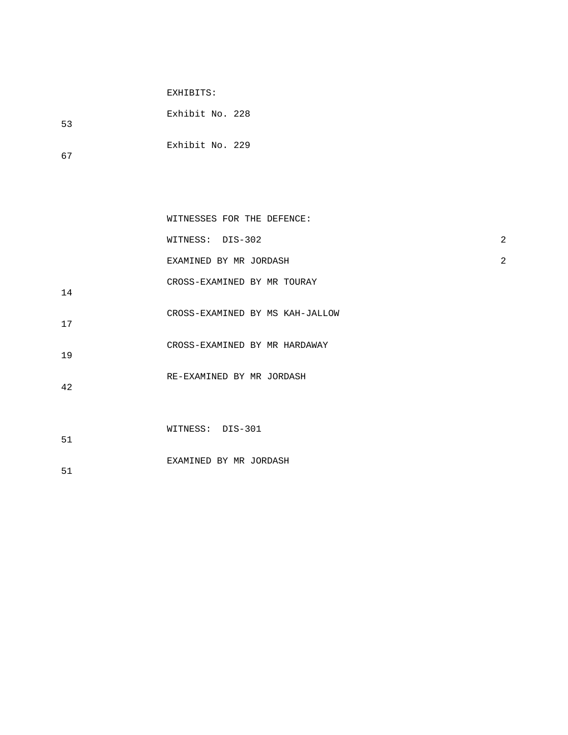EXHIBITS:

| | |
|---|---|
| Exhibit No. 228 | 53 |
| Exhibit No. 229 | 67 |

WITNESSES FOR THE DEFENCE:

| | |
|---|---|
| WITNESS: DIS-302 | 2 |
| EXAMINED BY MR JORDASH | 2 |
| CROSS-EXAMINED BY MR TOURAY | 14 |
| CROSS-EXAMINED BY MS KAH-JALLOW | 17 |
| CROSS-EXAMINED BY MR HARDAWAY | 19 |
| RE-EXAMINED BY MR JORDASH | 42 |

| | |
|---|---|
| WITNESS: DIS-301 | 51 |
| EXAMINED BY MR JORDASH | 51 |